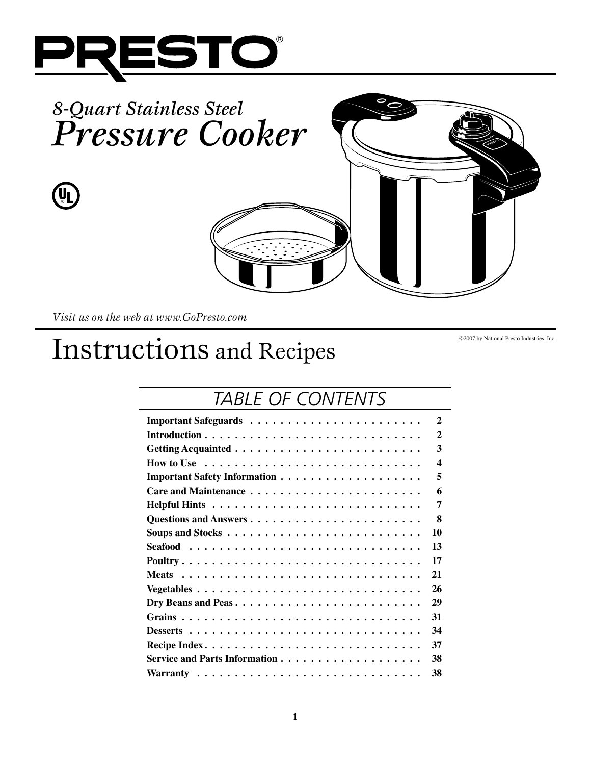# PRESTO®

*8-Quart Stainless Steel*

# *Pressure Cooker*

*Visit us on the web at www.GoPresto.com*

©2007 by National Presto Industries, Inc.

# Instructions and Recipes

## TABLE OF CONTENTS

| | |
|---|---|
| **Important Safeguards** | **2** |
| **Introduction** | **2** |
| **Getting Acquainted** | **3** |
| **How to Use** | **4** |
| **Important Safety Information** | **5** |
| **Care and Maintenance** | **6** |
| **Helpful Hints** | **7** |
| **Questions and Answers** | **8** |
| **Soups and Stocks** | **10** |
| **Seafood** | **13** |
| **Poultry** | **17** |
| **Meats** | **21** |
| **Vegetables** | **26** |
| **Dry Beans and Peas** | **29** |
| **Grains** | **31** |
| **Desserts** | **34** |
| **Recipe Index** | **37** |
| **Service and Parts Information** | **38** |
| **Warranty** | **38** |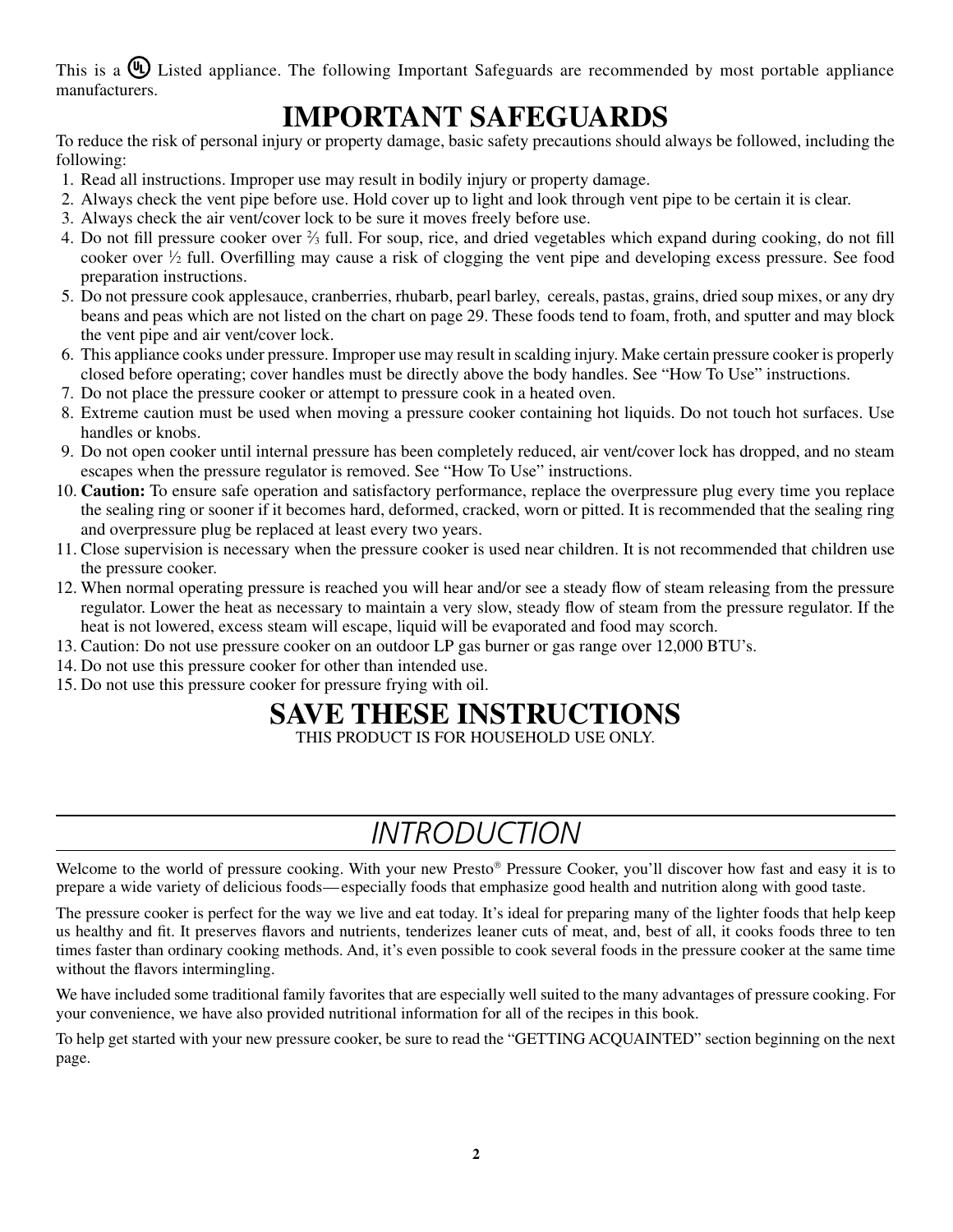This is a UL Listed appliance. The following Important Safeguards are recommended by most portable appliance manufacturers.

# IMPORTANT SAFEGUARDS

To reduce the risk of personal injury or property damage, basic safety precautions should always be followed, including the following:

1. Read all instructions. Improper use may result in bodily injury or property damage.
2. Always check the vent pipe before use. Hold cover up to light and look through vent pipe to be certain it is clear.
3. Always check the air vent/cover lock to be sure it moves freely before use.
4. Do not fill pressure cooker over ⅔ full. For soup, rice, and dried vegetables which expand during cooking, do not fill cooker over ½ full. Overfilling may cause a risk of clogging the vent pipe and developing excess pressure. See food preparation instructions.
5. Do not pressure cook applesauce, cranberries, rhubarb, pearl barley, cereals, pastas, grains, dried soup mixes, or any dry beans and peas which are not listed on the chart on page 29. These foods tend to foam, froth, and sputter and may block the vent pipe and air vent/cover lock.
6. This appliance cooks under pressure. Improper use may result in scalding injury. Make certain pressure cooker is properly closed before operating; cover handles must be directly above the body handles. See "How To Use" instructions.
7. Do not place the pressure cooker or attempt to pressure cook in a heated oven.
8. Extreme caution must be used when moving a pressure cooker containing hot liquids. Do not touch hot surfaces. Use handles or knobs.
9. Do not open cooker until internal pressure has been completely reduced, air vent/cover lock has dropped, and no steam escapes when the pressure regulator is removed. See "How To Use" instructions.
10. **Caution:** To ensure safe operation and satisfactory performance, replace the overpressure plug every time you replace the sealing ring or sooner if it becomes hard, deformed, cracked, worn or pitted. It is recommended that the sealing ring and overpressure plug be replaced at least every two years.
11. Close supervision is necessary when the pressure cooker is used near children. It is not recommended that children use the pressure cooker.
12. When normal operating pressure is reached you will hear and/or see a steady flow of steam releasing from the pressure regulator. Lower the heat as necessary to maintain a very slow, steady flow of steam from the pressure regulator. If the heat is not lowered, excess steam will escape, liquid will be evaporated and food may scorch.
13. Caution: Do not use pressure cooker on an outdoor LP gas burner or gas range over 12,000 BTU's.
14. Do not use this pressure cooker for other than intended use.
15. Do not use this pressure cooker for pressure frying with oil.

# SAVE THESE INSTRUCTIONS

THIS PRODUCT IS FOR HOUSEHOLD USE ONLY.

# *INTRODUCTION*

Welcome to the world of pressure cooking. With your new Presto® Pressure Cooker, you'll discover how fast and easy it is to prepare a wide variety of delicious foods—especially foods that emphasize good health and nutrition along with good taste.

The pressure cooker is perfect for the way we live and eat today. It's ideal for preparing many of the lighter foods that help keep us healthy and fit. It preserves flavors and nutrients, tenderizes leaner cuts of meat, and, best of all, it cooks foods three to ten times faster than ordinary cooking methods. And, it's even possible to cook several foods in the pressure cooker at the same time without the flavors intermingling.

We have included some traditional family favorites that are especially well suited to the many advantages of pressure cooking. For your convenience, we have also provided nutritional information for all of the recipes in this book.

To help get started with your new pressure cooker, be sure to read the "GETTING ACQUAINTED" section beginning on the next page.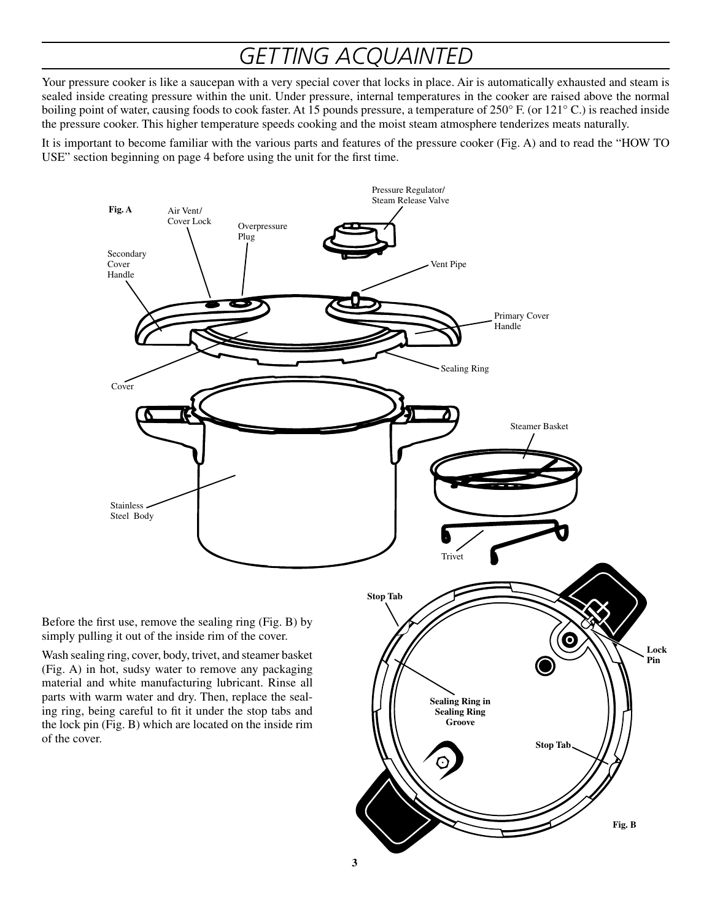# GETTING ACQUAINTED

Your pressure cooker is like a saucepan with a very special cover that locks in place. Air is automatically exhausted and steam is sealed inside creating pressure within the unit. Under pressure, internal temperatures in the cooker are raised above the normal boiling point of water, causing foods to cook faster. At 15 pounds pressure, a temperature of 250° F. (or 121° C.) is reached inside the pressure cooker. This higher temperature speeds cooking and the moist steam atmosphere tenderizes meats naturally.

It is important to become familiar with the various parts and features of the pressure cooker (Fig. A) and to read the "HOW TO USE" section beginning on page 4 before using the unit for the first time.

**Fig. A**

Air Vent/ Cover Lock

Overpressure Plug

Pressure Regulator/ Steam Release Valve

Secondary Cover Handle

Vent Pipe

Primary Cover Handle

Sealing Ring

Cover

Steamer Basket

Stainless Steel Body

Trivet

Before the first use, remove the sealing ring (Fig. B) by simply pulling it out of the inside rim of the cover.

Wash sealing ring, cover, body, trivet, and steamer basket (Fig. A) in hot, sudsy water to remove any packaging material and white manufacturing lubricant. Rinse all parts with warm water and dry. Then, replace the sealing ring, being careful to fit it under the stop tabs and the lock pin (Fig. B) which are located on the inside rim of the cover.

**Stop Tab**

**Lock Pin**

**Sealing Ring in Sealing Ring Groove**

**Stop Tab**

**Fig. B**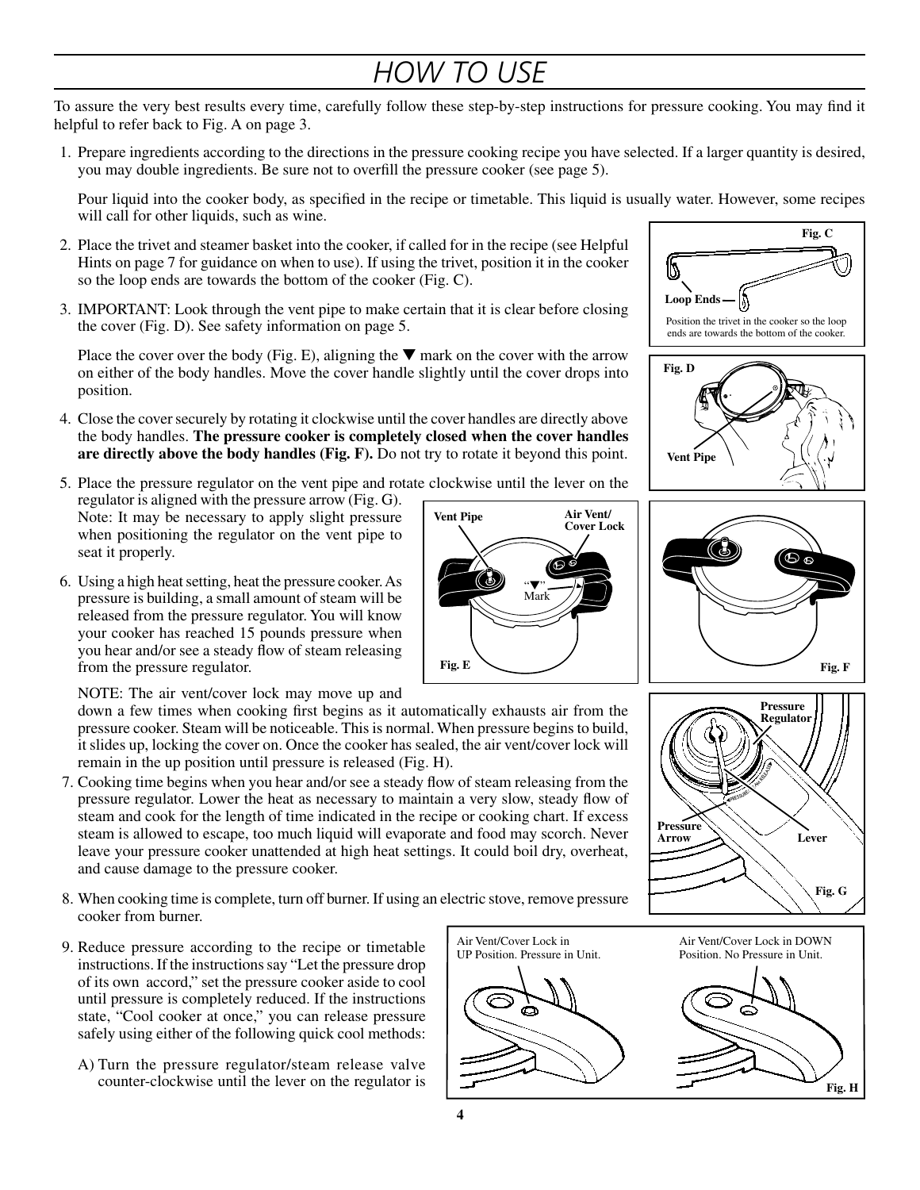# HOW TO USE

To assure the very best results every time, carefully follow these step-by-step instructions for pressure cooking. You may find it helpful to refer back to Fig. A on page 3.

1. Prepare ingredients according to the directions in the pressure cooking recipe you have selected. If a larger quantity is desired, you may double ingredients. Be sure not to overfill the pressure cooker (see page 5).

   Pour liquid into the cooker body, as specified in the recipe or timetable. This liquid is usually water. However, some recipes will call for other liquids, such as wine.

2. Place the trivet and steamer basket into the cooker, if called for in the recipe (see Helpful Hints on page 7 for guidance on when to use). If using the trivet, position it in the cooker so the loop ends are towards the bottom of the cooker (Fig. C).

3. IMPORTANT: Look through the vent pipe to make certain that it is clear before closing the cover (Fig. D). See safety information on page 5.

   Place the cover over the body (Fig. E), aligning the ▼ mark on the cover with the arrow on either of the body handles. Move the cover handle slightly until the cover drops into position.

4. Close the cover securely by rotating it clockwise until the cover handles are directly above the body handles. **The pressure cooker is completely closed when the cover handles are directly above the body handles (Fig. F).** Do not try to rotate it beyond this point.

5. Place the pressure regulator on the vent pipe and rotate clockwise until the lever on the regulator is aligned with the pressure arrow (Fig. G). Note: It may be necessary to apply slight pressure when positioning the regulator on the vent pipe to seat it properly.

6. Using a high heat setting, heat the pressure cooker. As pressure is building, a small amount of steam will be released from the pressure regulator. You will know your cooker has reached 15 pounds pressure when you hear and/or see a steady flow of steam releasing from the pressure regulator.

   NOTE: The air vent/cover lock may move up and down a few times when cooking first begins as it automatically exhausts air from the pressure cooker. Steam will be noticeable. This is normal. When pressure begins to build, it slides up, locking the cover on. Once the cooker has sealed, the air vent/cover lock will remain in the up position until pressure is released (Fig. H).

7. Cooking time begins when you hear and/or see a steady flow of steam releasing from the pressure regulator. Lower the heat as necessary to maintain a very slow, steady flow of steam and cook for the length of time indicated in the recipe or cooking chart. If excess steam is allowed to escape, too much liquid will evaporate and food may scorch. Never leave your pressure cooker unattended at high heat settings. It could boil dry, overheat, and cause damage to the pressure cooker.

8. When cooking time is complete, turn off burner. If using an electric stove, remove pressure cooker from burner.

9. Reduce pressure according to the recipe or timetable instructions. If the instructions say "Let the pressure drop of its own accord," set the pressure cooker aside to cool until pressure is completely reduced. If the instructions state, "Cool cooker at once," you can release pressure safely using either of the following quick cool methods:

   A) Turn the pressure regulator/steam release valve counter-clockwise until the lever on the regulator is

Fig. C — Loop Ends. Position the trivet in the cooker so the loop ends are towards the bottom of the cooker.

Fig. D — Vent Pipe

Fig. E — Vent Pipe; Air Vent/Cover Lock; "▼" Mark

Fig. F

Fig. G — Pressure Regulator; Pressure Arrow; Lever

Fig. H — Air Vent/Cover Lock in UP Position. Pressure in Unit. Air Vent/Cover Lock in DOWN Position. No Pressure in Unit.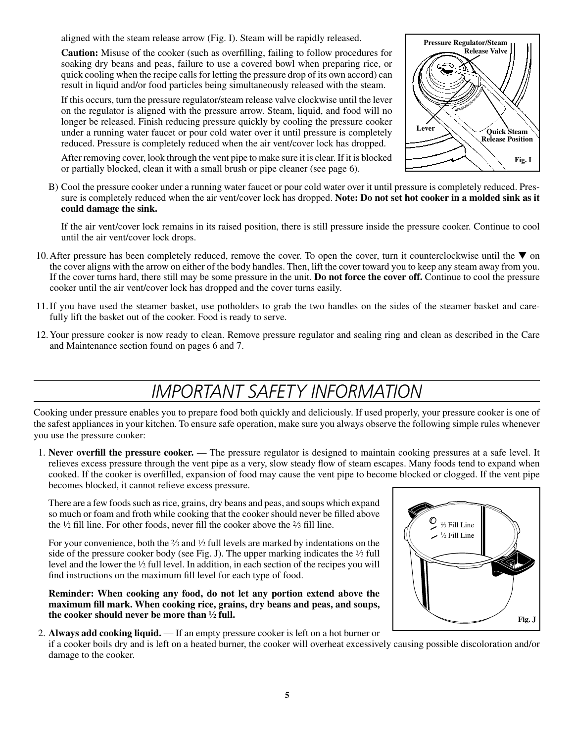aligned with the steam release arrow (Fig. I). Steam will be rapidly released.

**Caution:** Misuse of the cooker (such as overfilling, failing to follow procedures for soaking dry beans and peas, failure to use a covered bowl when preparing rice, or quick cooling when the recipe calls for letting the pressure drop of its own accord) can result in liquid and/or food particles being simultaneously released with the steam.

If this occurs, turn the pressure regulator/steam release valve clockwise until the lever on the regulator is aligned with the pressure arrow. Steam, liquid, and food will no longer be released. Finish reducing pressure quickly by cooling the pressure cooker under a running water faucet or pour cold water over it until pressure is completely reduced. Pressure is completely reduced when the air vent/cover lock has dropped.

After removing cover, look through the vent pipe to make sure it is clear. If it is blocked or partially blocked, clean it with a small brush or pipe cleaner (see page 6).

Pressure Regulator/Steam Release Valve

Lever

Quick Steam Release Position

Fig. I

B) Cool the pressure cooker under a running water faucet or pour cold water over it until pressure is completely reduced. Pressure is completely reduced when the air vent/cover lock has dropped. **Note: Do not set hot cooker in a molded sink as it could damage the sink.**

If the air vent/cover lock remains in its raised position, there is still pressure inside the pressure cooker. Continue to cool until the air vent/cover lock drops.

10. After pressure has been completely reduced, remove the cover. To open the cover, turn it counterclockwise until the ▼ on the cover aligns with the arrow on either of the body handles. Then, lift the cover toward you to keep any steam away from you. If the cover turns hard, there still may be some pressure in the unit. **Do not force the cover off.** Continue to cool the pressure cooker until the air vent/cover lock has dropped and the cover turns easily.

11. If you have used the steamer basket, use potholders to grab the two handles on the sides of the steamer basket and carefully lift the basket out of the cooker. Food is ready to serve.

12. Your pressure cooker is now ready to clean. Remove pressure regulator and sealing ring and clean as described in the Care and Maintenance section found on pages 6 and 7.

# *IMPORTANT SAFETY INFORMATION*

Cooking under pressure enables you to prepare food both quickly and deliciously. If used properly, your pressure cooker is one of the safest appliances in your kitchen. To ensure safe operation, make sure you always observe the following simple rules whenever you use the pressure cooker:

1. **Never overfill the pressure cooker.** — The pressure regulator is designed to maintain cooking pressures at a safe level. It relieves excess pressure through the vent pipe as a very, slow steady flow of steam escapes. Many foods tend to expand when cooked. If the cooker is overfilled, expansion of food may cause the vent pipe to become blocked or clogged. If the vent pipe becomes blocked, it cannot relieve excess pressure.

   There are a few foods such as rice, grains, dry beans and peas, and soups which expand so much or foam and froth while cooking that the cooker should never be filled above the ½ fill line. For other foods, never fill the cooker above the ⅔ fill line.

   For your convenience, both the ⅔ and ½ full levels are marked by indentations on the side of the pressure cooker body (see Fig. J). The upper marking indicates the ⅔ full level and the lower the ½ full level. In addition, in each section of the recipes you will find instructions on the maximum fill level for each type of food.

   **Reminder: When cooking any food, do not let any portion extend above the maximum fill mark. When cooking rice, grains, dry beans and peas, and soups, the cooker should never be more than ½ full.**

   ⅔ Fill Line

   ½ Fill Line

   Fig. J

2. **Always add cooking liquid.** — If an empty pressure cooker is left on a hot burner or if a cooker boils dry and is left on a heated burner, the cooker will overheat excessively causing possible discoloration and/or damage to the cooker.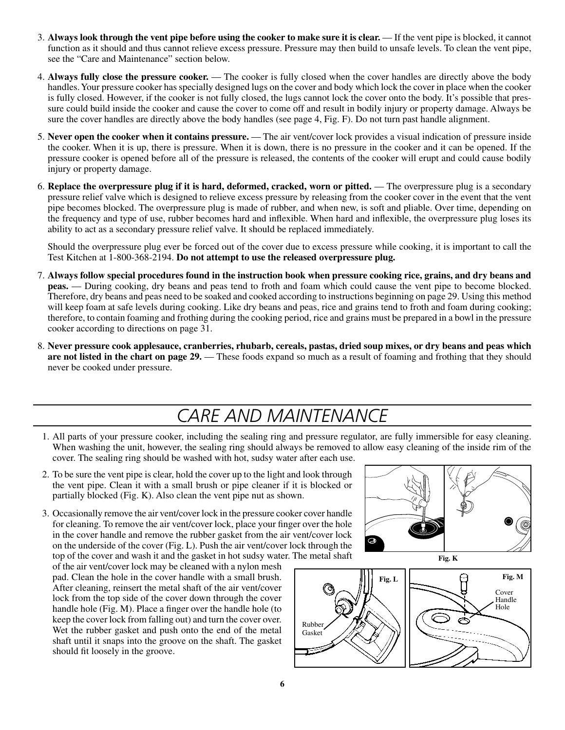3. **Always look through the vent pipe before using the cooker to make sure it is clear.** — If the vent pipe is blocked, it cannot function as it should and thus cannot relieve excess pressure. Pressure may then build to unsafe levels. To clean the vent pipe, see the "Care and Maintenance" section below.

4. **Always fully close the pressure cooker.** — The cooker is fully closed when the cover handles are directly above the body handles. Your pressure cooker has specially designed lugs on the cover and body which lock the cover in place when the cooker is fully closed. However, if the cooker is not fully closed, the lugs cannot lock the cover onto the body. It's possible that pressure could build inside the cooker and cause the cover to come off and result in bodily injury or property damage. Always be sure the cover handles are directly above the body handles (see page 4, Fig. F). Do not turn past handle alignment.

5. **Never open the cooker when it contains pressure.** — The air vent/cover lock provides a visual indication of pressure inside the cooker. When it is up, there is pressure. When it is down, there is no pressure in the cooker and it can be opened. If the pressure cooker is opened before all of the pressure is released, the contents of the cooker will erupt and could cause bodily injury or property damage.

6. **Replace the overpressure plug if it is hard, deformed, cracked, worn or pitted.** — The overpressure plug is a secondary pressure relief valve which is designed to relieve excess pressure by releasing from the cooker cover in the event that the vent pipe becomes blocked. The overpressure plug is made of rubber, and when new, is soft and pliable. Over time, depending on the frequency and type of use, rubber becomes hard and inflexible. When hard and inflexible, the overpressure plug loses its ability to act as a secondary pressure relief valve. It should be replaced immediately.

   Should the overpressure plug ever be forced out of the cover due to excess pressure while cooking, it is important to call the Test Kitchen at 1-800-368-2194. **Do not attempt to use the released overpressure plug.**

7. **Always follow special procedures found in the instruction book when pressure cooking rice, grains, and dry beans and peas.** — During cooking, dry beans and peas tend to froth and foam which could cause the vent pipe to become blocked. Therefore, dry beans and peas need to be soaked and cooked according to instructions beginning on page 29. Using this method will keep foam at safe levels during cooking. Like dry beans and peas, rice and grains tend to froth and foam during cooking; therefore, to contain foaming and frothing during the cooking period, rice and grains must be prepared in a bowl in the pressure cooker according to directions on page 31.

8. **Never pressure cook applesauce, cranberries, rhubarb, cereals, pastas, dried soup mixes, or dry beans and peas which are not listed in the chart on page 29.** — These foods expand so much as a result of foaming and frothing that they should never be cooked under pressure.

# CARE AND MAINTENANCE

1. All parts of your pressure cooker, including the sealing ring and pressure regulator, are fully immersible for easy cleaning. When washing the unit, however, the sealing ring should always be removed to allow easy cleaning of the inside rim of the cover. The sealing ring should be washed with hot, sudsy water after each use.

2. To be sure the vent pipe is clear, hold the cover up to the light and look through the vent pipe. Clean it with a small brush or pipe cleaner if it is blocked or partially blocked (Fig. K). Also clean the vent pipe nut as shown.

3. Occasionally remove the air vent/cover lock in the pressure cooker cover handle for cleaning. To remove the air vent/cover lock, place your finger over the hole in the cover handle and remove the rubber gasket from the air vent/cover lock on the underside of the cover (Fig. L). Push the air vent/cover lock through the top of the cover and wash it and the gasket in hot sudsy water. The metal shaft of the air vent/cover lock may be cleaned with a nylon mesh pad. Clean the hole in the cover handle with a small brush. After cleaning, reinsert the metal shaft of the air vent/cover lock from the top side of the cover down through the cover handle hole (Fig. M). Place a finger over the handle hole (to keep the cover lock from falling out) and turn the cover over. Wet the rubber gasket and push onto the end of the metal shaft until it snaps into the groove on the shaft. The gasket should fit loosely in the groove.

Fig. K

Fig. L — Rubber Gasket

Fig. M — Cover Handle Hole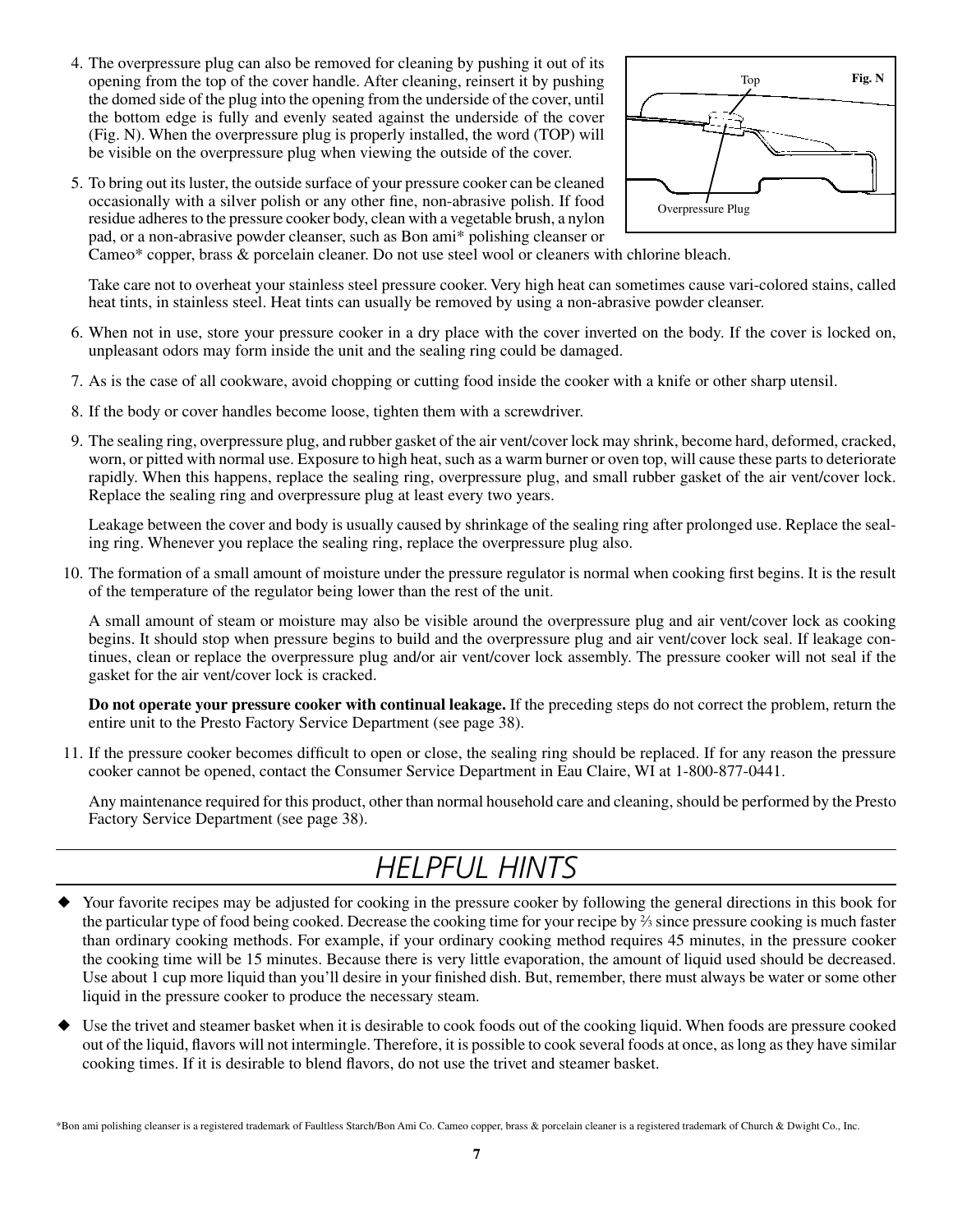4. The overpressure plug can also be removed for cleaning by pushing it out of its opening from the top of the cover handle. After cleaning, reinsert it by pushing the domed side of the plug into the opening from the underside of the cover, until the bottom edge is fully and evenly seated against the underside of the cover (Fig. N). When the overpressure plug is properly installed, the word (TOP) will be visible on the overpressure plug when viewing the outside of the cover.

5. To bring out its luster, the outside surface of your pressure cooker can be cleaned occasionally with a silver polish or any other fine, non-abrasive polish. If food residue adheres to the pressure cooker body, clean with a vegetable brush, a nylon pad, or a non-abrasive powder cleanser, such as Bon ami* polishing cleanser or Cameo* copper, brass & porcelain cleaner. Do not use steel wool or cleaners with chlorine bleach.

   Take care not to overheat your stainless steel pressure cooker. Very high heat can sometimes cause vari-colored stains, called heat tints, in stainless steel. Heat tints can usually be removed by using a non-abrasive powder cleanser.

6. When not in use, store your pressure cooker in a dry place with the cover inverted on the body. If the cover is locked on, unpleasant odors may form inside the unit and the sealing ring could be damaged.

7. As is the case of all cookware, avoid chopping or cutting food inside the cooker with a knife or other sharp utensil.

8. If the body or cover handles become loose, tighten them with a screwdriver.

9. The sealing ring, overpressure plug, and rubber gasket of the air vent/cover lock may shrink, become hard, deformed, cracked, worn, or pitted with normal use. Exposure to high heat, such as a warm burner or oven top, will cause these parts to deteriorate rapidly. When this happens, replace the sealing ring, overpressure plug, and small rubber gasket of the air vent/cover lock. Replace the sealing ring and overpressure plug at least every two years.

   Leakage between the cover and body is usually caused by shrinkage of the sealing ring after prolonged use. Replace the sealing ring. Whenever you replace the sealing ring, replace the overpressure plug also.

10. The formation of a small amount of moisture under the pressure regulator is normal when cooking first begins. It is the result of the temperature of the regulator being lower than the rest of the unit.

    A small amount of steam or moisture may also be visible around the overpressure plug and air vent/cover lock as cooking begins. It should stop when pressure begins to build and the overpressure plug and air vent/cover lock seal. If leakage continues, clean or replace the overpressure plug and/or air vent/cover lock assembly. The pressure cooker will not seal if the gasket for the air vent/cover lock is cracked.

    **Do not operate your pressure cooker with continual leakage.** If the preceding steps do not correct the problem, return the entire unit to the Presto Factory Service Department (see page 38).

11. If the pressure cooker becomes difficult to open or close, the sealing ring should be replaced. If for any reason the pressure cooker cannot be opened, contact the Consumer Service Department in Eau Claire, WI at 1-800-877-0441.

    Any maintenance required for this product, other than normal household care and cleaning, should be performed by the Presto Factory Service Department (see page 38).

# *HELPFUL HINTS*

- Your favorite recipes may be adjusted for cooking in the pressure cooker by following the general directions in this book for the particular type of food being cooked. Decrease the cooking time for your recipe by ⅔ since pressure cooking is much faster than ordinary cooking methods. For example, if your ordinary cooking method requires 45 minutes, in the pressure cooker the cooking time will be 15 minutes. Because there is very little evaporation, the amount of liquid used should be decreased. Use about 1 cup more liquid than you'll desire in your finished dish. But, remember, there must always be water or some other liquid in the pressure cooker to produce the necessary steam.

- Use the trivet and steamer basket when it is desirable to cook foods out of the cooking liquid. When foods are pressure cooked out of the liquid, flavors will not intermingle. Therefore, it is possible to cook several foods at once, as long as they have similar cooking times. If it is desirable to blend flavors, do not use the trivet and steamer basket.

*Bon ami polishing cleanser is a registered trademark of Faultless Starch/Bon Ami Co. Cameo copper, brass & porcelain cleaner is a registered trademark of Church & Dwight Co., Inc.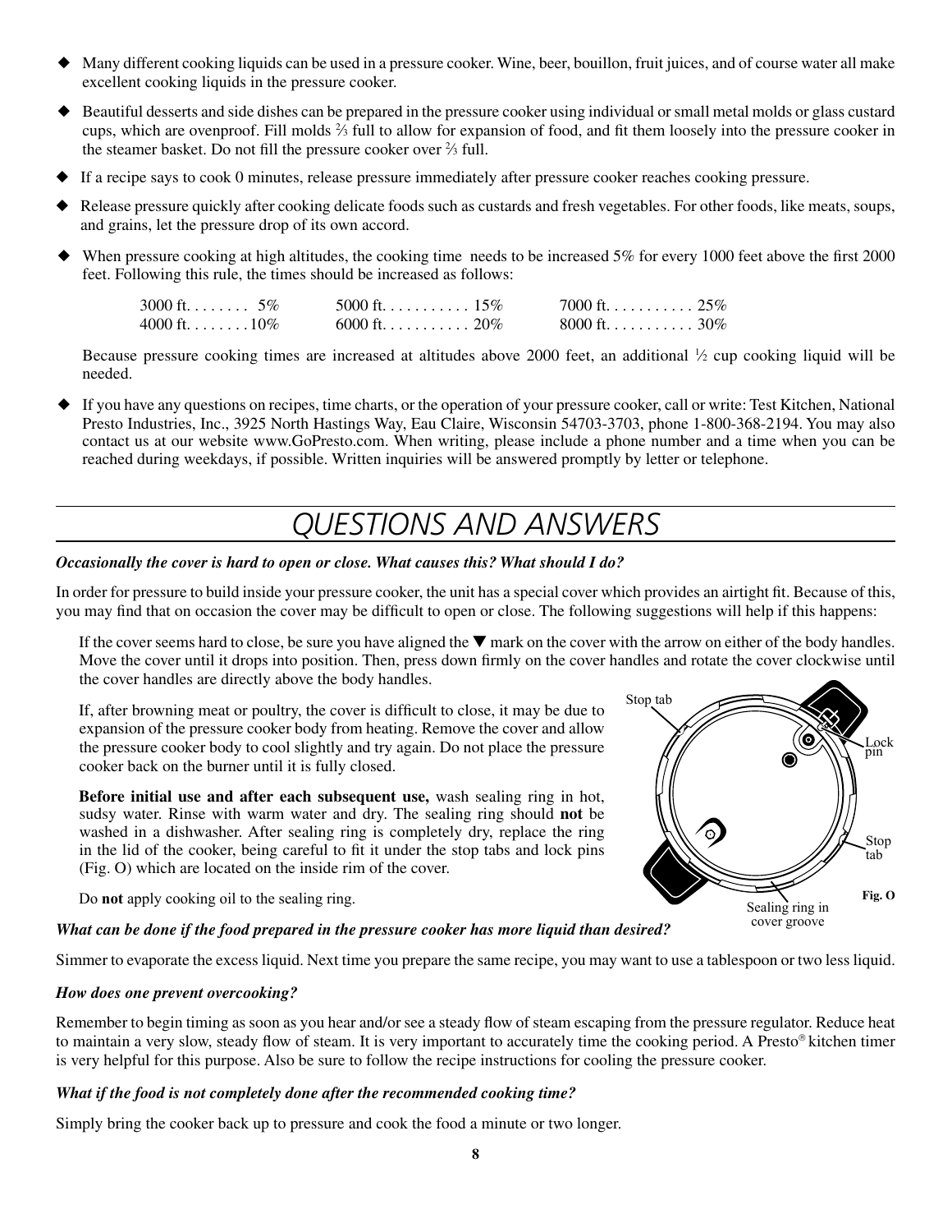- Many different cooking liquids can be used in a pressure cooker. Wine, beer, bouillon, fruit juices, and of course water all make excellent cooking liquids in the pressure cooker.
- Beautiful desserts and side dishes can be prepared in the pressure cooker using individual or small metal molds or glass custard cups, which are ovenproof. Fill molds ⅔ full to allow for expansion of food, and fit them loosely into the pressure cooker in the steamer basket. Do not fill the pressure cooker over ⅔ full.
- If a recipe says to cook 0 minutes, release pressure immediately after pressure cooker reaches cooking pressure.
- Release pressure quickly after cooking delicate foods such as custards and fresh vegetables. For other foods, like meats, soups, and grains, let the pressure drop of its own accord.
- When pressure cooking at high altitudes, the cooking time needs to be increased 5% for every 1000 feet above the first 2000 feet. Following this rule, the times should be increased as follows:

| | | |
|---|---|---|
| 3000 ft. . . . . . . . 5% | 5000 ft. . . . . . . . . . . 15% | 7000 ft. . . . . . . . . . . 25% |
| 4000 ft. . . . . . . . 10% | 6000 ft. . . . . . . . . . . 20% | 8000 ft. . . . . . . . . . . 30% |

  Because pressure cooking times are increased at altitudes above 2000 feet, an additional ½ cup cooking liquid will be needed.

- If you have any questions on recipes, time charts, or the operation of your pressure cooker, call or write: Test Kitchen, National Presto Industries, Inc., 3925 North Hastings Way, Eau Claire, Wisconsin 54703-3703, phone 1-800-368-2194. You may also contact us at our website www.GoPresto.com. When writing, please include a phone number and a time when you can be reached during weekdays, if possible. Written inquiries will be answered promptly by letter or telephone.

# QUESTIONS AND ANSWERS

***Occasionally the cover is hard to open or close. What causes this? What should I do?***

In order for pressure to build inside your pressure cooker, the unit has a special cover which provides an airtight fit. Because of this, you may find that on occasion the cover may be difficult to open or close. The following suggestions will help if this happens:

If the cover seems hard to close, be sure you have aligned the ▼ mark on the cover with the arrow on either of the body handles. Move the cover until it drops into position. Then, press down firmly on the cover handles and rotate the cover clockwise until the cover handles are directly above the body handles.

If, after browning meat or poultry, the cover is difficult to close, it may be due to expansion of the pressure cooker body from heating. Remove the cover and allow the pressure cooker body to cool slightly and try again. Do not place the pressure cooker back on the burner until it is fully closed.

**Before initial use and after each subsequent use,** wash sealing ring in hot, sudsy water. Rinse with warm water and dry. The sealing ring should **not** be washed in a dishwasher. After sealing ring is completely dry, replace the ring in the lid of the cooker, being careful to fit it under the stop tabs and lock pins (Fig. O) which are located on the inside rim of the cover.

Do **not** apply cooking oil to the sealing ring.

Stop tab — Lock pin — Stop tab — Sealing ring in cover groove

**Fig. O**

***What can be done if the food prepared in the pressure cooker has more liquid than desired?***

Simmer to evaporate the excess liquid. Next time you prepare the same recipe, you may want to use a tablespoon or two less liquid.

***How does one prevent overcooking?***

Remember to begin timing as soon as you hear and/or see a steady flow of steam escaping from the pressure regulator. Reduce heat to maintain a very slow, steady flow of steam. It is very important to accurately time the cooking period. A Presto® kitchen timer is very helpful for this purpose. Also be sure to follow the recipe instructions for cooling the pressure cooker.

***What if the food is not completely done after the recommended cooking time?***

Simply bring the cooker back up to pressure and cook the food a minute or two longer.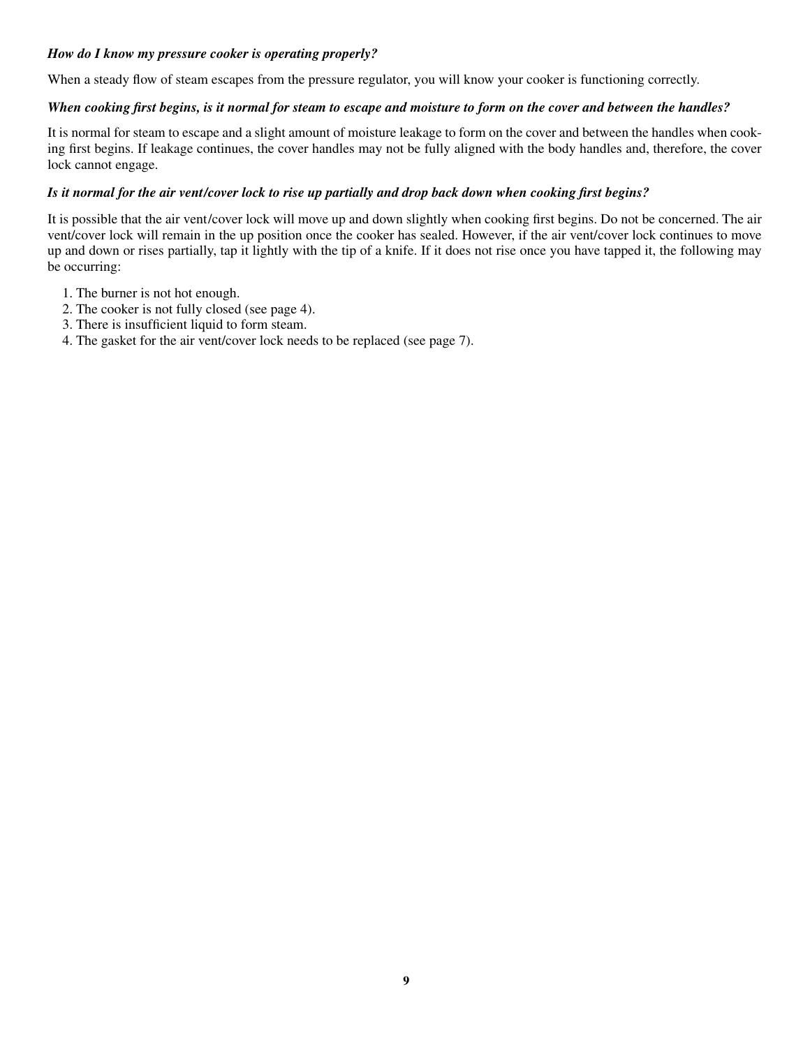***How do I know my pressure cooker is operating properly?***

When a steady flow of steam escapes from the pressure regulator, you will know your cooker is functioning correctly.

***When cooking first begins, is it normal for steam to escape and moisture to form on the cover and between the handles?***

It is normal for steam to escape and a slight amount of moisture leakage to form on the cover and between the handles when cooking first begins. If leakage continues, the cover handles may not be fully aligned with the body handles and, therefore, the cover lock cannot engage.

***Is it normal for the air vent/cover lock to rise up partially and drop back down when cooking first begins?***

It is possible that the air vent/cover lock will move up and down slightly when cooking first begins. Do not be concerned. The air vent/cover lock will remain in the up position once the cooker has sealed. However, if the air vent/cover lock continues to move up and down or rises partially, tap it lightly with the tip of a knife. If it does not rise once you have tapped it, the following may be occurring:

1. The burner is not hot enough.
2. The cooker is not fully closed (see page 4).
3. There is insufficient liquid to form steam.
4. The gasket for the air vent/cover lock needs to be replaced (see page 7).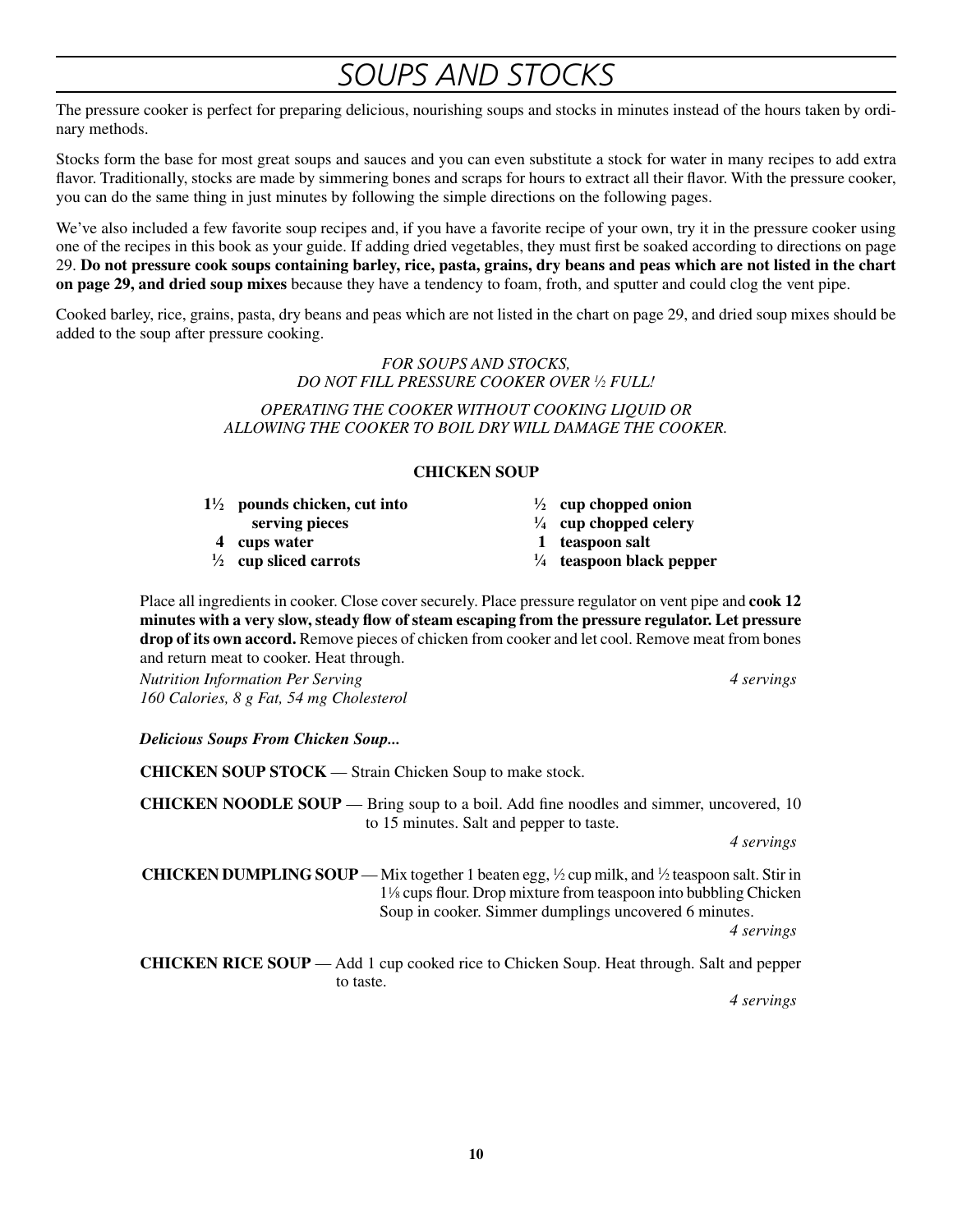# SOUPS AND STOCKS

The pressure cooker is perfect for preparing delicious, nourishing soups and stocks in minutes instead of the hours taken by ordinary methods.

Stocks form the base for most great soups and sauces and you can even substitute a stock for water in many recipes to add extra flavor. Traditionally, stocks are made by simmering bones and scraps for hours to extract all their flavor. With the pressure cooker, you can do the same thing in just minutes by following the simple directions on the following pages.

We've also included a few favorite soup recipes and, if you have a favorite recipe of your own, try it in the pressure cooker using one of the recipes in this book as your guide. If adding dried vegetables, they must first be soaked according to directions on page 29. **Do not pressure cook soups containing barley, rice, pasta, grains, dry beans and peas which are not listed in the chart on page 29, and dried soup mixes** because they have a tendency to foam, froth, and sputter and could clog the vent pipe.

Cooked barley, rice, grains, pasta, dry beans and peas which are not listed in the chart on page 29, and dried soup mixes should be added to the soup after pressure cooking.

*FOR SOUPS AND STOCKS,*
*DO NOT FILL PRESSURE COOKER OVER ½ FULL!*

*OPERATING THE COOKER WITHOUT COOKING LIQUID OR ALLOWING THE COOKER TO BOIL DRY WILL DAMAGE THE COOKER.*

### CHICKEN SOUP

- **1½ pounds chicken, cut into serving pieces**
- **4 cups water**
- **½ cup sliced carrots**
- **½ cup chopped onion**
- **¼ cup chopped celery**
- **1 teaspoon salt**
- **¼ teaspoon black pepper**

Place all ingredients in cooker. Close cover securely. Place pressure regulator on vent pipe and **cook 12 minutes with a very slow, steady flow of steam escaping from the pressure regulator. Let pressure drop of its own accord.** Remove pieces of chicken from cooker and let cool. Remove meat from bones and return meat to cooker. Heat through.

*Nutrition Information Per Serving* — *4 servings*
*160 Calories, 8 g Fat, 54 mg Cholesterol*

***Delicious Soups From Chicken Soup...***

**CHICKEN SOUP STOCK** — Strain Chicken Soup to make stock.

**CHICKEN NOODLE SOUP** — Bring soup to a boil. Add fine noodles and simmer, uncovered, 10 to 15 minutes. Salt and pepper to taste.

*4 servings*

**CHICKEN DUMPLING SOUP** — Mix together 1 beaten egg, ½ cup milk, and ½ teaspoon salt. Stir in 1⅛ cups flour. Drop mixture from teaspoon into bubbling Chicken Soup in cooker. Simmer dumplings uncovered 6 minutes.

*4 servings*

**CHICKEN RICE SOUP** — Add 1 cup cooked rice to Chicken Soup. Heat through. Salt and pepper to taste.

*4 servings*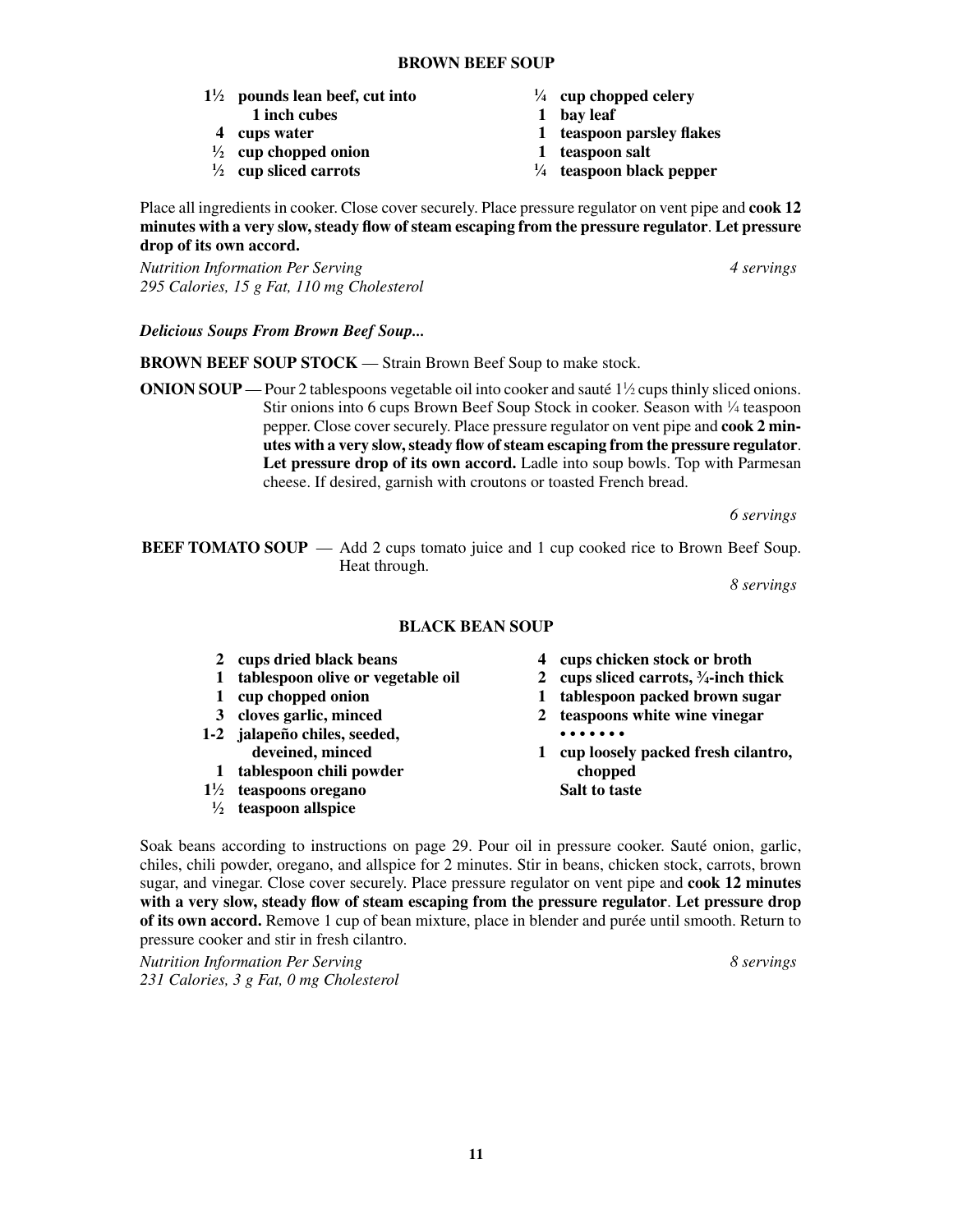## BROWN BEEF SOUP

- **1½ pounds lean beef, cut into 1 inch cubes**
- **4 cups water**
- **½ cup chopped onion**
- **½ cup sliced carrots**
- **¼ cup chopped celery**
- **1 bay leaf**
- **1 teaspoon parsley flakes**
- **1 teaspoon salt**
- **¼ teaspoon black pepper**

Place all ingredients in cooker. Close cover securely. Place pressure regulator on vent pipe and **cook 12 minutes with a very slow, steady flow of steam escaping from the pressure regulator**. **Let pressure drop of its own accord.**

*Nutrition Information Per Serving*
*295 Calories, 15 g Fat, 110 mg Cholesterol*

*4 servings*

***Delicious Soups From Brown Beef Soup...***

**BROWN BEEF SOUP STOCK** — Strain Brown Beef Soup to make stock.

**ONION SOUP** — Pour 2 tablespoons vegetable oil into cooker and sauté 1½ cups thinly sliced onions. Stir onions into 6 cups Brown Beef Soup Stock in cooker. Season with ¼ teaspoon pepper. Close cover securely. Place pressure regulator on vent pipe and **cook 2 minutes with a very slow, steady flow of steam escaping from the pressure regulator**. **Let pressure drop of its own accord.** Ladle into soup bowls. Top with Parmesan cheese. If desired, garnish with croutons or toasted French bread.

*6 servings*

**BEEF TOMATO SOUP** — Add 2 cups tomato juice and 1 cup cooked rice to Brown Beef Soup. Heat through.

*8 servings*

## BLACK BEAN SOUP

- **2 cups dried black beans**
- **1 tablespoon olive or vegetable oil**
- **1 cup chopped onion**
- **3 cloves garlic, minced**
- **1-2 jalapeño chiles, seeded, deveined, minced**
- **1 tablespoon chili powder**
- **1½ teaspoons oregano**
- **½ teaspoon allspice**
- **4 cups chicken stock or broth**
- **2 cups sliced carrots, ¾-inch thick**
- **1 tablespoon packed brown sugar**
- **2 teaspoons white wine vinegar**

• • • • • • •

- **1 cup loosely packed fresh cilantro, chopped**
- **Salt to taste**

Soak beans according to instructions on page 29. Pour oil in pressure cooker. Sauté onion, garlic, chiles, chili powder, oregano, and allspice for 2 minutes. Stir in beans, chicken stock, carrots, brown sugar, and vinegar. Close cover securely. Place pressure regulator on vent pipe and **cook 12 minutes with a very slow, steady flow of steam escaping from the pressure regulator**. **Let pressure drop of its own accord.** Remove 1 cup of bean mixture, place in blender and purée until smooth. Return to pressure cooker and stir in fresh cilantro.

*Nutrition Information Per Serving*
*231 Calories, 3 g Fat, 0 mg Cholesterol*

*8 servings*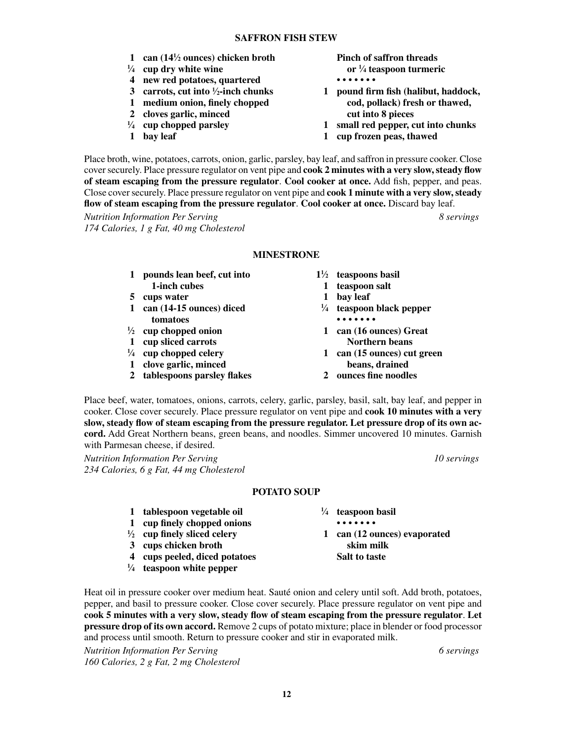## SAFFRON FISH STEW

- **1 can (14½ ounces) chicken broth**
- **¼ cup dry white wine**
- **4 new red potatoes, quartered**
- **3 carrots, cut into ½-inch chunks**
- **1 medium onion, finely chopped**
- **2 cloves garlic, minced**
- **¼ cup chopped parsley**
- **1 bay leaf**
- **Pinch of saffron threads or ¼ teaspoon turmeric**

• • • • • • •

- **1 pound firm fish (halibut, haddock, cod, pollack) fresh or thawed, cut into 8 pieces**
- **1 small red pepper, cut into chunks**
- **1 cup frozen peas, thawed**

Place broth, wine, potatoes, carrots, onion, garlic, parsley, bay leaf, and saffron in pressure cooker. Close cover securely. Place pressure regulator on vent pipe and **cook 2 minutes with a very slow, steady flow of steam escaping from the pressure regulator**. **Cool cooker at once.** Add fish, pepper, and peas. Close cover securely. Place pressure regulator on vent pipe and **cook 1 minute with a very slow, steady flow of steam escaping from the pressure regulator**. **Cool cooker at once.** Discard bay leaf.

*Nutrition Information Per Serving* — *8 servings*
*174 Calories, 1 g Fat, 40 mg Cholesterol*

## MINESTRONE

- **1 pounds lean beef, cut into 1-inch cubes**
- **5 cups water**
- **1 can (14-15 ounces) diced tomatoes**
- **½ cup chopped onion**
- **1 cup sliced carrots**
- **¼ cup chopped celery**
- **1 clove garlic, minced**
- **2 tablespoons parsley flakes**
- **1½ teaspoons basil**
- **1 teaspoon salt**
- **1 bay leaf**
- **¼ teaspoon black pepper**

• • • • • • •

- **1 can (16 ounces) Great Northern beans**
- **1 can (15 ounces) cut green beans, drained**
- **2 ounces fine noodles**

Place beef, water, tomatoes, onions, carrots, celery, garlic, parsley, basil, salt, bay leaf, and pepper in cooker. Close cover securely. Place pressure regulator on vent pipe and **cook 10 minutes with a very slow, steady flow of steam escaping from the pressure regulator. Let pressure drop of its own accord.** Add Great Northern beans, green beans, and noodles. Simmer uncovered 10 minutes. Garnish with Parmesan cheese, if desired.

*Nutrition Information Per Serving* — *10 servings*
*234 Calories, 6 g Fat, 44 mg Cholesterol*

## POTATO SOUP

- **1 tablespoon vegetable oil**
- **1 cup finely chopped onions**
- **½ cup finely sliced celery**
- **3 cups chicken broth**
- **4 cups peeled, diced potatoes**
- **¼ teaspoon white pepper**
- **¼ teaspoon basil**

• • • • • • •

- **1 can (12 ounces) evaporated skim milk**
- **Salt to taste**

Heat oil in pressure cooker over medium heat. Sauté onion and celery until soft. Add broth, potatoes, pepper, and basil to pressure cooker. Close cover securely. Place pressure regulator on vent pipe and **cook 5 minutes with a very slow, steady flow of steam escaping from the pressure regulator**. **Let pressure drop of its own accord.** Remove 2 cups of potato mixture; place in blender or food processor and process until smooth. Return to pressure cooker and stir in evaporated milk.

*Nutrition Information Per Serving* — *6 servings*
*160 Calories, 2 g Fat, 2 mg Cholesterol*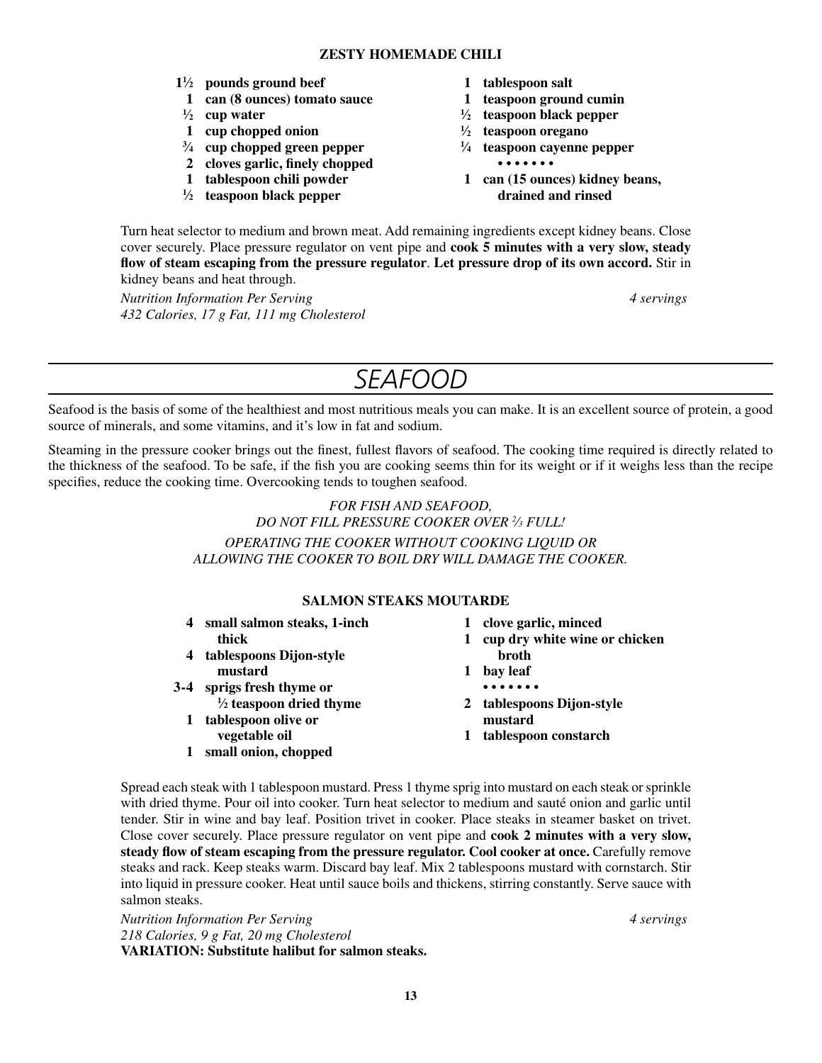### ZESTY HOMEMADE CHILI

- **1½ pounds ground beef**
- **1 can (8 ounces) tomato sauce**
- **½ cup water**
- **1 cup chopped onion**
- **¾ cup chopped green pepper**
- **2 cloves garlic, finely chopped**
- **1 tablespoon chili powder**
- **½ teaspoon black pepper**
- **1 tablespoon salt**
- **1 teaspoon ground cumin**
- **½ teaspoon black pepper**
- **½ teaspoon oregano**
- **¼ teaspoon cayenne pepper**

• • • • • • •

- **1 can (15 ounces) kidney beans, drained and rinsed**

Turn heat selector to medium and brown meat. Add remaining ingredients except kidney beans. Close cover securely. Place pressure regulator on vent pipe and **cook 5 minutes with a very slow, steady flow of steam escaping from the pressure regulator**. **Let pressure drop of its own accord.** Stir in kidney beans and heat through.

*Nutrition Information Per Serving* *4 servings*
*432 Calories, 17 g Fat, 111 mg Cholesterol*

## SEAFOOD

Seafood is the basis of some of the healthiest and most nutritious meals you can make. It is an excellent source of protein, a good source of minerals, and some vitamins, and it's low in fat and sodium.

Steaming in the pressure cooker brings out the finest, fullest flavors of seafood. The cooking time required is directly related to the thickness of the seafood. To be safe, if the fish you are cooking seems thin for its weight or if it weighs less than the recipe specifies, reduce the cooking time. Overcooking tends to toughen seafood.

*FOR FISH AND SEAFOOD, DO NOT FILL PRESSURE COOKER OVER ⅔ FULL!*

*OPERATING THE COOKER WITHOUT COOKING LIQUID OR ALLOWING THE COOKER TO BOIL DRY WILL DAMAGE THE COOKER.*

### SALMON STEAKS MOUTARDE

- **4 small salmon steaks, 1-inch thick**
- **4 tablespoons Dijon-style mustard**
- **3-4 sprigs fresh thyme or ½ teaspoon dried thyme**
- **1 tablespoon olive or vegetable oil**
- **1 small onion, chopped**
- **1 clove garlic, minced**
- **1 cup dry white wine or chicken broth**
- **1 bay leaf**

• • • • • • •

- **2 tablespoons Dijon-style mustard**
- **1 tablespoon constarch**

Spread each steak with 1 tablespoon mustard. Press 1 thyme sprig into mustard on each steak or sprinkle with dried thyme. Pour oil into cooker. Turn heat selector to medium and sauté onion and garlic until tender. Stir in wine and bay leaf. Position trivet in cooker. Place steaks in steamer basket on trivet. Close cover securely. Place pressure regulator on vent pipe and **cook 2 minutes with a very slow, steady flow of steam escaping from the pressure regulator. Cool cooker at once.** Carefully remove steaks and rack. Keep steaks warm. Discard bay leaf. Mix 2 tablespoons mustard with cornstarch. Stir into liquid in pressure cooker. Heat until sauce boils and thickens, stirring constantly. Serve sauce with salmon steaks.

*Nutrition Information Per Serving* *4 servings*
*218 Calories, 9 g Fat, 20 mg Cholesterol*
**VARIATION: Substitute halibut for salmon steaks.**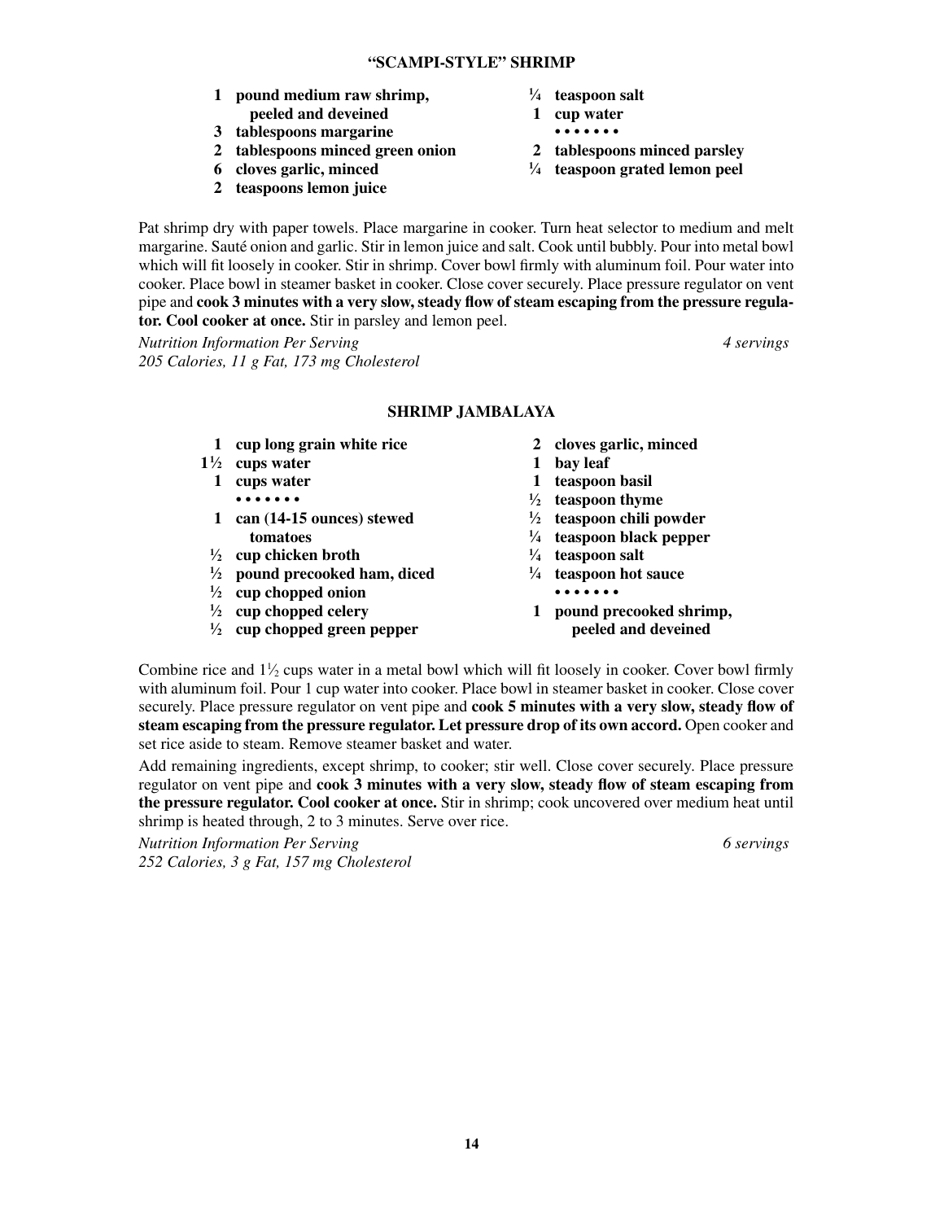## "SCAMPI-STYLE" SHRIMP

- **1 pound medium raw shrimp, peeled and deveined**
- **3 tablespoons margarine**
- **2 tablespoons minced green onion**
- **6 cloves garlic, minced**
- **2 teaspoons lemon juice**
- **¼ teaspoon salt**
- **1 cup water**

• • • • • • •

- **2 tablespoons minced parsley**
- **¼ teaspoon grated lemon peel**

Pat shrimp dry with paper towels. Place margarine in cooker. Turn heat selector to medium and melt margarine. Sauté onion and garlic. Stir in lemon juice and salt. Cook until bubbly. Pour into metal bowl which will fit loosely in cooker. Stir in shrimp. Cover bowl firmly with aluminum foil. Pour water into cooker. Place bowl in steamer basket in cooker. Close cover securely. Place pressure regulator on vent pipe and **cook 3 minutes with a very slow, steady flow of steam escaping from the pressure regulator. Cool cooker at once.** Stir in parsley and lemon peel.

*Nutrition Information Per Serving* — *4 servings*
*205 Calories, 11 g Fat, 173 mg Cholesterol*

## SHRIMP JAMBALAYA

- **1 cup long grain white rice**
- **1½ cups water**
- **1 cups water**

• • • • • • •

- **1 can (14-15 ounces) stewed tomatoes**
- **½ cup chicken broth**
- **½ pound precooked ham, diced**
- **½ cup chopped onion**
- **½ cup chopped celery**
- **½ cup chopped green pepper**
- **2 cloves garlic, minced**
- **1 bay leaf**
- **1 teaspoon basil**
- **½ teaspoon thyme**
- **½ teaspoon chili powder**
- **¼ teaspoon black pepper**
- **¼ teaspoon salt**
- **¼ teaspoon hot sauce**

• • • • • • •

- **1 pound precooked shrimp, peeled and deveined**

Combine rice and 1½ cups water in a metal bowl which will fit loosely in cooker. Cover bowl firmly with aluminum foil. Pour 1 cup water into cooker. Place bowl in steamer basket in cooker. Close cover securely. Place pressure regulator on vent pipe and **cook 5 minutes with a very slow, steady flow of steam escaping from the pressure regulator. Let pressure drop of its own accord.** Open cooker and set rice aside to steam. Remove steamer basket and water.

Add remaining ingredients, except shrimp, to cooker; stir well. Close cover securely. Place pressure regulator on vent pipe and **cook 3 minutes with a very slow, steady flow of steam escaping from the pressure regulator. Cool cooker at once.** Stir in shrimp; cook uncovered over medium heat until shrimp is heated through, 2 to 3 minutes. Serve over rice.

*Nutrition Information Per Serving* — *6 servings*
*252 Calories, 3 g Fat, 157 mg Cholesterol*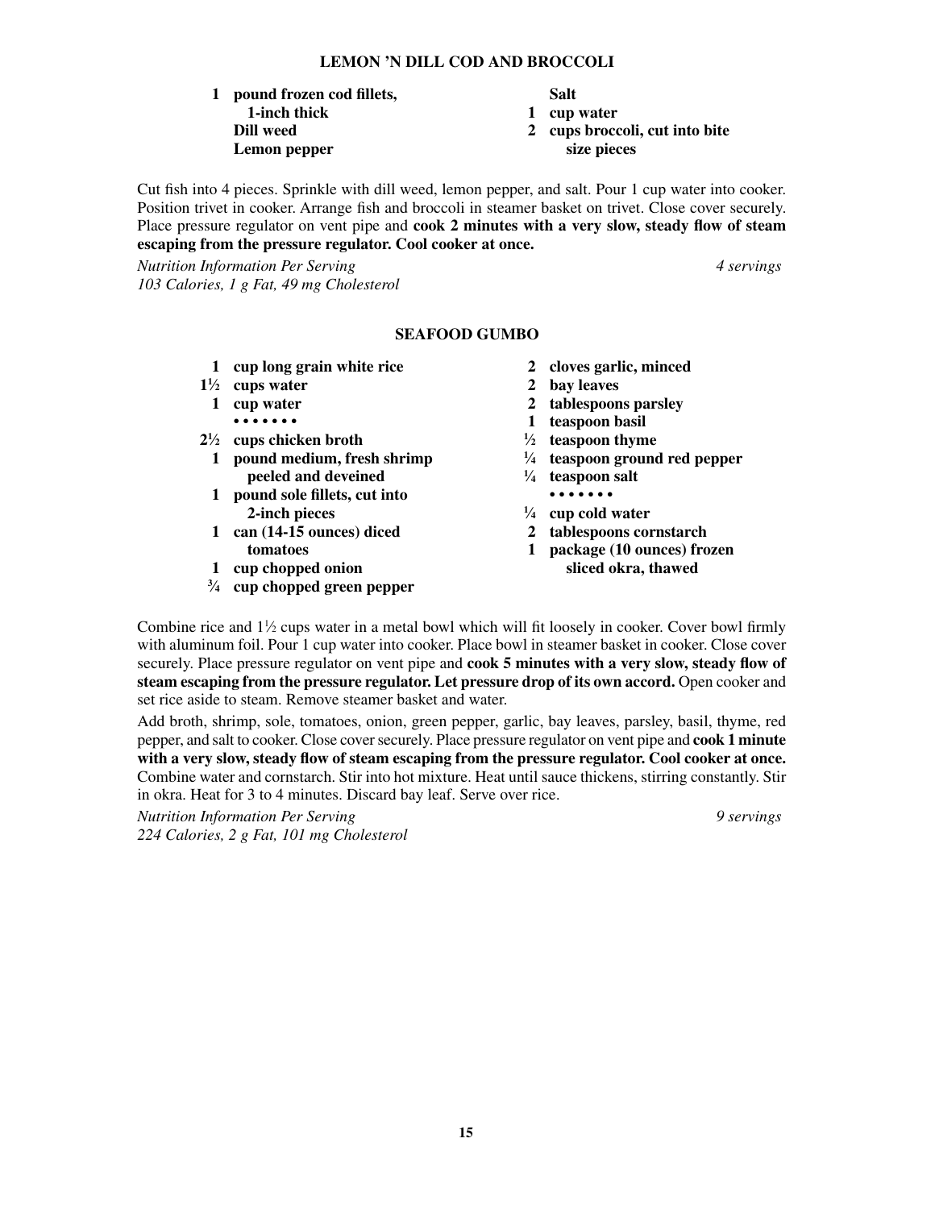## LEMON 'N DILL COD AND BROCCOLI

- **1 pound frozen cod fillets, 1-inch thick**
- **Dill weed**
- **Lemon pepper**
- **Salt**
- **1 cup water**
- **2 cups broccoli, cut into bite size pieces**

Cut fish into 4 pieces. Sprinkle with dill weed, lemon pepper, and salt. Pour 1 cup water into cooker. Position trivet in cooker. Arrange fish and broccoli in steamer basket on trivet. Close cover securely. Place pressure regulator on vent pipe and **cook 2 minutes with a very slow, steady flow of steam escaping from the pressure regulator. Cool cooker at once.**

*Nutrition Information Per Serving* — *4 servings*
*103 Calories, 1 g Fat, 49 mg Cholesterol*

## SEAFOOD GUMBO

- **1 cup long grain white rice**
- **1½ cups water**
- **1 cup water**

• • • • • • •

- **2½ cups chicken broth**
- **1 pound medium, fresh shrimp peeled and deveined**
- **1 pound sole fillets, cut into 2-inch pieces**
- **1 can (14-15 ounces) diced tomatoes**
- **1 cup chopped onion**
- **¾ cup chopped green pepper**
- **2 cloves garlic, minced**
- **2 bay leaves**
- **2 tablespoons parsley**
- **1 teaspoon basil**
- **½ teaspoon thyme**
- **¼ teaspoon ground red pepper**
- **¼ teaspoon salt**

• • • • • • •

- **¼ cup cold water**
- **2 tablespoons cornstarch**
- **1 package (10 ounces) frozen sliced okra, thawed**

Combine rice and 1½ cups water in a metal bowl which will fit loosely in cooker. Cover bowl firmly with aluminum foil. Pour 1 cup water into cooker. Place bowl in steamer basket in cooker. Close cover securely. Place pressure regulator on vent pipe and **cook 5 minutes with a very slow, steady flow of steam escaping from the pressure regulator. Let pressure drop of its own accord.** Open cooker and set rice aside to steam. Remove steamer basket and water.

Add broth, shrimp, sole, tomatoes, onion, green pepper, garlic, bay leaves, parsley, basil, thyme, red pepper, and salt to cooker. Close cover securely. Place pressure regulator on vent pipe and **cook 1 minute with a very slow, steady flow of steam escaping from the pressure regulator. Cool cooker at once.** Combine water and cornstarch. Stir into hot mixture. Heat until sauce thickens, stirring constantly. Stir in okra. Heat for 3 to 4 minutes. Discard bay leaf. Serve over rice.

*Nutrition Information Per Serving* — *9 servings*
*224 Calories, 2 g Fat, 101 mg Cholesterol*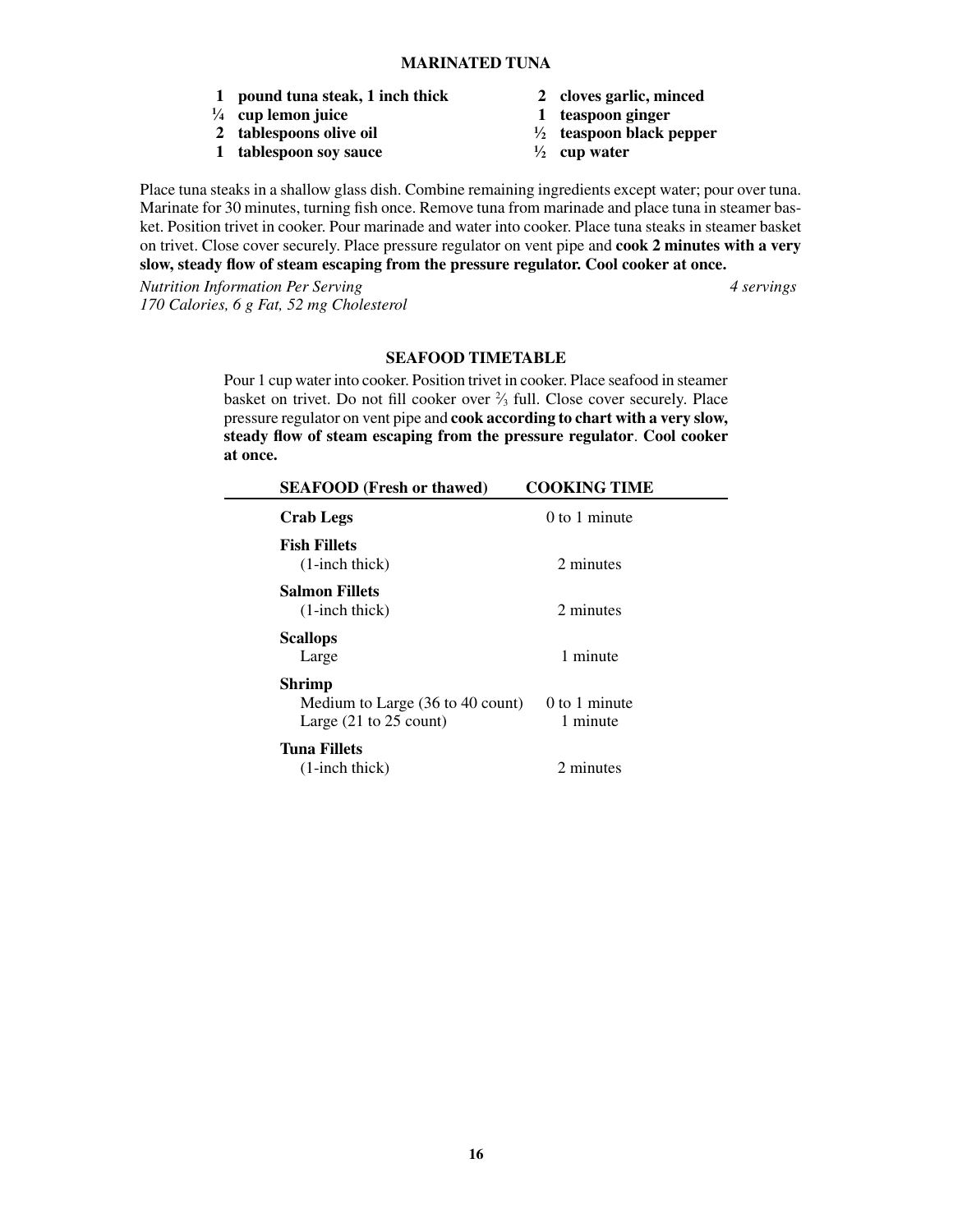## MARINATED TUNA

- **1 pound tuna steak, 1 inch thick**
- **¼ cup lemon juice**
- **2 tablespoons olive oil**
- **1 tablespoon soy sauce**
- **2 cloves garlic, minced**
- **1 teaspoon ginger**
- **½ teaspoon black pepper**
- **½ cup water**

Place tuna steaks in a shallow glass dish. Combine remaining ingredients except water; pour over tuna. Marinate for 30 minutes, turning fish once. Remove tuna from marinade and place tuna in steamer basket. Position trivet in cooker. Pour marinade and water into cooker. Place tuna steaks in steamer basket on trivet. Close cover securely. Place pressure regulator on vent pipe and **cook 2 minutes with a very slow, steady flow of steam escaping from the pressure regulator. Cool cooker at once.**

*Nutrition Information Per Serving* *4 servings*
*170 Calories, 6 g Fat, 52 mg Cholesterol*

## SEAFOOD TIMETABLE

Pour 1 cup water into cooker. Position trivet in cooker. Place seafood in steamer basket on trivet. Do not fill cooker over ⅔ full. Close cover securely. Place pressure regulator on vent pipe and **cook according to chart with a very slow, steady flow of steam escaping from the pressure regulator**. **Cool cooker at once.**

| SEAFOOD (Fresh or thawed) | COOKING TIME |
|---|---|
| **Crab Legs** | 0 to 1 minute |
| **Fish Fillets** (1-inch thick) | 2 minutes |
| **Salmon Fillets** (1-inch thick) | 2 minutes |
| **Scallops** Large | 1 minute |
| **Shrimp** Medium to Large (36 to 40 count) | 0 to 1 minute |
| Large (21 to 25 count) | 1 minute |
| **Tuna Fillets** (1-inch thick) | 2 minutes |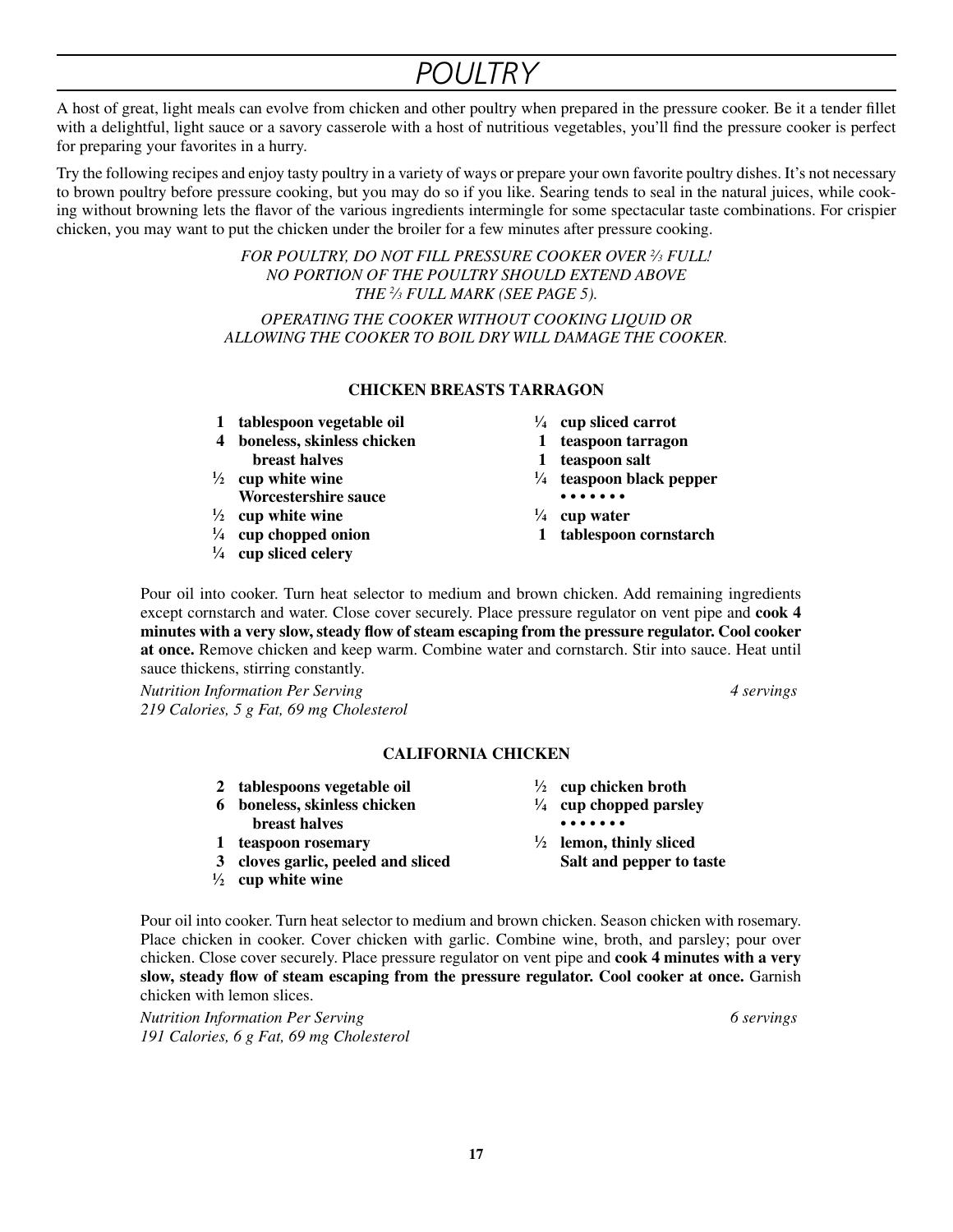# POULTRY

A host of great, light meals can evolve from chicken and other poultry when prepared in the pressure cooker. Be it a tender fillet with a delightful, light sauce or a savory casserole with a host of nutritious vegetables, you'll find the pressure cooker is perfect for preparing your favorites in a hurry.

Try the following recipes and enjoy tasty poultry in a variety of ways or prepare your own favorite poultry dishes. It's not necessary to brown poultry before pressure cooking, but you may do so if you like. Searing tends to seal in the natural juices, while cooking without browning lets the flavor of the various ingredients intermingle for some spectacular taste combinations. For crispier chicken, you may want to put the chicken under the broiler for a few minutes after pressure cooking.

*FOR POULTRY, DO NOT FILL PRESSURE COOKER OVER ⅔ FULL! NO PORTION OF THE POULTRY SHOULD EXTEND ABOVE THE ⅔ FULL MARK (SEE PAGE 5).*

*OPERATING THE COOKER WITHOUT COOKING LIQUID OR ALLOWING THE COOKER TO BOIL DRY WILL DAMAGE THE COOKER.*

## CHICKEN BREASTS TARRAGON

- **1 tablespoon vegetable oil**
- **4 boneless, skinless chicken breast halves**
- **½ cup white wine Worcestershire sauce**
- **½ cup white wine**
- **¼ cup chopped onion**
- **¼ cup sliced celery**
- **¼ cup sliced carrot**
- **1 teaspoon tarragon**
- **1 teaspoon salt**
- **¼ teaspoon black pepper**

**• • • • • • •**

- **¼ cup water**
- **1 tablespoon cornstarch**

Pour oil into cooker. Turn heat selector to medium and brown chicken. Add remaining ingredients except cornstarch and water. Close cover securely. Place pressure regulator on vent pipe and **cook 4 minutes with a very slow, steady flow of steam escaping from the pressure regulator. Cool cooker at once.** Remove chicken and keep warm. Combine water and cornstarch. Stir into sauce. Heat until sauce thickens, stirring constantly.

*Nutrition Information Per Serving* — *4 servings*
*219 Calories, 5 g Fat, 69 mg Cholesterol*

## CALIFORNIA CHICKEN

- **2 tablespoons vegetable oil**
- **6 boneless, skinless chicken breast halves**
- **1 teaspoon rosemary**
- **3 cloves garlic, peeled and sliced**
- **½ cup white wine**
- **½ cup chicken broth**
- **¼ cup chopped parsley**

**• • • • • • •**

- **½ lemon, thinly sliced**
- **Salt and pepper to taste**

Pour oil into cooker. Turn heat selector to medium and brown chicken. Season chicken with rosemary. Place chicken in cooker. Cover chicken with garlic. Combine wine, broth, and parsley; pour over chicken. Close cover securely. Place pressure regulator on vent pipe and **cook 4 minutes with a very slow, steady flow of steam escaping from the pressure regulator. Cool cooker at once.** Garnish chicken with lemon slices.

*Nutrition Information Per Serving* — *6 servings*
*191 Calories, 6 g Fat, 69 mg Cholesterol*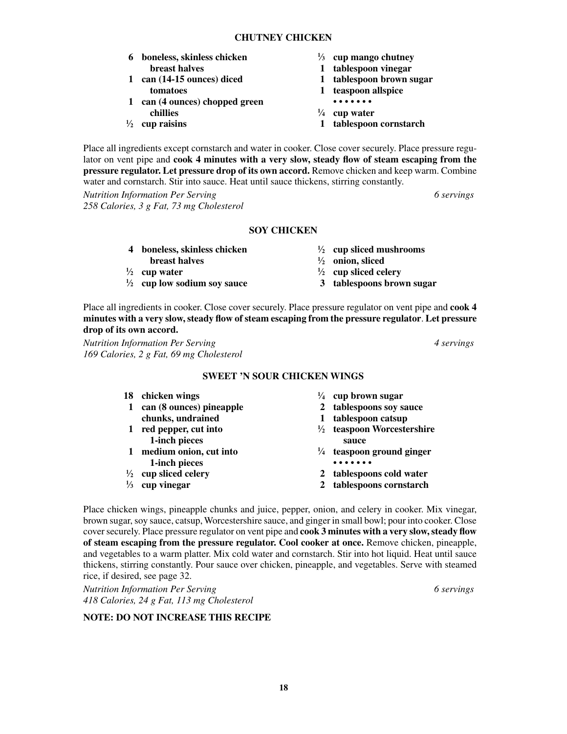## CHUTNEY CHICKEN

- **6 boneless, skinless chicken breast halves**
- **1 can (14-15 ounces) diced tomatoes**
- **1 can (4 ounces) chopped green chillies**
- **½ cup raisins**
- **⅓ cup mango chutney**
- **1 tablespoon vinegar**
- **1 tablespoon brown sugar**
- **1 teaspoon allspice**

• • • • • • •

- **¼ cup water**
- **1 tablespoon cornstarch**

Place all ingredients except cornstarch and water in cooker. Close cover securely. Place pressure regulator on vent pipe and **cook 4 minutes with a very slow, steady flow of steam escaping from the pressure regulator. Let pressure drop of its own accord.** Remove chicken and keep warm. Combine water and cornstarch. Stir into sauce. Heat until sauce thickens, stirring constantly.

*Nutrition Information Per Serving* — *6 servings*
*258 Calories, 3 g Fat, 73 mg Cholesterol*

## SOY CHICKEN

- **4 boneless, skinless chicken breast halves**
- **½ cup water**
- **½ cup low sodium soy sauce**
- **½ cup sliced mushrooms**
- **½ onion, sliced**
- **½ cup sliced celery**
- **3 tablespoons brown sugar**

Place all ingredients in cooker. Close cover securely. Place pressure regulator on vent pipe and **cook 4 minutes with a very slow, steady flow of steam escaping from the pressure regulator**. **Let pressure drop of its own accord.**

*Nutrition Information Per Serving* — *4 servings*
*169 Calories, 2 g Fat, 69 mg Cholesterol*

## SWEET 'N SOUR CHICKEN WINGS

- **18 chicken wings**
- **1 can (8 ounces) pineapple chunks, undrained**
- **1 red pepper, cut into 1-inch pieces**
- **1 medium onion, cut into 1-inch pieces**
- **½ cup sliced celery**
- **⅓ cup vinegar**
- **¼ cup brown sugar**
- **2 tablespoons soy sauce**
- **1 tablespoon catsup**
- **½ teaspoon Worcestershire sauce**
- **¼ teaspoon ground ginger**

• • • • • • •

- **2 tablespoons cold water**
- **2 tablespoons cornstarch**

Place chicken wings, pineapple chunks and juice, pepper, onion, and celery in cooker. Mix vinegar, brown sugar, soy sauce, catsup, Worcestershire sauce, and ginger in small bowl; pour into cooker. Close cover securely. Place pressure regulator on vent pipe and **cook 3 minutes with a very slow, steady flow of steam escaping from the pressure regulator. Cool cooker at once.** Remove chicken, pineapple, and vegetables to a warm platter. Mix cold water and cornstarch. Stir into hot liquid. Heat until sauce thickens, stirring constantly. Pour sauce over chicken, pineapple, and vegetables. Serve with steamed rice, if desired, see page 32.

*Nutrition Information Per Serving* — *6 servings*
*418 Calories, 24 g Fat, 113 mg Cholesterol*

**NOTE: DO NOT INCREASE THIS RECIPE**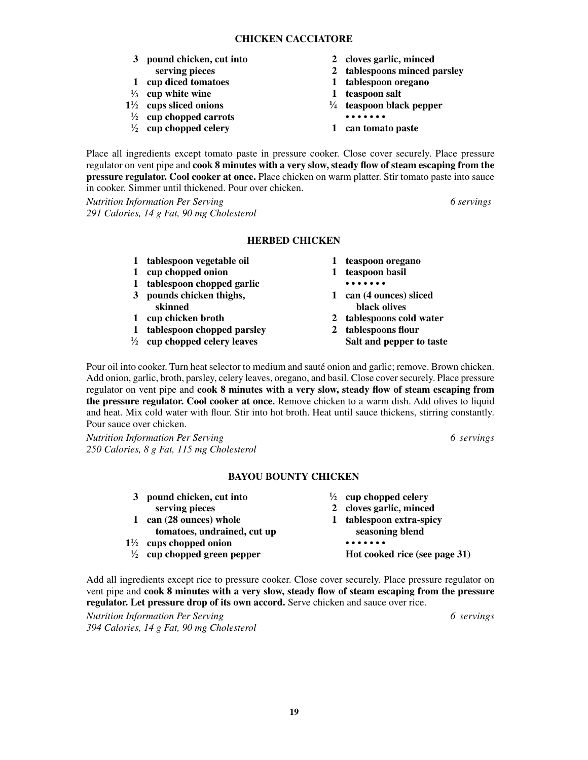## CHICKEN CACCIATORE

- **3 pound chicken, cut into serving pieces**
- **1 cup diced tomatoes**
- **⅓ cup white wine**
- **1½ cups sliced onions**
- **½ cup chopped carrots**
- **½ cup chopped celery**
- **2 cloves garlic, minced**
- **2 tablespoons minced parsley**
- **1 tablespoon oregano**
- **1 teaspoon salt**
- **¼ teaspoon black pepper**

• • • • • • •

- **1 can tomato paste**

Place all ingredients except tomato paste in pressure cooker. Close cover securely. Place pressure regulator on vent pipe and **cook 8 minutes with a very slow, steady flow of steam escaping from the pressure regulator. Cool cooker at once.** Place chicken on warm platter. Stir tomato paste into sauce in cooker. Simmer until thickened. Pour over chicken.

*Nutrition Information Per Serving* — *6 servings*
*291 Calories, 14 g Fat, 90 mg Cholesterol*

## HERBED CHICKEN

- **1 tablespoon vegetable oil**
- **1 cup chopped onion**
- **1 tablespoon chopped garlic**
- **3 pounds chicken thighs, skinned**
- **1 cup chicken broth**
- **1 tablespoon chopped parsley**
- **½ cup chopped celery leaves**
- **1 teaspoon oregano**
- **1 teaspoon basil**

• • • • • • •

- **1 can (4 ounces) sliced black olives**
- **2 tablespoons cold water**
- **2 tablespoons flour**
- **Salt and pepper to taste**

Pour oil into cooker. Turn heat selector to medium and sauté onion and garlic; remove. Brown chicken. Add onion, garlic, broth, parsley, celery leaves, oregano, and basil. Close cover securely. Place pressure regulator on vent pipe and **cook 8 minutes with a very slow, steady flow of steam escaping from the pressure regulator. Cool cooker at once.** Remove chicken to a warm dish. Add olives to liquid and heat. Mix cold water with flour. Stir into hot broth. Heat until sauce thickens, stirring constantly. Pour sauce over chicken.

*Nutrition Information Per Serving* — *6 servings*
*250 Calories, 8 g Fat, 115 mg Cholesterol*

## BAYOU BOUNTY CHICKEN

- **3 pound chicken, cut into serving pieces**
- **1 can (28 ounces) whole tomatoes, undrained, cut up**
- **1½ cups chopped onion**
- **½ cup chopped green pepper**
- **½ cup chopped celery**
- **2 cloves garlic, minced**
- **1 tablespoon extra-spicy seasoning blend**

• • • • • • •

- **Hot cooked rice (see page 31)**

Add all ingredients except rice to pressure cooker. Close cover securely. Place pressure regulator on vent pipe and **cook 8 minutes with a very slow, steady flow of steam escaping from the pressure regulator. Let pressure drop of its own accord.** Serve chicken and sauce over rice.

*Nutrition Information Per Serving* — *6 servings*
*394 Calories, 14 g Fat, 90 mg Cholesterol*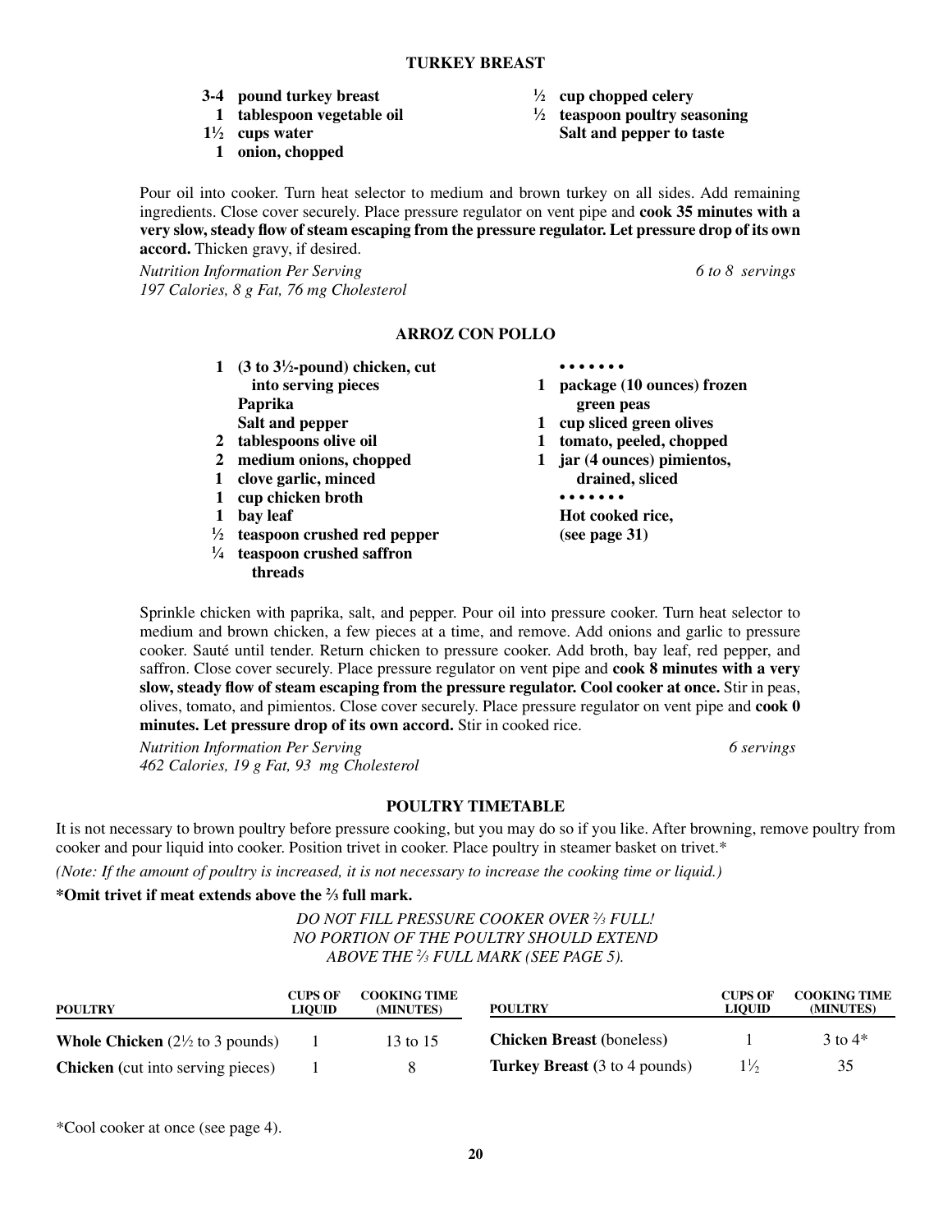## TURKEY BREAST

- **3-4 pound turkey breast**
- **1 tablespoon vegetable oil**
- **1½ cups water**
- **1 onion, chopped**
- **½ cup chopped celery**
- **½ teaspoon poultry seasoning**
- **Salt and pepper to taste**

Pour oil into cooker. Turn heat selector to medium and brown turkey on all sides. Add remaining ingredients. Close cover securely. Place pressure regulator on vent pipe and **cook 35 minutes with a very slow, steady flow of steam escaping from the pressure regulator. Let pressure drop of its own accord.** Thicken gravy, if desired.

*Nutrition Information Per Serving* — *6 to 8 servings*
*197 Calories, 8 g Fat, 76 mg Cholesterol*

## ARROZ CON POLLO

- **1 (3 to 3½-pound) chicken, cut into serving pieces**
- **Paprika**
- **Salt and pepper**
- **2 tablespoons olive oil**
- **2 medium onions, chopped**
- **1 clove garlic, minced**
- **1 cup chicken broth**
- **1 bay leaf**
- **½ teaspoon crushed red pepper**
- **¼ teaspoon crushed saffron threads**

• • • • • • •

- **1 package (10 ounces) frozen green peas**
- **1 cup sliced green olives**
- **1 tomato, peeled, chopped**
- **1 jar (4 ounces) pimientos, drained, sliced**

• • • • • • •

- **Hot cooked rice, (see page 31)**

Sprinkle chicken with paprika, salt, and pepper. Pour oil into pressure cooker. Turn heat selector to medium and brown chicken, a few pieces at a time, and remove. Add onions and garlic to pressure cooker. Sauté until tender. Return chicken to pressure cooker. Add broth, bay leaf, red pepper, and saffron. Close cover securely. Place pressure regulator on vent pipe and **cook 8 minutes with a very slow, steady flow of steam escaping from the pressure regulator. Cool cooker at once.** Stir in peas, olives, tomato, and pimientos. Close cover securely. Place pressure regulator on vent pipe and **cook 0 minutes. Let pressure drop of its own accord.** Stir in cooked rice.

*Nutrition Information Per Serving* — *6 servings*
*462 Calories, 19 g Fat, 93 mg Cholesterol*

## POULTRY TIMETABLE

It is not necessary to brown poultry before pressure cooking, but you may do so if you like. After browning, remove poultry from cooker and pour liquid into cooker. Position trivet in cooker. Place poultry in steamer basket on trivet.*

*(Note: If the amount of poultry is increased, it is not necessary to increase the cooking time or liquid.)*

**\*Omit trivet if meat extends above the ⅔ full mark.**

*DO NOT FILL PRESSURE COOKER OVER ⅔ FULL!*
*NO PORTION OF THE POULTRY SHOULD EXTEND*
*ABOVE THE ⅔ FULL MARK (SEE PAGE 5).*

| POULTRY | CUPS OF LIQUID | COOKING TIME (MINUTES) | POULTRY | CUPS OF LIQUID | COOKING TIME (MINUTES) |
|---|---|---|---|---|---|
| **Whole Chicken** (2½ to 3 pounds) | 1 | 13 to 15 | **Chicken Breast** (boneless) | 1 | 3 to 4* |
| **Chicken** (cut into serving pieces) | 1 | 8 | **Turkey Breast** (3 to 4 pounds) | 1½ | 35 |

*Cool cooker at once (see page 4).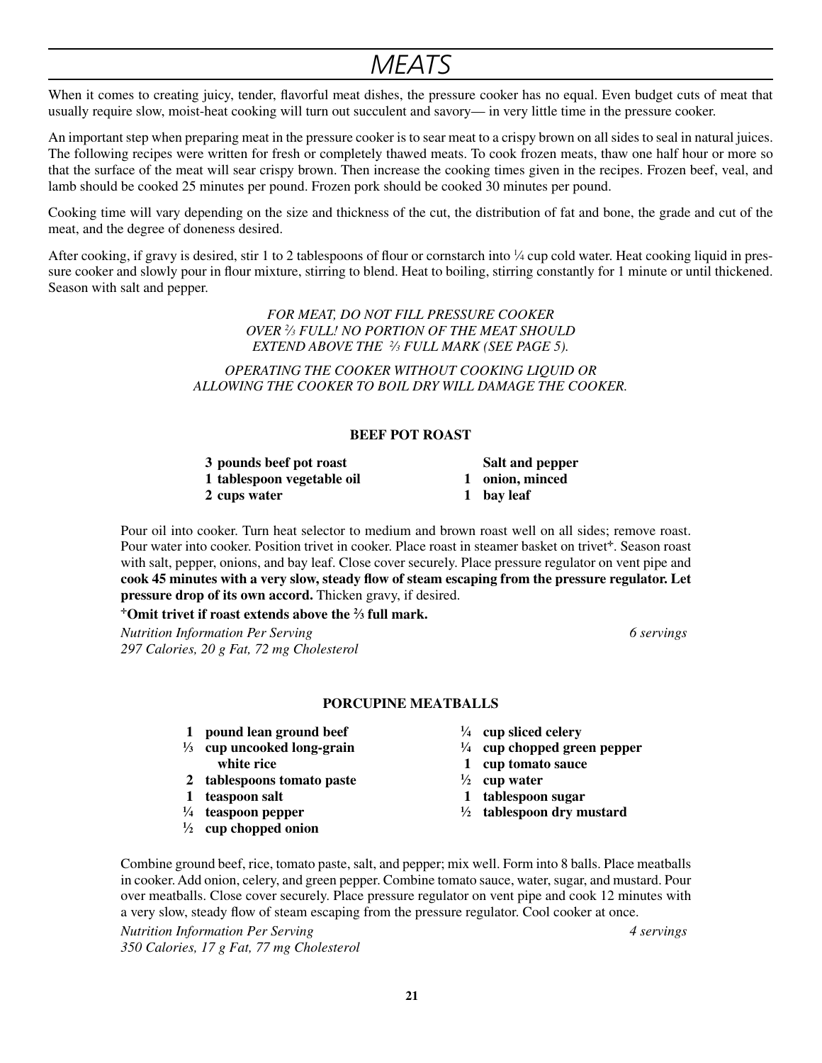# MEATS

When it comes to creating juicy, tender, flavorful meat dishes, the pressure cooker has no equal. Even budget cuts of meat that usually require slow, moist-heat cooking will turn out succulent and savory— in very little time in the pressure cooker.

An important step when preparing meat in the pressure cooker is to sear meat to a crispy brown on all sides to seal in natural juices. The following recipes were written for fresh or completely thawed meats. To cook frozen meats, thaw one half hour or more so that the surface of the meat will sear crispy brown. Then increase the cooking times given in the recipes. Frozen beef, veal, and lamb should be cooked 25 minutes per pound. Frozen pork should be cooked 30 minutes per pound.

Cooking time will vary depending on the size and thickness of the cut, the distribution of fat and bone, the grade and cut of the meat, and the degree of doneness desired.

After cooking, if gravy is desired, stir 1 to 2 tablespoons of flour or cornstarch into ¼ cup cold water. Heat cooking liquid in pressure cooker and slowly pour in flour mixture, stirring to blend. Heat to boiling, stirring constantly for 1 minute or until thickened. Season with salt and pepper.

*FOR MEAT, DO NOT FILL PRESSURE COOKER OVER ⅔ FULL! NO PORTION OF THE MEAT SHOULD EXTEND ABOVE THE ⅔ FULL MARK (SEE PAGE 5).*

*OPERATING THE COOKER WITHOUT COOKING LIQUID OR ALLOWING THE COOKER TO BOIL DRY WILL DAMAGE THE COOKER.*

## BEEF POT ROAST

- **3 pounds beef pot roast**
- **1 tablespoon vegetable oil**
- **2 cups water**
- **Salt and pepper**
- **1 onion, minced**
- **1 bay leaf**

Pour oil into cooker. Turn heat selector to medium and brown roast well on all sides; remove roast. Pour water into cooker. Position trivet in cooker. Place roast in steamer basket on trivet⁺. Season roast with salt, pepper, onions, and bay leaf. Close cover securely. Place pressure regulator on vent pipe and **cook 45 minutes with a very slow, steady flow of steam escaping from the pressure regulator. Let pressure drop of its own accord.** Thicken gravy, if desired.

**⁺Omit trivet if roast extends above the ⅔ full mark.**

*Nutrition Information Per Serving* — *6 servings*
*297 Calories, 20 g Fat, 72 mg Cholesterol*

## PORCUPINE MEATBALLS

- **1 pound lean ground beef**
- **⅓ cup uncooked long-grain white rice**
- **2 tablespoons tomato paste**
- **1 teaspoon salt**
- **¼ teaspoon pepper**
- **½ cup chopped onion**
- **¼ cup sliced celery**
- **¼ cup chopped green pepper**
- **1 cup tomato sauce**
- **½ cup water**
- **1 tablespoon sugar**
- **½ tablespoon dry mustard**

Combine ground beef, rice, tomato paste, salt, and pepper; mix well. Form into 8 balls. Place meatballs in cooker. Add onion, celery, and green pepper. Combine tomato sauce, water, sugar, and mustard. Pour over meatballs. Close cover securely. Place pressure regulator on vent pipe and cook 12 minutes with a very slow, steady flow of steam escaping from the pressure regulator. Cool cooker at once.

*Nutrition Information Per Serving* — *4 servings*
*350 Calories, 17 g Fat, 77 mg Cholesterol*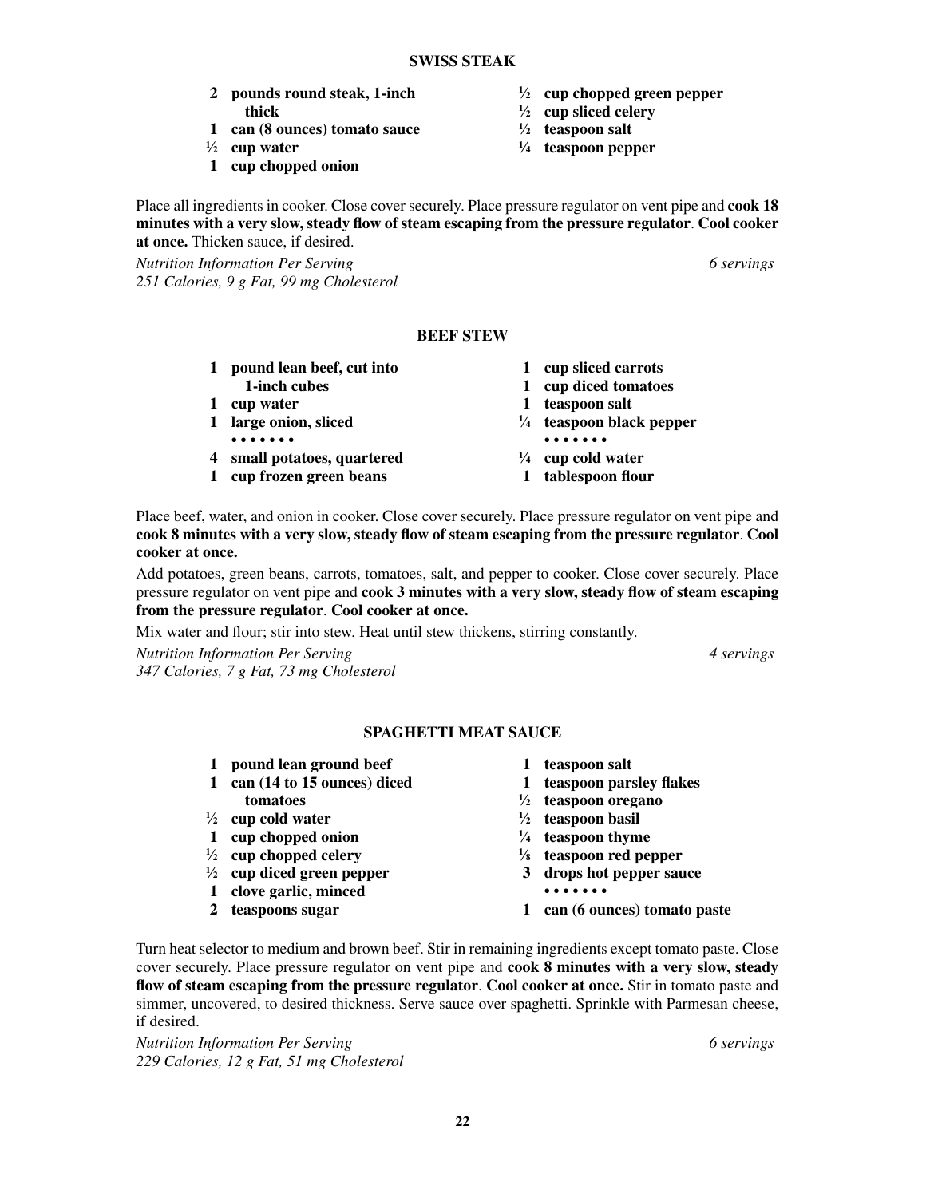## SWISS STEAK

- **2 pounds round steak, 1-inch thick**
- **1 can (8 ounces) tomato sauce**
- **½ cup water**
- **1 cup chopped onion**
- **½ cup chopped green pepper**
- **½ cup sliced celery**
- **½ teaspoon salt**
- **¼ teaspoon pepper**

Place all ingredients in cooker. Close cover securely. Place pressure regulator on vent pipe and **cook 18 minutes with a very slow, steady flow of steam escaping from the pressure regulator**. **Cool cooker at once.** Thicken sauce, if desired.

*Nutrition Information Per Serving* *6 servings*
*251 Calories, 9 g Fat, 99 mg Cholesterol*

## BEEF STEW

- **1 pound lean beef, cut into 1-inch cubes**
- **1 cup water**
- **1 large onion, sliced**

• • • • • • •

- **4 small potatoes, quartered**
- **1 cup frozen green beans**
- **1 cup sliced carrots**
- **1 cup diced tomatoes**
- **1 teaspoon salt**
- **¼ teaspoon black pepper**

• • • • • • •

- **¼ cup cold water**
- **1 tablespoon flour**

Place beef, water, and onion in cooker. Close cover securely. Place pressure regulator on vent pipe and **cook 8 minutes with a very slow, steady flow of steam escaping from the pressure regulator**. **Cool cooker at once.**

Add potatoes, green beans, carrots, tomatoes, salt, and pepper to cooker. Close cover securely. Place pressure regulator on vent pipe and **cook 3 minutes with a very slow, steady flow of steam escaping from the pressure regulator**. **Cool cooker at once.**

Mix water and flour; stir into stew. Heat until stew thickens, stirring constantly.

*Nutrition Information Per Serving* *4 servings*
*347 Calories, 7 g Fat, 73 mg Cholesterol*

## SPAGHETTI MEAT SAUCE

- **1 pound lean ground beef**
- **1 can (14 to 15 ounces) diced tomatoes**
- **½ cup cold water**
- **1 cup chopped onion**
- **½ cup chopped celery**
- **½ cup diced green pepper**
- **1 clove garlic, minced**
- **2 teaspoons sugar**
- **1 teaspoon salt**
- **1 teaspoon parsley flakes**
- **½ teaspoon oregano**
- **½ teaspoon basil**
- **¼ teaspoon thyme**
- **⅛ teaspoon red pepper**
- **3 drops hot pepper sauce**

• • • • • • •

- **1 can (6 ounces) tomato paste**

Turn heat selector to medium and brown beef. Stir in remaining ingredients except tomato paste. Close cover securely. Place pressure regulator on vent pipe and **cook 8 minutes with a very slow, steady flow of steam escaping from the pressure regulator**. **Cool cooker at once.** Stir in tomato paste and simmer, uncovered, to desired thickness. Serve sauce over spaghetti. Sprinkle with Parmesan cheese, if desired.

*Nutrition Information Per Serving* *6 servings*
*229 Calories, 12 g Fat, 51 mg Cholesterol*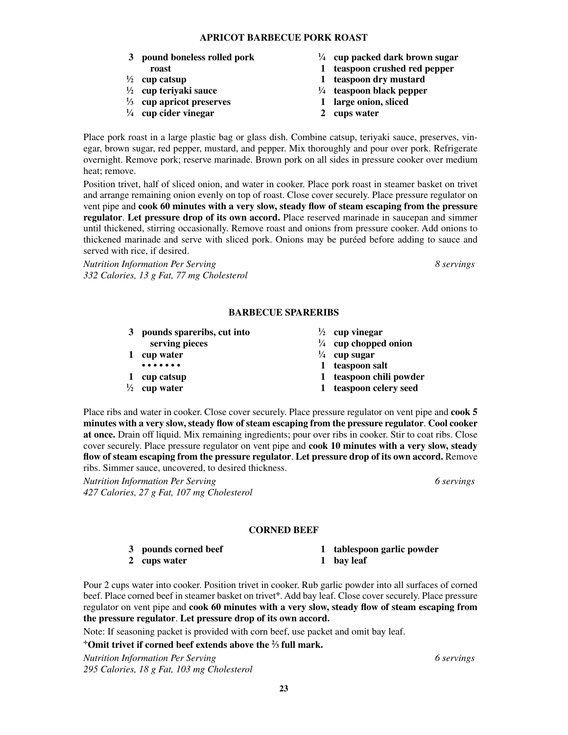## APRICOT BARBECUE PORK ROAST

- **3 pound boneless rolled pork roast**
- **½ cup catsup**
- **½ cup teriyaki sauce**
- **⅓ cup apricot preserves**
- **¼ cup cider vinegar**
- **¼ cup packed dark brown sugar**
- **1 teaspoon crushed red pepper**
- **1 teaspoon dry mustard**
- **¼ teaspoon black pepper**
- **1 large onion, sliced**
- **2 cups water**

Place pork roast in a large plastic bag or glass dish. Combine catsup, teriyaki sauce, preserves, vinegar, brown sugar, red pepper, mustard, and pepper. Mix thoroughly and pour over pork. Refrigerate overnight. Remove pork; reserve marinade. Brown pork on all sides in pressure cooker over medium heat; remove.

Position trivet, half of sliced onion, and water in cooker. Place pork roast in steamer basket on trivet and arrange remaining onion evenly on top of roast. Close cover securely. Place pressure regulator on vent pipe and **cook 60 minutes with a very slow, steady flow of steam escaping from the pressure regulator**. **Let pressure drop of its own accord.** Place reserved marinade in saucepan and simmer until thickened, stirring occasionally. Remove roast and onions from pressure cooker. Add onions to thickened marinade and serve with sliced pork. Onions may be puréed before adding to sauce and served with rice, if desired.

*Nutrition Information Per Serving* — *8 servings*
*332 Calories, 13 g Fat, 77 mg Cholesterol*

## BARBECUE SPARERIBS

- **3 pounds spareribs, cut into serving pieces**
- **1 cup water**

• • • • • • •

- **1 cup catsup**
- **½ cup water**
- **½ cup vinegar**
- **¼ cup chopped onion**
- **¼ cup sugar**
- **1 teaspoon salt**
- **1 teaspoon chili powder**
- **1 teaspoon celery seed**

Place ribs and water in cooker. Close cover securely. Place pressure regulator on vent pipe and **cook 5 minutes with a very slow, steady flow of steam escaping from the pressure regulator**. **Cool cooker at once.** Drain off liquid. Mix remaining ingredients; pour over ribs in cooker. Stir to coat ribs. Close cover securely. Place pressure regulator on vent pipe and **cook 10 minutes with a very slow, steady flow of steam escaping from the pressure regulator**. **Let pressure drop of its own accord.** Remove ribs. Simmer sauce, uncovered, to desired thickness.

*Nutrition Information Per Serving* — *6 servings*
*427 Calories, 27 g Fat, 107 mg Cholesterol*

## CORNED BEEF

- **3 pounds corned beef**
- **2 cups water**
- **1 tablespoon garlic powder**
- **1 bay leaf**

Pour 2 cups water into cooker. Position trivet in cooker. Rub garlic powder into all surfaces of corned beef. Place corned beef in steamer basket on trivet⁺. Add bay leaf. Close cover securely. Place pressure regulator on vent pipe and **cook 60 minutes with a very slow, steady flow of steam escaping from the pressure regulator**. **Let pressure drop of its own accord.**

Note: If seasoning packet is provided with corn beef, use packet and omit bay leaf.

**⁺Omit trivet if corned beef extends above the ⅔ full mark.**

*Nutrition Information Per Serving* — *6 servings*
*295 Calories, 18 g Fat, 103 mg Cholesterol*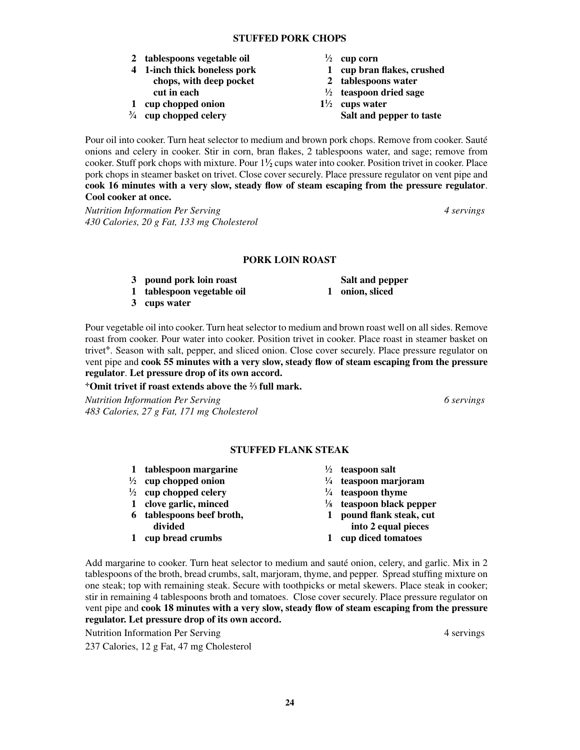## STUFFED PORK CHOPS

- **2 tablespoons vegetable oil**
- **4 1-inch thick boneless pork chops, with deep pocket cut in each**
- **1 cup chopped onion**
- **¾ cup chopped celery**
- **½ cup corn**
- **1 cup bran flakes, crushed**
- **2 tablespoons water**
- **½ teaspoon dried sage**
- **1½ cups water**
- **Salt and pepper to taste**

Pour oil into cooker. Turn heat selector to medium and brown pork chops. Remove from cooker. Sauté onions and celery in cooker. Stir in corn, bran flakes, 2 tablespoons water, and sage; remove from cooker. Stuff pork chops with mixture. Pour 1½ cups water into cooker. Position trivet in cooker. Place pork chops in steamer basket on trivet. Close cover securely. Place pressure regulator on vent pipe and **cook 16 minutes with a very slow, steady flow of steam escaping from the pressure regulator**. **Cool cooker at once.**

*Nutrition Information Per Serving* — *4 servings*
*430 Calories, 20 g Fat, 133 mg Cholesterol*

## PORK LOIN ROAST

- **3 pound pork loin roast**
- **1 tablespoon vegetable oil**
- **3 cups water**
- **Salt and pepper**
- **1 onion, sliced**

Pour vegetable oil into cooker. Turn heat selector to medium and brown roast well on all sides. Remove roast from cooker. Pour water into cooker. Position trivet in cooker. Place roast in steamer basket on trivet⁺. Season with salt, pepper, and sliced onion. Close cover securely. Place pressure regulator on vent pipe and **cook 55 minutes with a very slow, steady flow of steam escaping from the pressure regulator**. **Let pressure drop of its own accord.**

**⁺Omit trivet if roast extends above the ⅔ full mark.**

*Nutrition Information Per Serving* — *6 servings*
*483 Calories, 27 g Fat, 171 mg Cholesterol*

## STUFFED FLANK STEAK

- **1 tablespoon margarine**
- **½ cup chopped onion**
- **½ cup chopped celery**
- **1 clove garlic, minced**
- **6 tablespoons beef broth, divided**
- **1 cup bread crumbs**
- **½ teaspoon salt**
- **¼ teaspoon marjoram**
- **¼ teaspoon thyme**
- **⅛ teaspoon black pepper**
- **1 pound flank steak, cut into 2 equal pieces**
- **1 cup diced tomatoes**

Add margarine to cooker. Turn heat selector to medium and sauté onion, celery, and garlic. Mix in 2 tablespoons of the broth, bread crumbs, salt, marjoram, thyme, and pepper. Spread stuffing mixture on one steak; top with remaining steak. Secure with toothpicks or metal skewers. Place steak in cooker; stir in remaining 4 tablespoons broth and tomatoes. Close cover securely. Place pressure regulator on vent pipe and **cook 18 minutes with a very slow, steady flow of steam escaping from the pressure regulator. Let pressure drop of its own accord.**

Nutrition Information Per Serving — 4 servings
237 Calories, 12 g Fat, 47 mg Cholesterol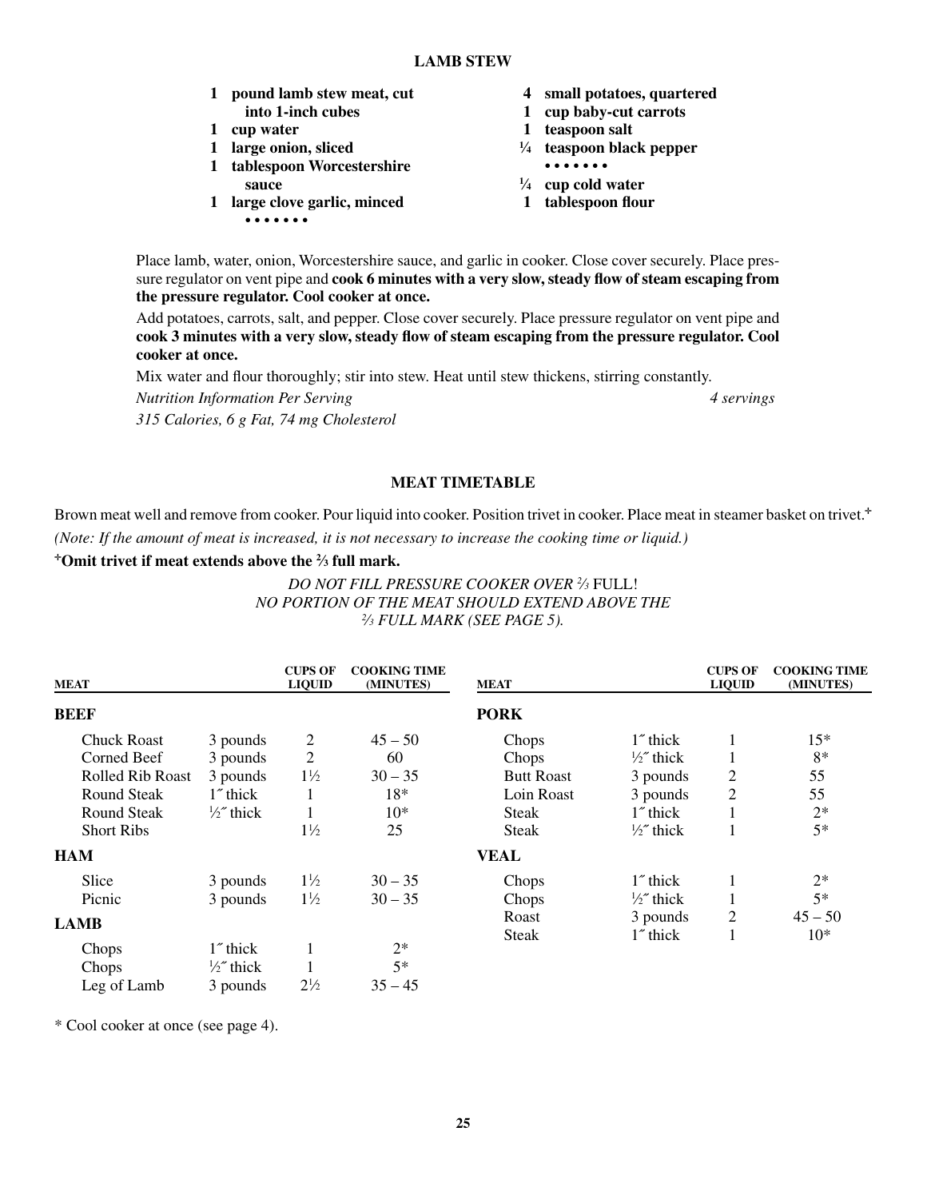## LAMB STEW

- **1 pound lamb stew meat, cut into 1-inch cubes**
- **1 cup water**
- **1 large onion, sliced**
- **1 tablespoon Worcestershire sauce**
- **1 large clove garlic, minced**

• • • • • • •

- **4 small potatoes, quartered**
- **1 cup baby-cut carrots**
- **1 teaspoon salt**
- **¼ teaspoon black pepper**

• • • • • • •

- **¼ cup cold water**
- **1 tablespoon flour**

Place lamb, water, onion, Worcestershire sauce, and garlic in cooker. Close cover securely. Place pressure regulator on vent pipe and **cook 6 minutes with a very slow, steady flow of steam escaping from the pressure regulator. Cool cooker at once.**

Add potatoes, carrots, salt, and pepper. Close cover securely. Place pressure regulator on vent pipe and **cook 3 minutes with a very slow, steady flow of steam escaping from the pressure regulator. Cool cooker at once.**

Mix water and flour thoroughly; stir into stew. Heat until stew thickens, stirring constantly.

*Nutrition Information Per Serving* *4 servings*

*315 Calories, 6 g Fat, 74 mg Cholesterol*

## MEAT TIMETABLE

Brown meat well and remove from cooker. Pour liquid into cooker. Position trivet in cooker. Place meat in steamer basket on trivet.⁺

*(Note: If the amount of meat is increased, it is not necessary to increase the cooking time or liquid.)*

**⁺Omit trivet if meat extends above the ⅔ full mark.**

*DO NOT FILL PRESSURE COOKER OVER ⅔ FULL!*
*NO PORTION OF THE MEAT SHOULD EXTEND ABOVE THE ⅔ FULL MARK (SEE PAGE 5).*

| MEAT | | CUPS OF LIQUID | COOKING TIME (MINUTES) |
|---|---|---|---|
| **BEEF** | | | |
| Chuck Roast | 3 pounds | 2 | 45 – 50 |
| Corned Beef | 3 pounds | 2 | 60 |
| Rolled Rib Roast | 3 pounds | 1½ | 30 – 35 |
| Round Steak | 1″ thick | 1 | 18* |
| Round Steak | ½″ thick | 1 | 10* |
| Short Ribs | | 1½ | 25 |
| **HAM** | | | |
| Slice | 3 pounds | 1½ | 30 – 35 |
| Picnic | 3 pounds | 1½ | 30 – 35 |
| **LAMB** | | | |
| Chops | 1″ thick | 1 | 2* |
| Chops | ½″ thick | 1 | 5* |
| Leg of Lamb | 3 pounds | 2½ | 35 – 45 |

| MEAT | | CUPS OF LIQUID | COOKING TIME (MINUTES) |
|---|---|---|---|
| **PORK** | | | |
| Chops | 1″ thick | 1 | 15* |
| Chops | ½″ thick | 1 | 8* |
| Butt Roast | 3 pounds | 2 | 55 |
| Loin Roast | 3 pounds | 2 | 55 |
| Steak | 1″ thick | 1 | 2* |
| Steak | ½″ thick | 1 | 5* |
| **VEAL** | | | |
| Chops | 1″ thick | 1 | 2* |
| Chops | ½″ thick | 1 | 5* |
| Roast | 3 pounds | 2 | 45 – 50 |
| Steak | 1″ thick | 1 | 10* |

\* Cool cooker at once (see page 4).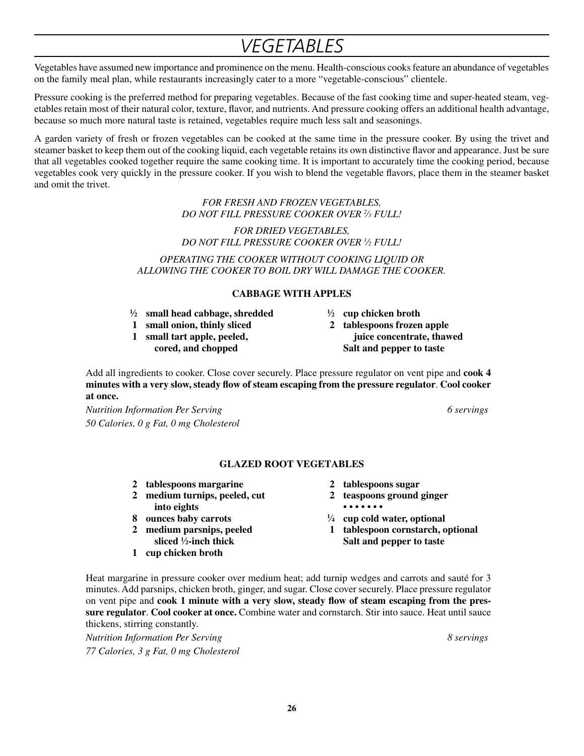# VEGETABLES

Vegetables have assumed new importance and prominence on the menu. Health-conscious cooks feature an abundance of vegetables on the family meal plan, while restaurants increasingly cater to a more "vegetable-conscious" clientele.

Pressure cooking is the preferred method for preparing vegetables. Because of the fast cooking time and super-heated steam, vegetables retain most of their natural color, texture, flavor, and nutrients. And pressure cooking offers an additional health advantage, because so much more natural taste is retained, vegetables require much less salt and seasonings.

A garden variety of fresh or frozen vegetables can be cooked at the same time in the pressure cooker. By using the trivet and steamer basket to keep them out of the cooking liquid, each vegetable retains its own distinctive flavor and appearance. Just be sure that all vegetables cooked together require the same cooking time. It is important to accurately time the cooking period, because vegetables cook very quickly in the pressure cooker. If you wish to blend the vegetable flavors, place them in the steamer basket and omit the trivet.

*FOR FRESH AND FROZEN VEGETABLES,*
*DO NOT FILL PRESSURE COOKER OVER ⅔ FULL!*

*FOR DRIED VEGETABLES,*
*DO NOT FILL PRESSURE COOKER OVER ½ FULL!*

*OPERATING THE COOKER WITHOUT COOKING LIQUID OR ALLOWING THE COOKER TO BOIL DRY WILL DAMAGE THE COOKER.*

### CABBAGE WITH APPLES

- **½ small head cabbage, shredded**
- **1 small onion, thinly sliced**
- **1 small tart apple, peeled, cored, and chopped**
- **½ cup chicken broth**
- **2 tablespoons frozen apple juice concentrate, thawed**
- **Salt and pepper to taste**

Add all ingredients to cooker. Close cover securely. Place pressure regulator on vent pipe and **cook 4 minutes with a very slow, steady flow of steam escaping from the pressure regulator**. **Cool cooker at once.**

*Nutrition Information Per Serving* — *6 servings*
*50 Calories, 0 g Fat, 0 mg Cholesterol*

### GLAZED ROOT VEGETABLES

- **2 tablespoons margarine**
- **2 medium turnips, peeled, cut into eights**
- **8 ounces baby carrots**
- **2 medium parsnips, peeled sliced ½-inch thick**
- **1 cup chicken broth**
- **2 tablespoons sugar**
- **2 teaspoons ground ginger**

• • • • • • •

- **¼ cup cold water, optional**
- **1 tablespoon cornstarch, optional**
- **Salt and pepper to taste**

Heat margarine in pressure cooker over medium heat; add turnip wedges and carrots and sauté for 3 minutes. Add parsnips, chicken broth, ginger, and sugar. Close cover securely. Place pressure regulator on vent pipe and **cook 1 minute with a very slow, steady flow of steam escaping from the pressure regulator**. **Cool cooker at once.** Combine water and cornstarch. Stir into sauce. Heat until sauce thickens, stirring constantly.

*Nutrition Information Per Serving* — *8 servings*
*77 Calories, 3 g Fat, 0 mg Cholesterol*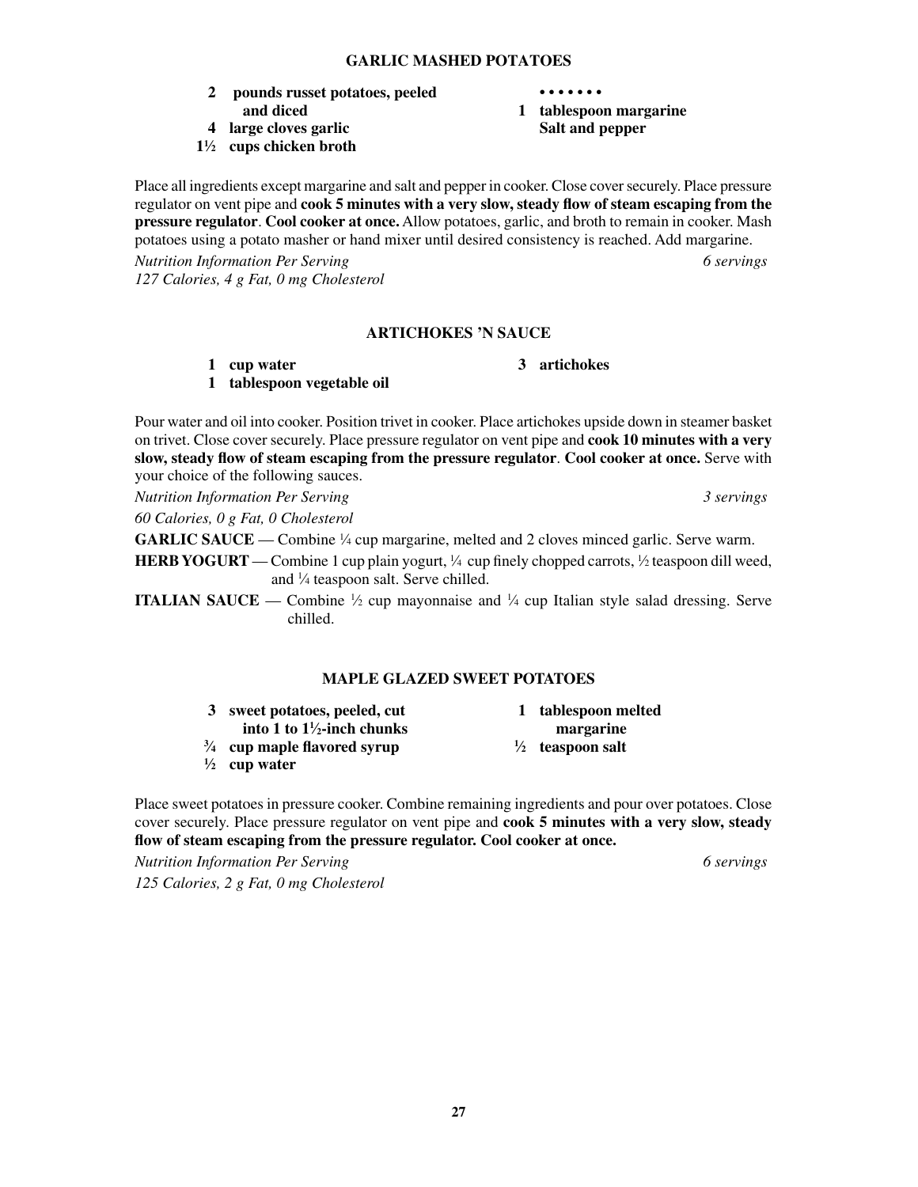## GARLIC MASHED POTATOES

- **2 pounds russet potatoes, peeled and diced**
- **4 large cloves garlic**
- **1½ cups chicken broth**

**• • • • • • •**

- **1 tablespoon margarine**
- **Salt and pepper**

Place all ingredients except margarine and salt and pepper in cooker. Close cover securely. Place pressure regulator on vent pipe and **cook 5 minutes with a very slow, steady flow of steam escaping from the pressure regulator**. **Cool cooker at once.** Allow potatoes, garlic, and broth to remain in cooker. Mash potatoes using a potato masher or hand mixer until desired consistency is reached. Add margarine.

*Nutrition Information Per Serving* — *6 servings*

*127 Calories, 4 g Fat, 0 mg Cholesterol*

## ARTICHOKES 'N SAUCE

- **1 cup water**
- **1 tablespoon vegetable oil**
- **3 artichokes**

Pour water and oil into cooker. Position trivet in cooker. Place artichokes upside down in steamer basket on trivet. Close cover securely. Place pressure regulator on vent pipe and **cook 10 minutes with a very slow, steady flow of steam escaping from the pressure regulator**. **Cool cooker at once.** Serve with your choice of the following sauces.

*Nutrition Information Per Serving* — *3 servings*

*60 Calories, 0 g Fat, 0 Cholesterol*

**GARLIC SAUCE** — Combine ¼ cup margarine, melted and 2 cloves minced garlic. Serve warm.

**HERB YOGURT** — Combine 1 cup plain yogurt, ¼ cup finely chopped carrots, ½ teaspoon dill weed, and ¼ teaspoon salt. Serve chilled.

**ITALIAN SAUCE** — Combine ½ cup mayonnaise and ¼ cup Italian style salad dressing. Serve chilled.

## MAPLE GLAZED SWEET POTATOES

- **3 sweet potatoes, peeled, cut into 1 to 1½-inch chunks**
- **¾ cup maple flavored syrup**
- **½ cup water**
- **1 tablespoon melted margarine**
- **½ teaspoon salt**

Place sweet potatoes in pressure cooker. Combine remaining ingredients and pour over potatoes. Close cover securely. Place pressure regulator on vent pipe and **cook 5 minutes with a very slow, steady flow of steam escaping from the pressure regulator. Cool cooker at once.**

*Nutrition Information Per Serving* — *6 servings*

*125 Calories, 2 g Fat, 0 mg Cholesterol*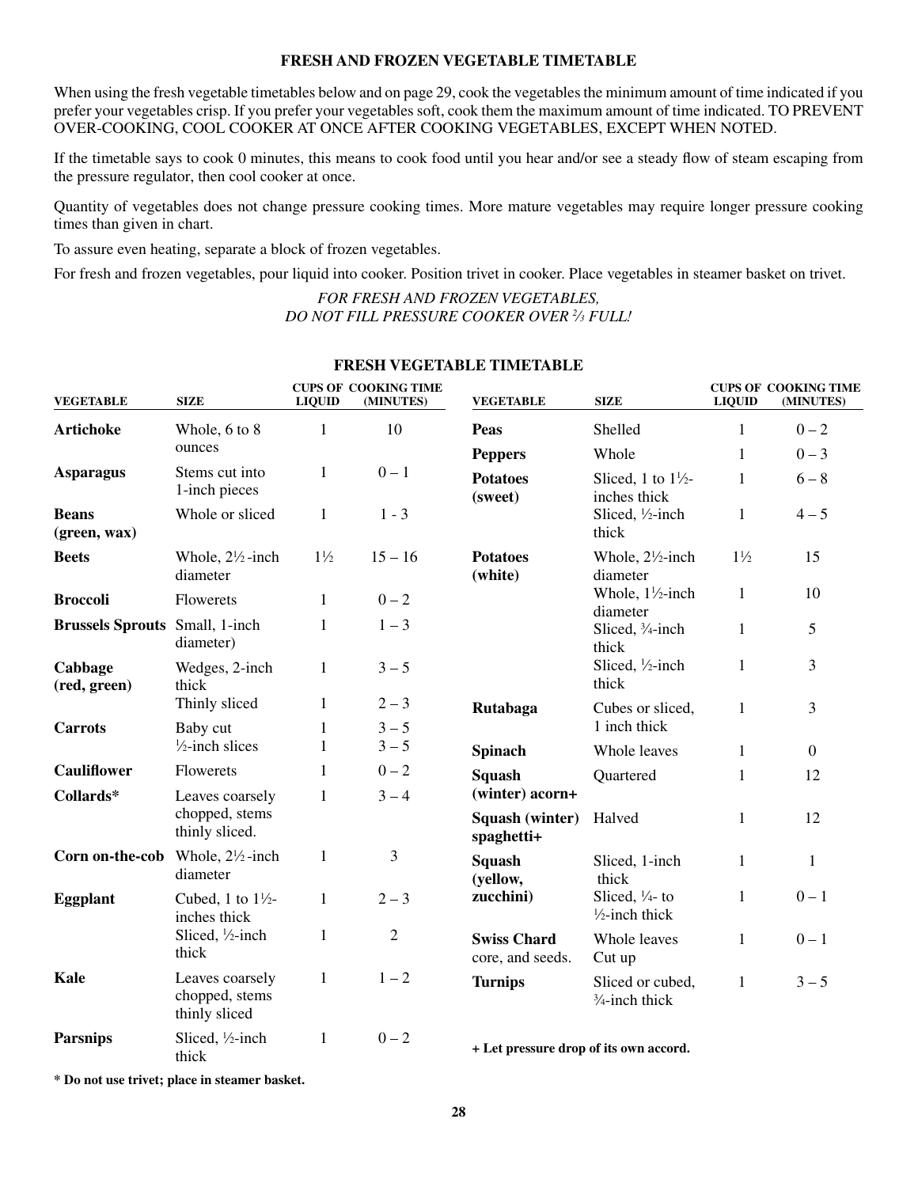## FRESH AND FROZEN VEGETABLE TIMETABLE

When using the fresh vegetable timetables below and on page 29, cook the vegetables the minimum amount of time indicated if you prefer your vegetables crisp. If you prefer your vegetables soft, cook them the maximum amount of time indicated. TO PREVENT OVER-COOKING, COOL COOKER AT ONCE AFTER COOKING VEGETABLES, EXCEPT WHEN NOTED.

If the timetable says to cook 0 minutes, this means to cook food until you hear and/or see a steady flow of steam escaping from the pressure regulator, then cool cooker at once.

Quantity of vegetables does not change pressure cooking times. More mature vegetables may require longer pressure cooking times than given in chart.

To assure even heating, separate a block of frozen vegetables.

For fresh and frozen vegetables, pour liquid into cooker. Position trivet in cooker. Place vegetables in steamer basket on trivet.

*FOR FRESH AND FROZEN VEGETABLES,*
*DO NOT FILL PRESSURE COOKER OVER ⅔ FULL!*

### FRESH VEGETABLE TIMETABLE

| VEGETABLE | SIZE | CUPS OF LIQUID | COOKING TIME (MINUTES) |
|---|---|---|---|
| **Artichoke** | Whole, 6 to 8 ounces | 1 | 10 |
| **Asparagus** | Stems cut into 1-inch pieces | 1 | 0 – 1 |
| **Beans (green, wax)** | Whole or sliced | 1 | 1 - 3 |
| **Beets** | Whole, 2½-inch diameter | 1½ | 15 – 16 |
| **Broccoli** | Flowerets | 1 | 0 – 2 |
| **Brussels Sprouts** | Small, 1-inch diameter) | 1 | 1 – 3 |
| **Cabbage (red, green)** | Wedges, 2-inch thick | 1 | 3 – 5 |
| | Thinly sliced | 1 | 2 – 3 |
| **Carrots** | Baby cut | 1 | 3 – 5 |
| | ½-inch slices | 1 | 3 – 5 |
| **Cauliflower** | Flowerets | 1 | 0 – 2 |
| **Collards*** | Leaves coarsely chopped, stems thinly sliced. | 1 | 3 – 4 |
| **Corn on-the-cob** | Whole, 2½-inch diameter | 1 | 3 |
| **Eggplant** | Cubed, 1 to 1½-inches thick | 1 | 2 – 3 |
| | Sliced, ½-inch thick | 1 | 2 |
| **Kale** | Leaves coarsely chopped, stems thinly sliced | 1 | 1 – 2 |
| **Parsnips** | Sliced, ½-inch thick | 1 | 0 – 2 |
| **Peas** | Shelled | 1 | 0 – 2 |
| **Peppers** | Whole | 1 | 0 – 3 |
| **Potatoes (sweet)** | Sliced, 1 to 1½-inches thick | 1 | 6 – 8 |
| | Sliced, ½-inch thick | 1 | 4 – 5 |
| **Potatoes (white)** | Whole, 2½-inch diameter | 1½ | 15 |
| | Whole, 1½-inch diameter | 1 | 10 |
| | Sliced, ¾-inch thick | 1 | 5 |
| | Sliced, ½-inch thick | 1 | 3 |
| **Rutabaga** | Cubes or sliced, 1 inch thick | 1 | 3 |
| **Spinach** | Whole leaves | 1 | 0 |
| **Squash (winter) acorn+** | Quartered | 1 | 12 |
| **Squash (winter) spaghetti+** | Halved | 1 | 12 |
| **Squash (yellow, zucchini)** | Sliced, 1-inch thick | 1 | 1 |
| | Sliced, ¼- to ½-inch thick | 1 | 0 – 1 |
| **Swiss Chard** core, and seeds. | Whole leaves Cut up | 1 | 0 – 1 |
| **Turnips** | Sliced or cubed, ¾-inch thick | 1 | 3 – 5 |

**+ Let pressure drop of its own accord.**

**\* Do not use trivet; place in steamer basket.**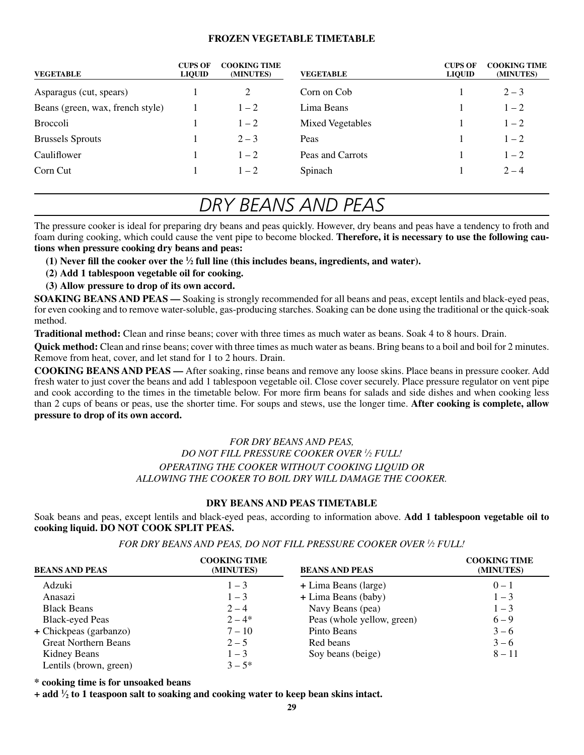## FROZEN VEGETABLE TIMETABLE

| VEGETABLE | CUPS OF LIQUID | COOKING TIME (MINUTES) | VEGETABLE | CUPS OF LIQUID | COOKING TIME (MINUTES) |
|---|---|---|---|---|---|
| Asparagus (cut, spears) | 1 | 2 | Corn on Cob | 1 | 2 – 3 |
| Beans (green, wax, french style) | 1 | 1 – 2 | Lima Beans | 1 | 1 – 2 |
| Broccoli | 1 | 1 – 2 | Mixed Vegetables | 1 | 1 – 2 |
| Brussels Sprouts | 1 | 2 – 3 | Peas | 1 | 1 – 2 |
| Cauliflower | 1 | 1 – 2 | Peas and Carrots | 1 | 1 – 2 |
| Corn Cut | 1 | 1 – 2 | Spinach | 1 | 2 – 4 |

# *DRY BEANS AND PEAS*

The pressure cooker is ideal for preparing dry beans and peas quickly. However, dry beans and peas have a tendency to froth and foam during cooking, which could cause the vent pipe to become blocked. **Therefore, it is necessary to use the following cautions when pressure cooking dry beans and peas:**

**(1) Never fill the cooker over the ½ full line (this includes beans, ingredients, and water).**

**(2) Add 1 tablespoon vegetable oil for cooking.**

**(3) Allow pressure to drop of its own accord.**

**SOAKING BEANS AND PEAS —** Soaking is strongly recommended for all beans and peas, except lentils and black-eyed peas, for even cooking and to remove water-soluble, gas-producing starches. Soaking can be done using the traditional or the quick-soak method.

**Traditional method:** Clean and rinse beans; cover with three times as much water as beans. Soak 4 to 8 hours. Drain.

**Quick method:** Clean and rinse beans; cover with three times as much water as beans. Bring beans to a boil and boil for 2 minutes. Remove from heat, cover, and let stand for 1 to 2 hours. Drain.

**COOKING BEANS AND PEAS —** After soaking, rinse beans and remove any loose skins. Place beans in pressure cooker. Add fresh water to just cover the beans and add 1 tablespoon vegetable oil. Close cover securely. Place pressure regulator on vent pipe and cook according to the times in the timetable below. For more firm beans for salads and side dishes and when cooking less than 2 cups of beans or peas, use the shorter time. For soups and stews, use the longer time. **After cooking is complete, allow pressure to drop of its own accord.**

*FOR DRY BEANS AND PEAS,*
*DO NOT FILL PRESSURE COOKER OVER ½ FULL!*
*OPERATING THE COOKER WITHOUT COOKING LIQUID OR*
*ALLOWING THE COOKER TO BOIL DRY WILL DAMAGE THE COOKER.*

## DRY BEANS AND PEAS TIMETABLE

Soak beans and peas, except lentils and black-eyed peas, according to information above. **Add 1 tablespoon vegetable oil to cooking liquid. DO NOT COOK SPLIT PEAS.**

*FOR DRY BEANS AND PEAS, DO NOT FILL PRESSURE COOKER OVER ½ FULL!*

| BEANS AND PEAS | COOKING TIME (MINUTES) | BEANS AND PEAS | COOKING TIME (MINUTES) |
|---|---|---|---|
| Adzuki | 1 – 3 | + Lima Beans (large) | 0 – 1 |
| Anasazi | 1 – 3 | + Lima Beans (baby) | 1 – 3 |
| Black Beans | 2 – 4 | Navy Beans (pea) | 1 – 3 |
| Black-eyed Peas | 2 – 4* | Peas (whole yellow, green) | 6 – 9 |
| + Chickpeas (garbanzo) | 7 – 10 | Pinto Beans | 3 – 6 |
| Great Northern Beans | 2 – 5 | Red beans | 3 – 6 |
| Kidney Beans | 1 – 3 | Soy beans (beige) | 8 – 11 |
| Lentils (brown, green) | 3 – 5* | | |

**\* cooking time is for unsoaked beans**

**+ add ½ to 1 teaspoon salt to soaking and cooking water to keep bean skins intact.**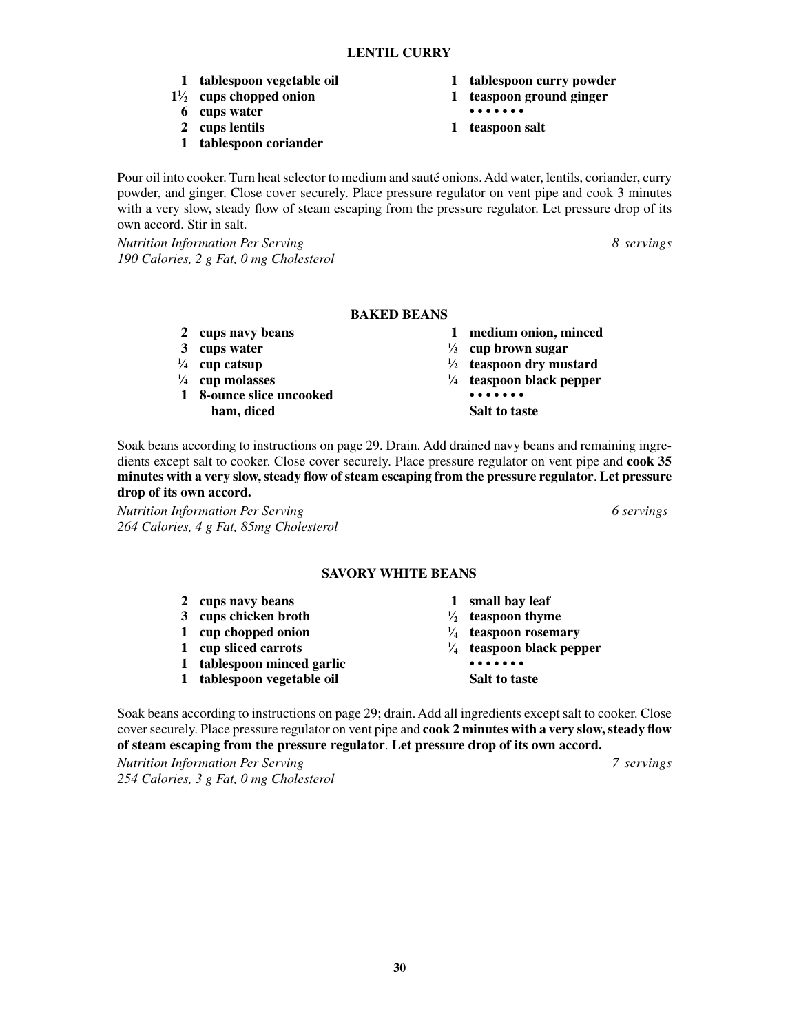## LENTIL CURRY

- **1 tablespoon vegetable oil**
- **1½ cups chopped onion**
- **6 cups water**
- **2 cups lentils**
- **1 tablespoon coriander**
- **1 tablespoon curry powder**
- **1 teaspoon ground ginger**

**• • • • • • •**

- **1 teaspoon salt**

Pour oil into cooker. Turn heat selector to medium and sauté onions. Add water, lentils, coriander, curry powder, and ginger. Close cover securely. Place pressure regulator on vent pipe and cook 3 minutes with a very slow, steady flow of steam escaping from the pressure regulator. Let pressure drop of its own accord. Stir in salt.

*Nutrition Information Per Serving* — *8 servings*
*190 Calories, 2 g Fat, 0 mg Cholesterol*

## BAKED BEANS

- **2 cups navy beans**
- **3 cups water**
- **¼ cup catsup**
- **¼ cup molasses**
- **1 8-ounce slice uncooked ham, diced**
- **1 medium onion, minced**
- **⅓ cup brown sugar**
- **½ teaspoon dry mustard**
- **¼ teaspoon black pepper**

**• • • • • • •**

**Salt to taste**

Soak beans according to instructions on page 29. Drain. Add drained navy beans and remaining ingredients except salt to cooker. Close cover securely. Place pressure regulator on vent pipe and **cook 35 minutes with a very slow, steady flow of steam escaping from the pressure regulator**. **Let pressure drop of its own accord.**

*Nutrition Information Per Serving* — *6 servings*
*264 Calories, 4 g Fat, 85mg Cholesterol*

## SAVORY WHITE BEANS

- **2 cups navy beans**
- **3 cups chicken broth**
- **1 cup chopped onion**
- **1 cup sliced carrots**
- **1 tablespoon minced garlic**
- **1 tablespoon vegetable oil**
- **1 small bay leaf**
- **½ teaspoon thyme**
- **¼ teaspoon rosemary**
- **¼ teaspoon black pepper**

**• • • • • • •**

**Salt to taste**

Soak beans according to instructions on page 29; drain. Add all ingredients except salt to cooker. Close cover securely. Place pressure regulator on vent pipe and **cook 2 minutes with a very slow, steady flow of steam escaping from the pressure regulator**. **Let pressure drop of its own accord.**

*Nutrition Information Per Serving* — *7 servings*
*254 Calories, 3 g Fat, 0 mg Cholesterol*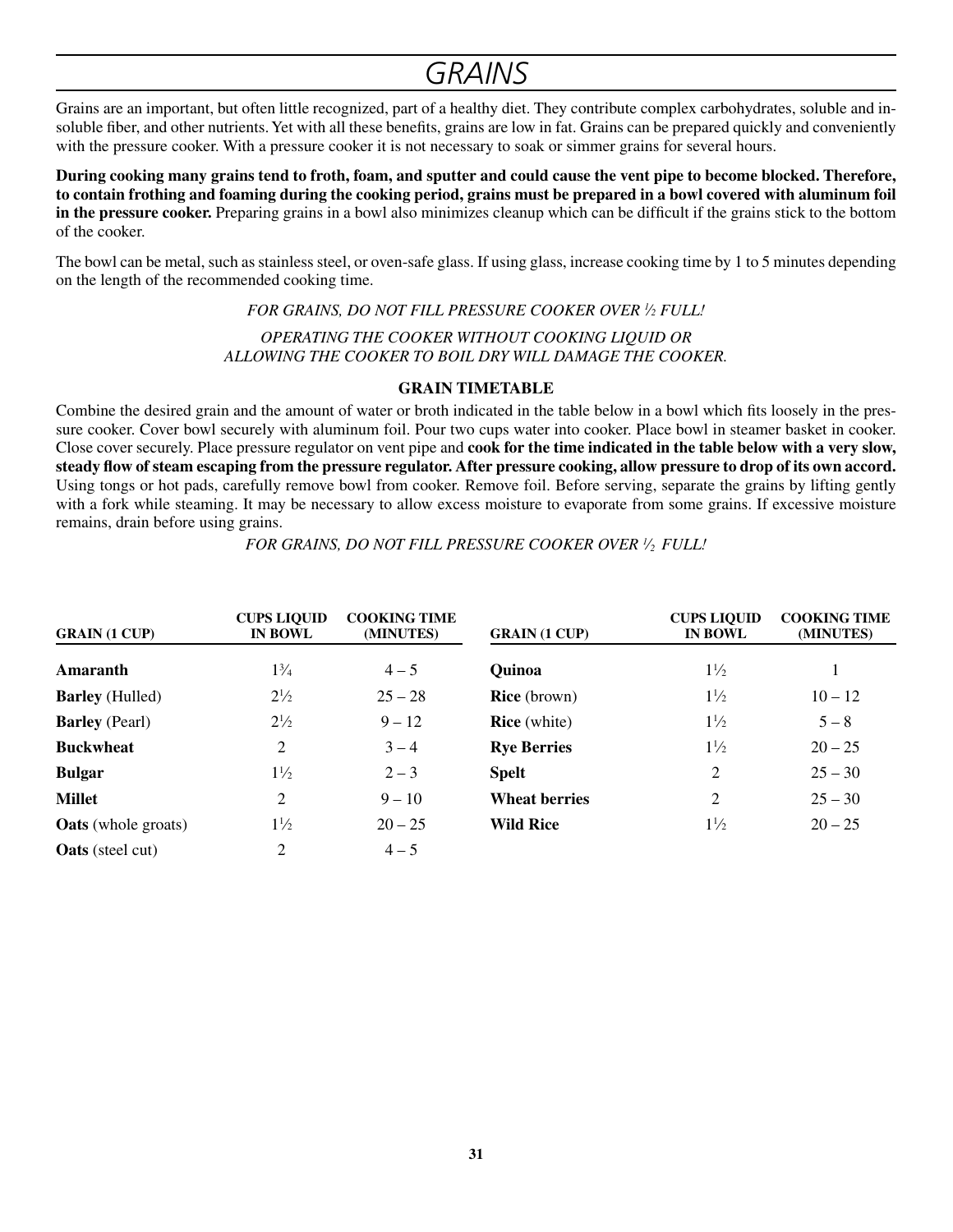# GRAINS

Grains are an important, but often little recognized, part of a healthy diet. They contribute complex carbohydrates, soluble and insoluble fiber, and other nutrients. Yet with all these benefits, grains are low in fat. Grains can be prepared quickly and conveniently with the pressure cooker. With a pressure cooker it is not necessary to soak or simmer grains for several hours.

**During cooking many grains tend to froth, foam, and sputter and could cause the vent pipe to become blocked. Therefore, to contain frothing and foaming during the cooking period, grains must be prepared in a bowl covered with aluminum foil in the pressure cooker.** Preparing grains in a bowl also minimizes cleanup which can be difficult if the grains stick to the bottom of the cooker.

The bowl can be metal, such as stainless steel, or oven-safe glass. If using glass, increase cooking time by 1 to 5 minutes depending on the length of the recommended cooking time.

*FOR GRAINS, DO NOT FILL PRESSURE COOKER OVER ½ FULL!*

*OPERATING THE COOKER WITHOUT COOKING LIQUID OR ALLOWING THE COOKER TO BOIL DRY WILL DAMAGE THE COOKER.*

## GRAIN TIMETABLE

Combine the desired grain and the amount of water or broth indicated in the table below in a bowl which fits loosely in the pressure cooker. Cover bowl securely with aluminum foil. Pour two cups water into cooker. Place bowl in steamer basket in cooker. Close cover securely. Place pressure regulator on vent pipe and **cook for the time indicated in the table below with a very slow, steady flow of steam escaping from the pressure regulator. After pressure cooking, allow pressure to drop of its own accord.** Using tongs or hot pads, carefully remove bowl from cooker. Remove foil. Before serving, separate the grains by lifting gently with a fork while steaming. It may be necessary to allow excess moisture to evaporate from some grains. If excessive moisture remains, drain before using grains.

*FOR GRAINS, DO NOT FILL PRESSURE COOKER OVER ½ FULL!*

| GRAIN (1 CUP) | CUPS LIQUID IN BOWL | COOKING TIME (MINUTES) |
|---|---|---|
| **Amaranth** | 1¾ | 4 – 5 |
| **Barley** (Hulled) | 2½ | 25 – 28 |
| **Barley** (Pearl) | 2½ | 9 – 12 |
| **Buckwheat** | 2 | 3 – 4 |
| **Bulgar** | 1½ | 2 – 3 |
| **Millet** | 2 | 9 – 10 |
| **Oats** (whole groats) | 1½ | 20 – 25 |
| **Oats** (steel cut) | 2 | 4 – 5 |
| **Quinoa** | 1½ | 1 |
| **Rice** (brown) | 1½ | 10 – 12 |
| **Rice** (white) | 1½ | 5 – 8 |
| **Rye Berries** | 1½ | 20 – 25 |
| **Spelt** | 2 | 25 – 30 |
| **Wheat berries** | 2 | 25 – 30 |
| **Wild Rice** | 1½ | 20 – 25 |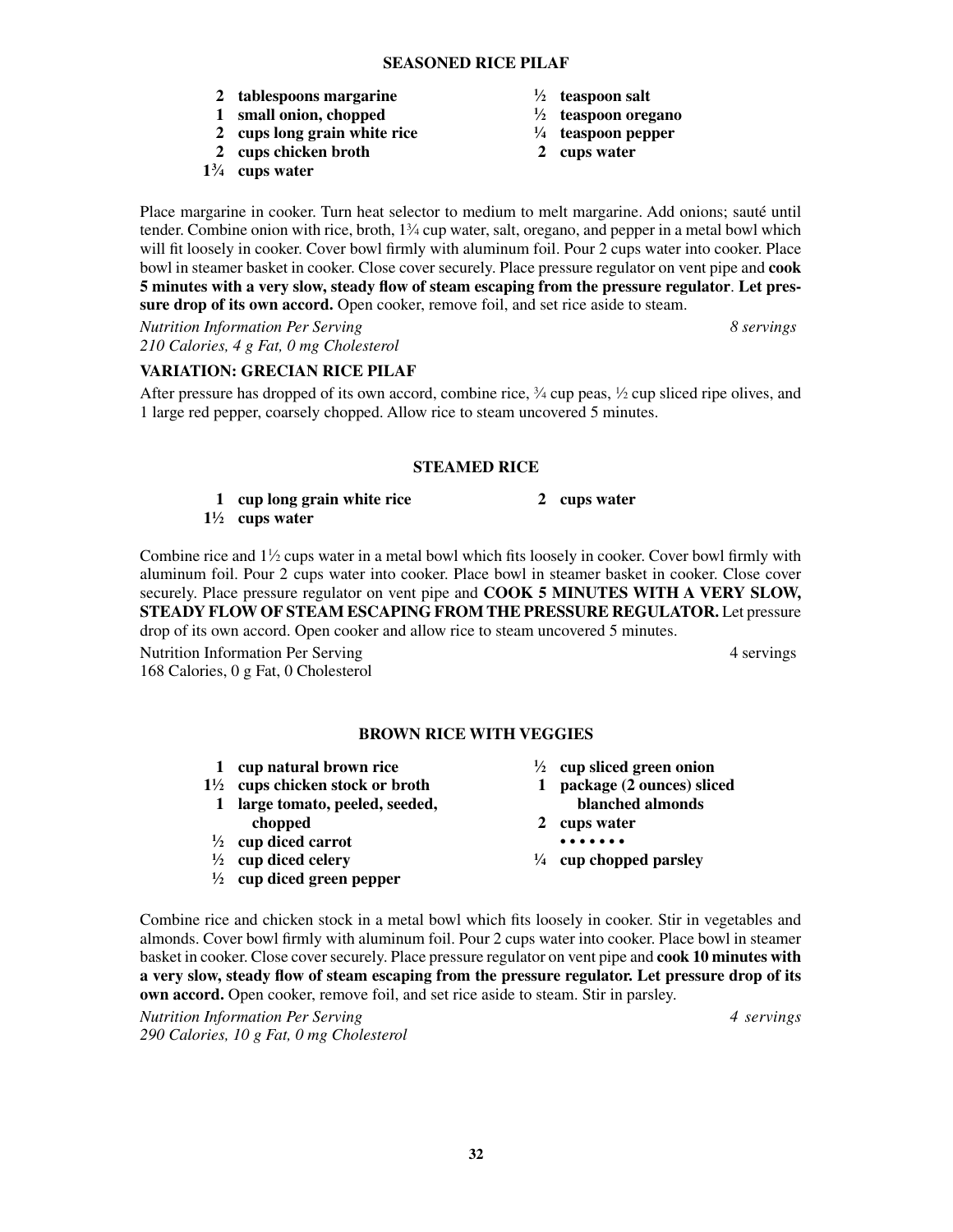## SEASONED RICE PILAF

- **2 tablespoons margarine**
- **1 small onion, chopped**
- **2 cups long grain white rice**
- **2 cups chicken broth**
- **1¾ cups water**
- **½ teaspoon salt**
- **½ teaspoon oregano**
- **¼ teaspoon pepper**
- **2 cups water**

Place margarine in cooker. Turn heat selector to medium to melt margarine. Add onions; sauté until tender. Combine onion with rice, broth, 1¾ cup water, salt, oregano, and pepper in a metal bowl which will fit loosely in cooker. Cover bowl firmly with aluminum foil. Pour 2 cups water into cooker. Place bowl in steamer basket in cooker. Close cover securely. Place pressure regulator on vent pipe and **cook 5 minutes with a very slow, steady flow of steam escaping from the pressure regulator**. **Let pressure drop of its own accord.** Open cooker, remove foil, and set rice aside to steam.

*Nutrition Information Per Serving* — *8 servings*
*210 Calories, 4 g Fat, 0 mg Cholesterol*

### VARIATION: GRECIAN RICE PILAF

After pressure has dropped of its own accord, combine rice, ¾ cup peas, ½ cup sliced ripe olives, and 1 large red pepper, coarsely chopped. Allow rice to steam uncovered 5 minutes.

## STEAMED RICE

- **1 cup long grain white rice**
- **1½ cups water**
- **2 cups water**

Combine rice and 1½ cups water in a metal bowl which fits loosely in cooker. Cover bowl firmly with aluminum foil. Pour 2 cups water into cooker. Place bowl in steamer basket in cooker. Close cover securely. Place pressure regulator on vent pipe and **COOK 5 MINUTES WITH A VERY SLOW, STEADY FLOW OF STEAM ESCAPING FROM THE PRESSURE REGULATOR.** Let pressure drop of its own accord. Open cooker and allow rice to steam uncovered 5 minutes.

Nutrition Information Per Serving — 4 servings
168 Calories, 0 g Fat, 0 Cholesterol

## BROWN RICE WITH VEGGIES

- **1 cup natural brown rice**
- **1½ cups chicken stock or broth**
- **1 large tomato, peeled, seeded, chopped**
- **½ cup diced carrot**
- **½ cup diced celery**
- **½ cup diced green pepper**
- **½ cup sliced green onion**
- **1 package (2 ounces) sliced blanched almonds**
- **2 cups water**

• • • • • • •

- **¼ cup chopped parsley**

Combine rice and chicken stock in a metal bowl which fits loosely in cooker. Stir in vegetables and almonds. Cover bowl firmly with aluminum foil. Pour 2 cups water into cooker. Place bowl in steamer basket in cooker. Close cover securely. Place pressure regulator on vent pipe and **cook 10 minutes with a very slow, steady flow of steam escaping from the pressure regulator. Let pressure drop of its own accord.** Open cooker, remove foil, and set rice aside to steam. Stir in parsley.

*Nutrition Information Per Serving* — *4 servings*
*290 Calories, 10 g Fat, 0 mg Cholesterol*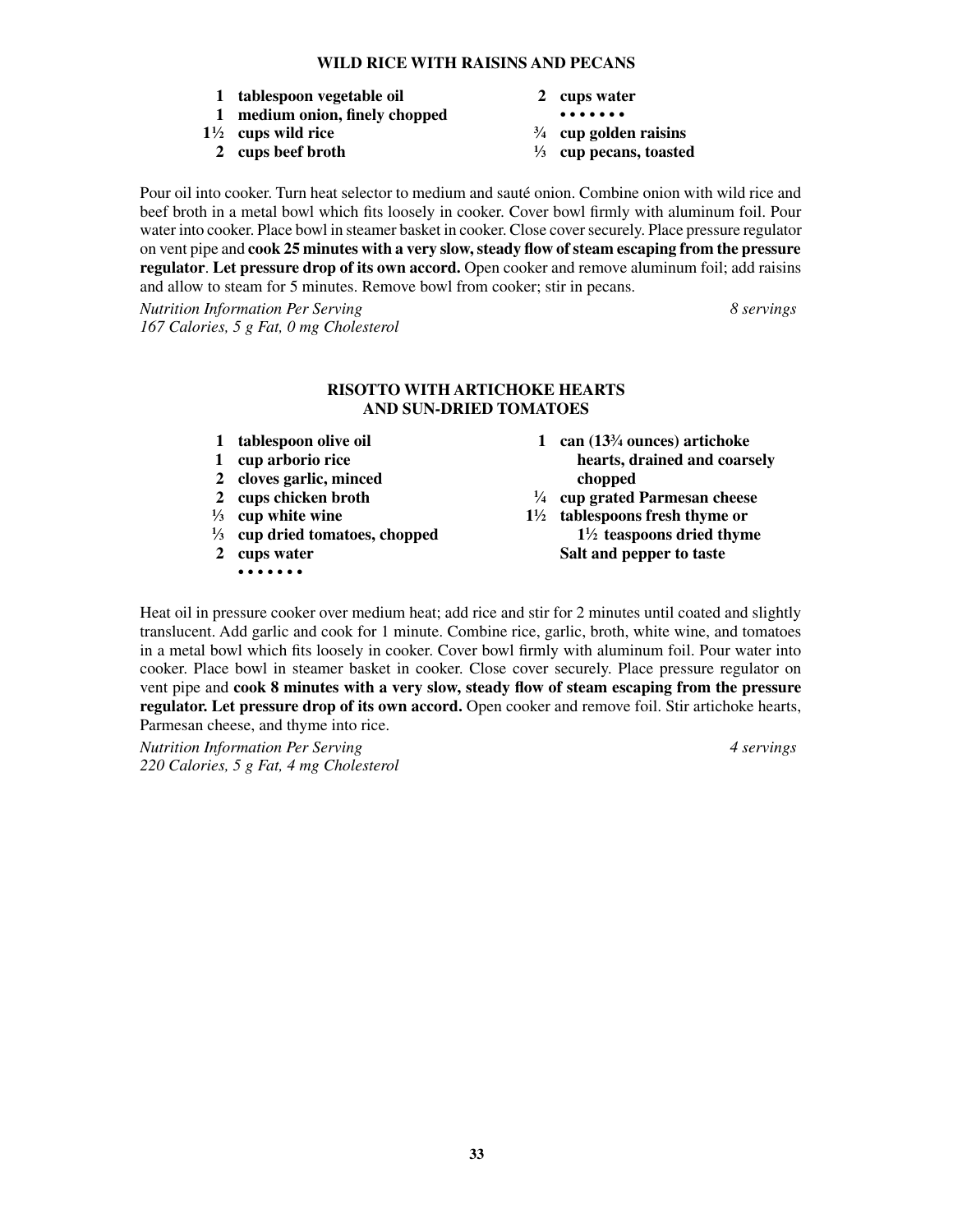## WILD RICE WITH RAISINS AND PECANS

- **1 tablespoon vegetable oil**
- **1 medium onion, finely chopped**
- **1½ cups wild rice**
- **2 cups beef broth**
- **2 cups water**

• • • • • • •

- **¾ cup golden raisins**
- **⅓ cup pecans, toasted**

Pour oil into cooker. Turn heat selector to medium and sauté onion. Combine onion with wild rice and beef broth in a metal bowl which fits loosely in cooker. Cover bowl firmly with aluminum foil. Pour water into cooker. Place bowl in steamer basket in cooker. Close cover securely. Place pressure regulator on vent pipe and **cook 25 minutes with a very slow, steady flow of steam escaping from the pressure regulator**. **Let pressure drop of its own accord.** Open cooker and remove aluminum foil; add raisins and allow to steam for 5 minutes. Remove bowl from cooker; stir in pecans.

*Nutrition Information Per Serving* — *8 servings*
*167 Calories, 5 g Fat, 0 mg Cholesterol*

## RISOTTO WITH ARTICHOKE HEARTS AND SUN-DRIED TOMATOES

- **1 tablespoon olive oil**
- **1 cup arborio rice**
- **2 cloves garlic, minced**
- **2 cups chicken broth**
- **⅓ cup white wine**
- **⅓ cup dried tomatoes, chopped**
- **2 cups water**

• • • • • • •

- **1 can (13¾ ounces) artichoke hearts, drained and coarsely chopped**
- **¼ cup grated Parmesan cheese**
- **1½ tablespoons fresh thyme or 1½ teaspoons dried thyme**
- **Salt and pepper to taste**

Heat oil in pressure cooker over medium heat; add rice and stir for 2 minutes until coated and slightly translucent. Add garlic and cook for 1 minute. Combine rice, garlic, broth, white wine, and tomatoes in a metal bowl which fits loosely in cooker. Cover bowl firmly with aluminum foil. Pour water into cooker. Place bowl in steamer basket in cooker. Close cover securely. Place pressure regulator on vent pipe and **cook 8 minutes with a very slow, steady flow of steam escaping from the pressure regulator. Let pressure drop of its own accord.** Open cooker and remove foil. Stir artichoke hearts, Parmesan cheese, and thyme into rice.

*Nutrition Information Per Serving* — *4 servings*
*220 Calories, 5 g Fat, 4 mg Cholesterol*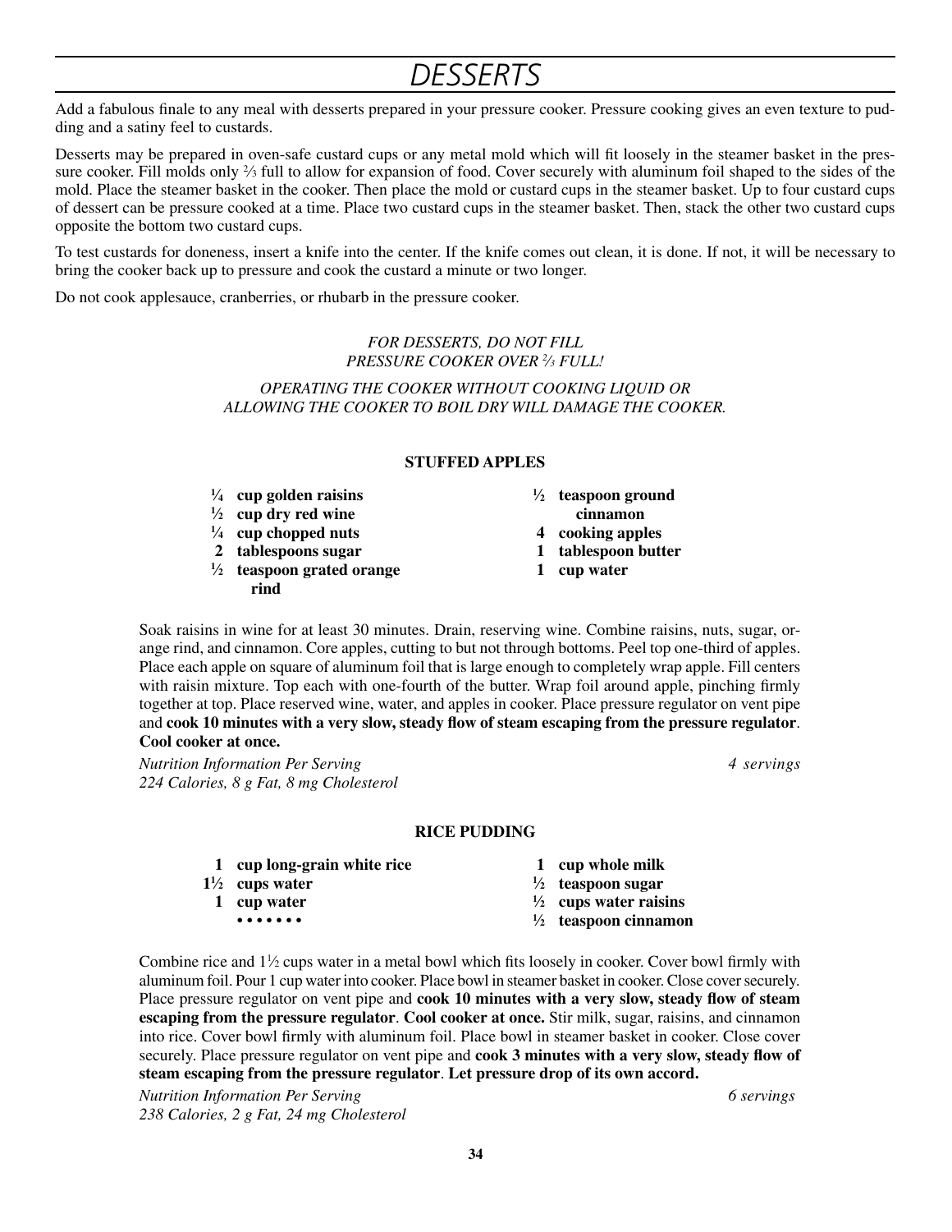# DESSERTS

Add a fabulous finale to any meal with desserts prepared in your pressure cooker. Pressure cooking gives an even texture to pudding and a satiny feel to custards.

Desserts may be prepared in oven-safe custard cups or any metal mold which will fit loosely in the steamer basket in the pressure cooker. Fill molds only ⅔ full to allow for expansion of food. Cover securely with aluminum foil shaped to the sides of the mold. Place the steamer basket in the cooker. Then place the mold or custard cups in the steamer basket. Up to four custard cups of dessert can be pressure cooked at a time. Place two custard cups in the steamer basket. Then, stack the other two custard cups opposite the bottom two custard cups.

To test custards for doneness, insert a knife into the center. If the knife comes out clean, it is done. If not, it will be necessary to bring the cooker back up to pressure and cook the custard a minute or two longer.

Do not cook applesauce, cranberries, or rhubarb in the pressure cooker.

*FOR DESSERTS, DO NOT FILL PRESSURE COOKER OVER ⅔ FULL!*

*OPERATING THE COOKER WITHOUT COOKING LIQUID OR ALLOWING THE COOKER TO BOIL DRY WILL DAMAGE THE COOKER.*

### STUFFED APPLES

- **¼ cup golden raisins**
- **½ cup dry red wine**
- **¼ cup chopped nuts**
- **2 tablespoons sugar**
- **½ teaspoon grated orange rind**
- **½ teaspoon ground cinnamon**
- **4 cooking apples**
- **1 tablespoon butter**
- **1 cup water**

Soak raisins in wine for at least 30 minutes. Drain, reserving wine. Combine raisins, nuts, sugar, orange rind, and cinnamon. Core apples, cutting to but not through bottoms. Peel top one-third of apples. Place each apple on square of aluminum foil that is large enough to completely wrap apple. Fill centers with raisin mixture. Top each with one-fourth of the butter. Wrap foil around apple, pinching firmly together at top. Place reserved wine, water, and apples in cooker. Place pressure regulator on vent pipe and **cook 10 minutes with a very slow, steady flow of steam escaping from the pressure regulator**. **Cool cooker at once.**

*Nutrition Information Per Serving* — *4 servings*
*224 Calories, 8 g Fat, 8 mg Cholesterol*

### RICE PUDDING

- **1 cup long-grain white rice**
- **1½ cups water**
- **1 cup water**
- **• • • • • • •**
- **1 cup whole milk**
- **½ teaspoon sugar**
- **½ cups water raisins**
- **½ teaspoon cinnamon**

Combine rice and 1½ cups water in a metal bowl which fits loosely in cooker. Cover bowl firmly with aluminum foil. Pour 1 cup water into cooker. Place bowl in steamer basket in cooker. Close cover securely. Place pressure regulator on vent pipe and **cook 10 minutes with a very slow, steady flow of steam escaping from the pressure regulator**. **Cool cooker at once.** Stir milk, sugar, raisins, and cinnamon into rice. Cover bowl firmly with aluminum foil. Place bowl in steamer basket in cooker. Close cover securely. Place pressure regulator on vent pipe and **cook 3 minutes with a very slow, steady flow of steam escaping from the pressure regulator**. **Let pressure drop of its own accord.**

*Nutrition Information Per Serving* — *6 servings*
*238 Calories, 2 g Fat, 24 mg Cholesterol*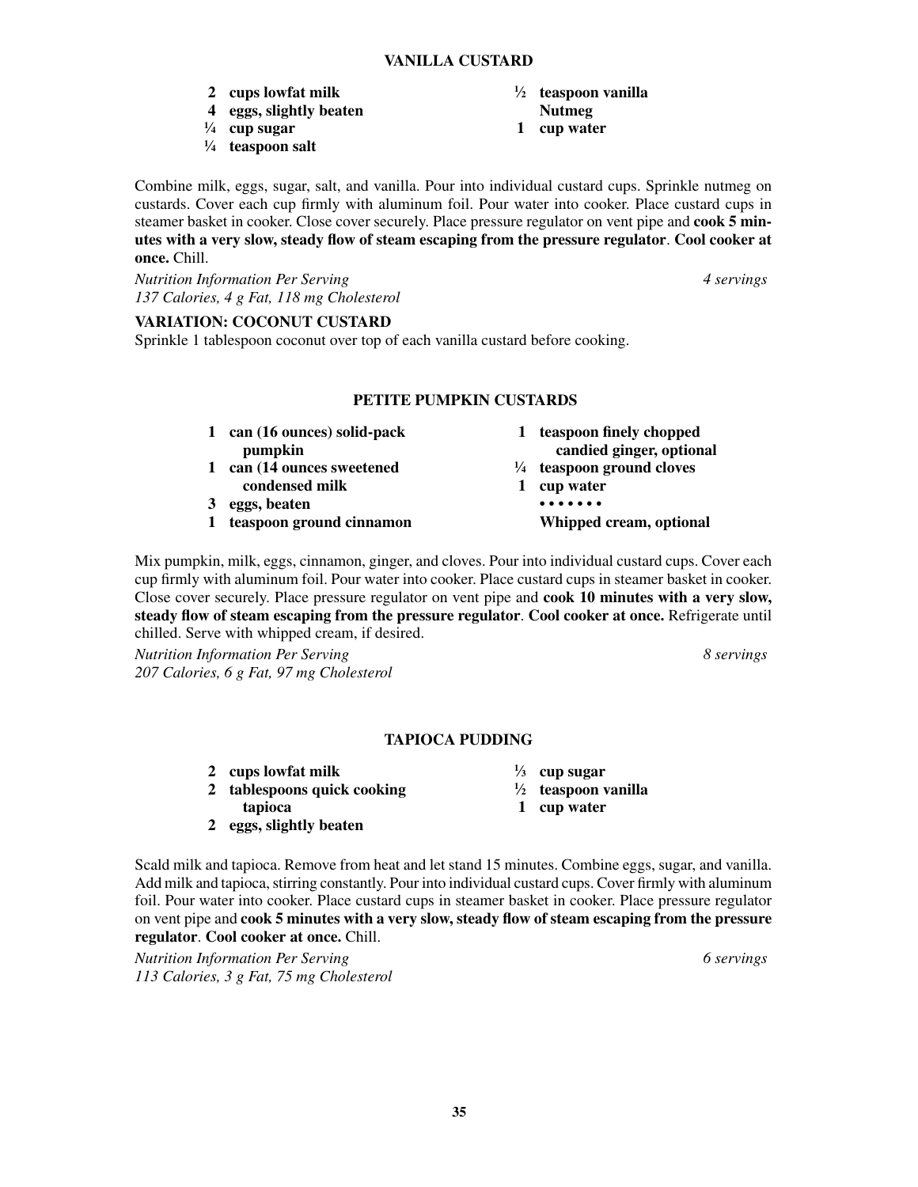## VANILLA CUSTARD

- **2 cups lowfat milk**
- **4 eggs, slightly beaten**
- **¼ cup sugar**
- **¼ teaspoon salt**
- **½ teaspoon vanilla**
- **Nutmeg**
- **1 cup water**

Combine milk, eggs, sugar, salt, and vanilla. Pour into individual custard cups. Sprinkle nutmeg on custards. Cover each cup firmly with aluminum foil. Pour water into cooker. Place custard cups in steamer basket in cooker. Close cover securely. Place pressure regulator on vent pipe and **cook 5 minutes with a very slow, steady flow of steam escaping from the pressure regulator**. **Cool cooker at once.** Chill.

*Nutrition Information Per Serving* — *4 servings*
*137 Calories, 4 g Fat, 118 mg Cholesterol*

**VARIATION: COCONUT CUSTARD**
Sprinkle 1 tablespoon coconut over top of each vanilla custard before cooking.

## PETITE PUMPKIN CUSTARDS

- **1 can (16 ounces) solid-pack pumpkin**
- **1 can (14 ounces sweetened condensed milk**
- **3 eggs, beaten**
- **1 teaspoon ground cinnamon**
- **1 teaspoon finely chopped candied ginger, optional**
- **¼ teaspoon ground cloves**
- **1 cup water**

**• • • • • • •**

**Whipped cream, optional**

Mix pumpkin, milk, eggs, cinnamon, ginger, and cloves. Pour into individual custard cups. Cover each cup firmly with aluminum foil. Pour water into cooker. Place custard cups in steamer basket in cooker. Close cover securely. Place pressure regulator on vent pipe and **cook 10 minutes with a very slow, steady flow of steam escaping from the pressure regulator**. **Cool cooker at once.** Refrigerate until chilled. Serve with whipped cream, if desired.

*Nutrition Information Per Serving* — *8 servings*
*207 Calories, 6 g Fat, 97 mg Cholesterol*

## TAPIOCA PUDDING

- **2 cups lowfat milk**
- **2 tablespoons quick cooking tapioca**
- **2 eggs, slightly beaten**
- **⅓ cup sugar**
- **½ teaspoon vanilla**
- **1 cup water**

Scald milk and tapioca. Remove from heat and let stand 15 minutes. Combine eggs, sugar, and vanilla. Add milk and tapioca, stirring constantly. Pour into individual custard cups. Cover firmly with aluminum foil. Pour water into cooker. Place custard cups in steamer basket in cooker. Place pressure regulator on vent pipe and **cook 5 minutes with a very slow, steady flow of steam escaping from the pressure regulator**. **Cool cooker at once.** Chill.

*Nutrition Information Per Serving* — *6 servings*
*113 Calories, 3 g Fat, 75 mg Cholesterol*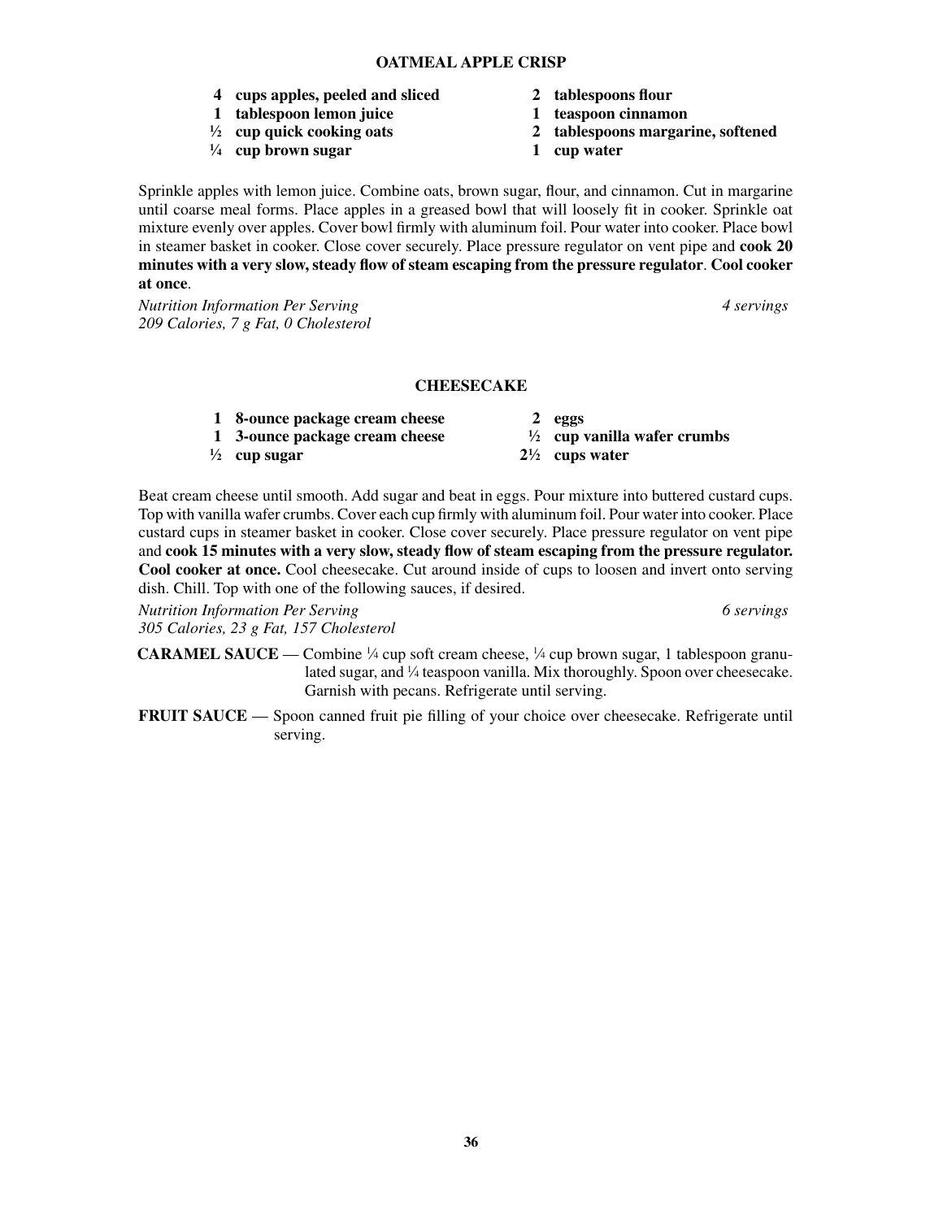## OATMEAL APPLE CRISP

- **4 cups apples, peeled and sliced**
- **1 tablespoon lemon juice**
- **½ cup quick cooking oats**
- **¼ cup brown sugar**
- **2 tablespoons flour**
- **1 teaspoon cinnamon**
- **2 tablespoons margarine, softened**
- **1 cup water**

Sprinkle apples with lemon juice. Combine oats, brown sugar, flour, and cinnamon. Cut in margarine until coarse meal forms. Place apples in a greased bowl that will loosely fit in cooker. Sprinkle oat mixture evenly over apples. Cover bowl firmly with aluminum foil. Pour water into cooker. Place bowl in steamer basket in cooker. Close cover securely. Place pressure regulator on vent pipe and **cook 20 minutes with a very slow, steady flow of steam escaping from the pressure regulator**. **Cool cooker at once**.

*Nutrition Information Per Serving* — *4 servings*
*209 Calories, 7 g Fat, 0 Cholesterol*

## CHEESECAKE

- **1 8-ounce package cream cheese**
- **1 3-ounce package cream cheese**
- **½ cup sugar**
- **2 eggs**
- **½ cup vanilla wafer crumbs**
- **2½ cups water**

Beat cream cheese until smooth. Add sugar and beat in eggs. Pour mixture into buttered custard cups. Top with vanilla wafer crumbs. Cover each cup firmly with aluminum foil. Pour water into cooker. Place custard cups in steamer basket in cooker. Close cover securely. Place pressure regulator on vent pipe and **cook 15 minutes with a very slow, steady flow of steam escaping from the pressure regulator. Cool cooker at once.** Cool cheesecake. Cut around inside of cups to loosen and invert onto serving dish. Chill. Top with one of the following sauces, if desired.

*Nutrition Information Per Serving* — *6 servings*
*305 Calories, 23 g Fat, 157 Cholesterol*

**CARAMEL SAUCE** — Combine ¼ cup soft cream cheese, ¼ cup brown sugar, 1 tablespoon granulated sugar, and ¼ teaspoon vanilla. Mix thoroughly. Spoon over cheesecake. Garnish with pecans. Refrigerate until serving.

**FRUIT SAUCE** — Spoon canned fruit pie filling of your choice over cheesecake. Refrigerate until serving.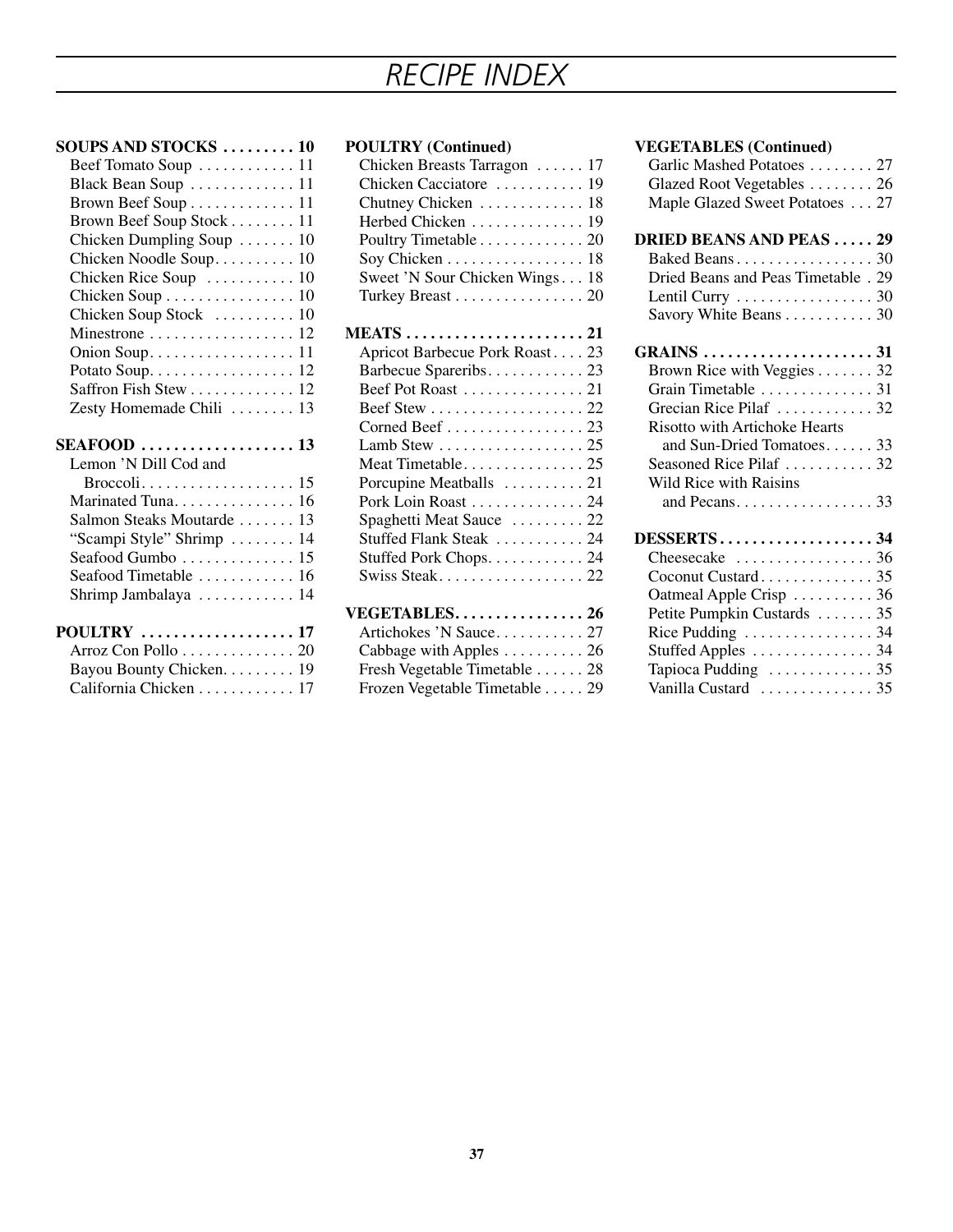# RECIPE INDEX

**SOUPS AND STOCKS . . . . . . . . . 10**

- Beef Tomato Soup . . . . . . . . . . . . 11
- Black Bean Soup . . . . . . . . . . . . . 11
- Brown Beef Soup . . . . . . . . . . . . . 11
- Brown Beef Soup Stock . . . . . . . . 11
- Chicken Dumpling Soup . . . . . . . 10
- Chicken Noodle Soup . . . . . . . . . . 10
- Chicken Rice Soup . . . . . . . . . . . 10
- Chicken Soup . . . . . . . . . . . . . . . . 10
- Chicken Soup Stock . . . . . . . . . . 10
- Minestrone . . . . . . . . . . . . . . . . . . 12
- Onion Soup . . . . . . . . . . . . . . . . . . 11
- Potato Soup . . . . . . . . . . . . . . . . . . 12
- Saffron Fish Stew . . . . . . . . . . . . . 12
- Zesty Homemade Chili . . . . . . . . 13

**SEAFOOD . . . . . . . . . . . . . . . . . . . 13**

- Lemon 'N Dill Cod and Broccoli . . . . . . . . . . . . . . . . . . . 15
- Marinated Tuna . . . . . . . . . . . . . . . 16
- Salmon Steaks Moutarde . . . . . . . 13
- "Scampi Style" Shrimp . . . . . . . . 14
- Seafood Gumbo . . . . . . . . . . . . . . 15
- Seafood Timetable . . . . . . . . . . . . 16
- Shrimp Jambalaya . . . . . . . . . . . . 14

**POULTRY . . . . . . . . . . . . . . . . . . . 17**

- Arroz Con Pollo . . . . . . . . . . . . . . 20
- Bayou Bounty Chicken . . . . . . . . . 19
- California Chicken . . . . . . . . . . . . 17
- Chicken Breasts Tarragon . . . . . . 17
- Chicken Cacciatore . . . . . . . . . . . 19
- Chutney Chicken . . . . . . . . . . . . . 18
- Herbed Chicken . . . . . . . . . . . . . . 19
- Poultry Timetable . . . . . . . . . . . . . 20
- Soy Chicken . . . . . . . . . . . . . . . . . 18
- Sweet 'N Sour Chicken Wings . . . 18
- Turkey Breast . . . . . . . . . . . . . . . . 20

**MEATS . . . . . . . . . . . . . . . . . . . . . . 21**

- Apricot Barbecue Pork Roast . . . . 23
- Barbecue Spareribs . . . . . . . . . . . . 23
- Beef Pot Roast . . . . . . . . . . . . . . . 21
- Beef Stew . . . . . . . . . . . . . . . . . . . 22
- Corned Beef . . . . . . . . . . . . . . . . . 23
- Lamb Stew . . . . . . . . . . . . . . . . . . 25
- Meat Timetable . . . . . . . . . . . . . . . 25
- Porcupine Meatballs . . . . . . . . . . 21
- Pork Loin Roast . . . . . . . . . . . . . . 24
- Spaghetti Meat Sauce . . . . . . . . . 22
- Stuffed Flank Steak . . . . . . . . . . . 24
- Stuffed Pork Chops . . . . . . . . . . . . 24
- Swiss Steak . . . . . . . . . . . . . . . . . . 22

**VEGETABLES . . . . . . . . . . . . . . . . 26**

- Artichokes 'N Sauce . . . . . . . . . . . 27
- Cabbage with Apples . . . . . . . . . . 26
- Fresh Vegetable Timetable . . . . . . 28
- Frozen Vegetable Timetable . . . . . 29
- Garlic Mashed Potatoes . . . . . . . . 27
- Glazed Root Vegetables . . . . . . . . 26
- Maple Glazed Sweet Potatoes . . . 27

**DRIED BEANS AND PEAS . . . . . 29**

- Baked Beans . . . . . . . . . . . . . . . . . 30
- Dried Beans and Peas Timetable . 29
- Lentil Curry . . . . . . . . . . . . . . . . . 30
- Savory White Beans . . . . . . . . . . . 30

**GRAINS . . . . . . . . . . . . . . . . . . . . . 31**

- Brown Rice with Veggies . . . . . . . 32
- Grain Timetable . . . . . . . . . . . . . . 31
- Grecian Rice Pilaf . . . . . . . . . . . . 32
- Risotto with Artichoke Hearts and Sun-Dried Tomatoes . . . . . . 33
- Seasoned Rice Pilaf . . . . . . . . . . . 32
- Wild Rice with Raisins and Pecans . . . . . . . . . . . . . . . . . 33

**DESSERTS . . . . . . . . . . . . . . . . . . . 34**

- Cheesecake . . . . . . . . . . . . . . . . . 36
- Coconut Custard . . . . . . . . . . . . . . 35
- Oatmeal Apple Crisp . . . . . . . . . . 36
- Petite Pumpkin Custards . . . . . . . 35
- Rice Pudding . . . . . . . . . . . . . . . . 34
- Stuffed Apples . . . . . . . . . . . . . . . 34
- Tapioca Pudding . . . . . . . . . . . . . 35
- Vanilla Custard . . . . . . . . . . . . . . 35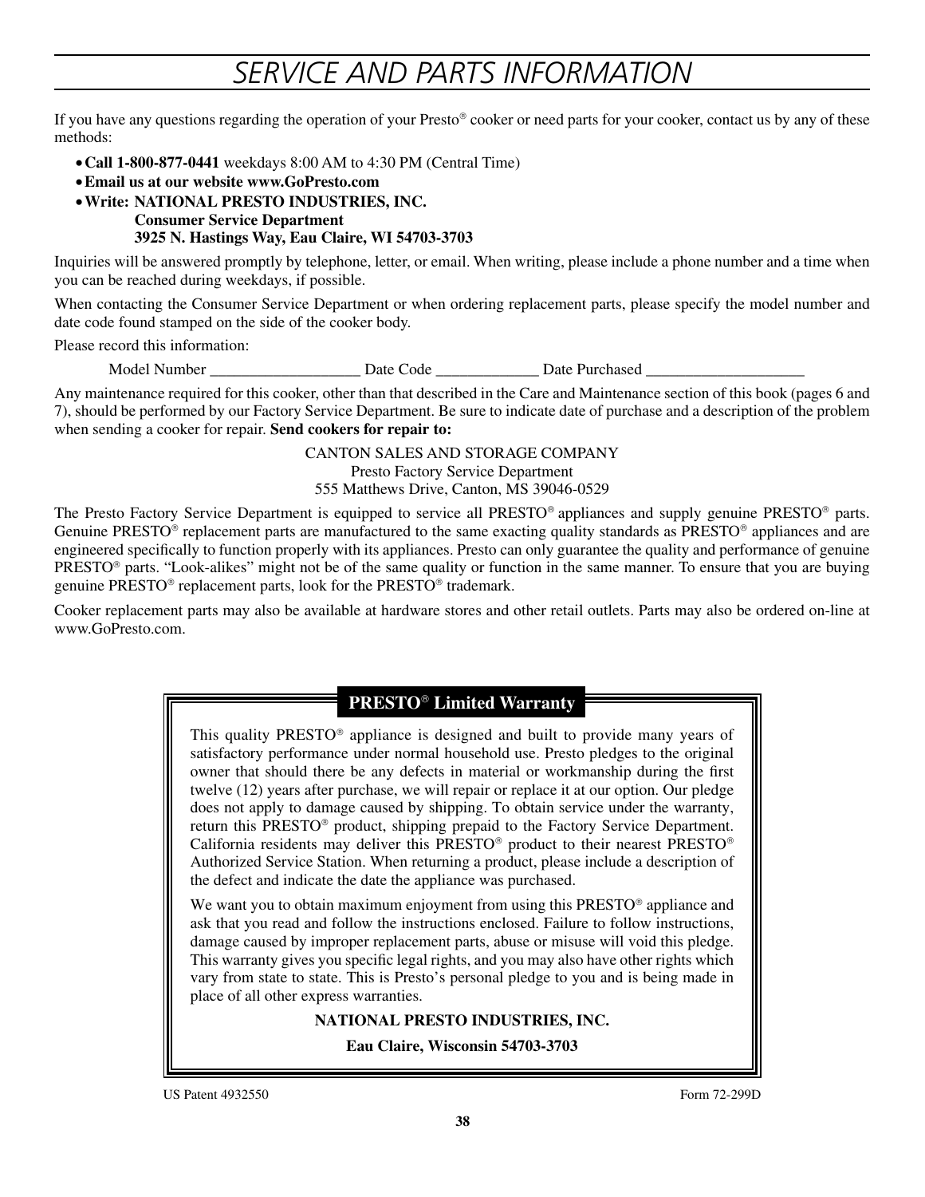# SERVICE AND PARTS INFORMATION

If you have any questions regarding the operation of your Presto® cooker or need parts for your cooker, contact us by any of these methods:

- **Call 1-800-877-0441** weekdays 8:00 AM to 4:30 PM (Central Time)
- **Email us at our website www.GoPresto.com**
- **Write: NATIONAL PRESTO INDUSTRIES, INC.**
  **Consumer Service Department**
  **3925 N. Hastings Way, Eau Claire, WI 54703-3703**

Inquiries will be answered promptly by telephone, letter, or email. When writing, please include a phone number and a time when you can be reached during weekdays, if possible.

When contacting the Consumer Service Department or when ordering replacement parts, please specify the model number and date code found stamped on the side of the cooker body.

Please record this information:

Model Number ___________________ Date Code _____________ Date Purchased ____________________

Any maintenance required for this cooker, other than that described in the Care and Maintenance section of this book (pages 6 and 7), should be performed by our Factory Service Department. Be sure to indicate date of purchase and a description of the problem when sending a cooker for repair. **Send cookers for repair to:**

CANTON SALES AND STORAGE COMPANY
Presto Factory Service Department
555 Matthews Drive, Canton, MS 39046-0529

The Presto Factory Service Department is equipped to service all PRESTO® appliances and supply genuine PRESTO® parts. Genuine PRESTO® replacement parts are manufactured to the same exacting quality standards as PRESTO® appliances and are engineered specifically to function properly with its appliances. Presto can only guarantee the quality and performance of genuine PRESTO® parts. “Look-alikes” might not be of the same quality or function in the same manner. To ensure that you are buying genuine PRESTO® replacement parts, look for the PRESTO® trademark.

Cooker replacement parts may also be available at hardware stores and other retail outlets. Parts may also be ordered on-line at www.GoPresto.com.

## PRESTO® Limited Warranty

This quality PRESTO® appliance is designed and built to provide many years of satisfactory performance under normal household use. Presto pledges to the original owner that should there be any defects in material or workmanship during the first twelve (12) years after purchase, we will repair or replace it at our option. Our pledge does not apply to damage caused by shipping. To obtain service under the warranty, return this PRESTO® product, shipping prepaid to the Factory Service Department. California residents may deliver this PRESTO® product to their nearest PRESTO® Authorized Service Station. When returning a product, please include a description of the defect and indicate the date the appliance was purchased.

We want you to obtain maximum enjoyment from using this PRESTO® appliance and ask that you read and follow the instructions enclosed. Failure to follow instructions, damage caused by improper replacement parts, abuse or misuse will void this pledge. This warranty gives you specific legal rights, and you may also have other rights which vary from state to state. This is Presto’s personal pledge to you and is being made in place of all other express warranties.

**NATIONAL PRESTO INDUSTRIES, INC.**

**Eau Claire, Wisconsin 54703-3703**

US Patent 4932550

Form 72-299D